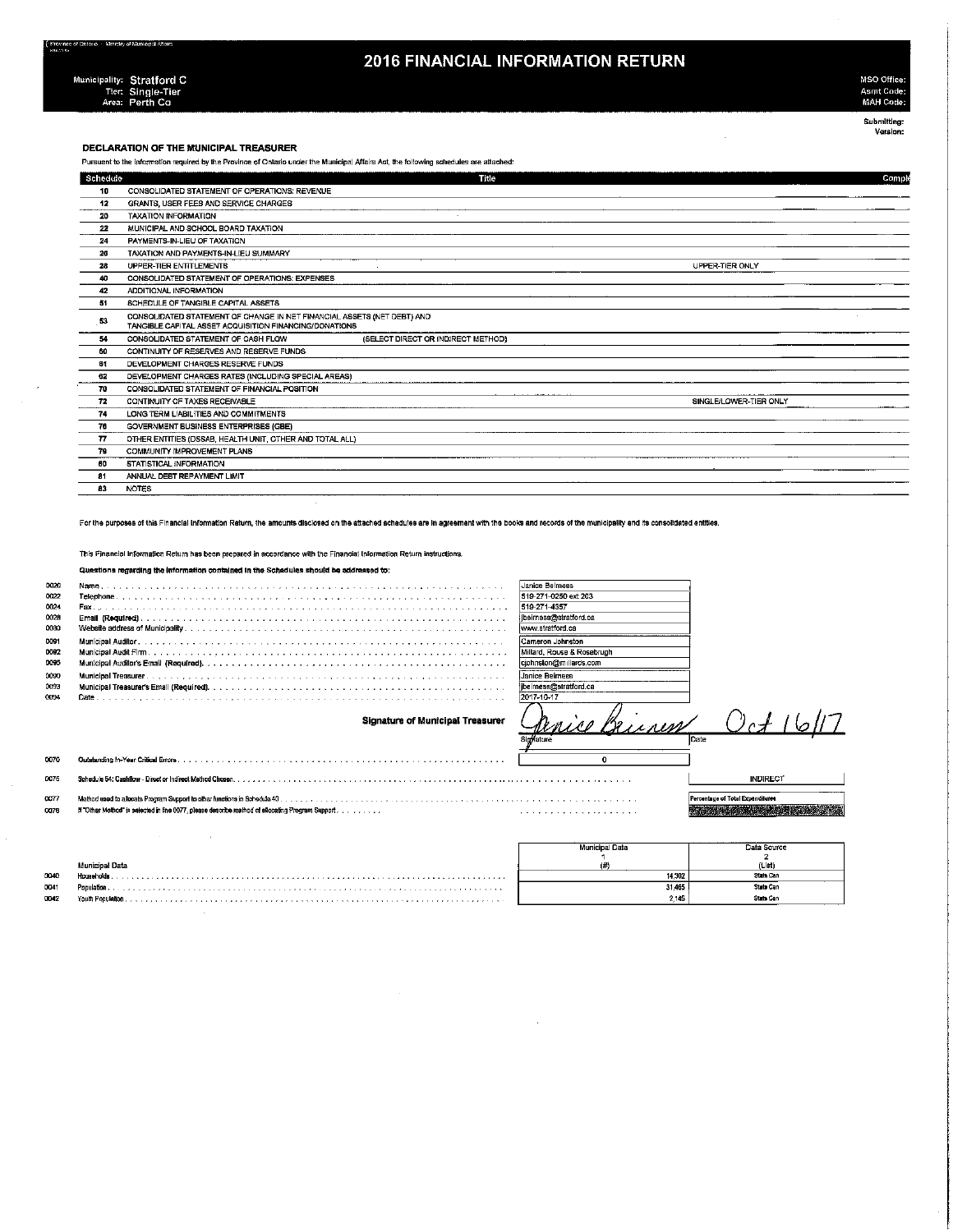Province of Ontario - Ministry of Municipal Affairs

# 2016 FINANCIAL INFORMATION RETURN

Municipality: **Stratford C**
Tier: **Single-Tier**
Area: **Perth Co**

MSO Office:
Asmt Code:
MAH Code:

Submitting:
Version:

## DECLARATION OF THE MUNICIPAL TREASURER

Pursuant to the information required by the Province of Ontario under the Municipal Affairs Act, the following schedules are attached:

| Schedule | Title | | Compl |
|---|---|---|---|
| 10 | CONSOLIDATED STATEMENT OF OPERATIONS: REVENUE | | |
| 12 | GRANTS, USER FEES AND SERVICE CHARGES | | |
| 20 | TAXATION INFORMATION | | |
| 22 | MUNICIPAL AND SCHOOL BOARD TAXATION | | |
| 24 | PAYMENTS-IN-LIEU OF TAXATION | | |
| 26 | TAXATION AND PAYMENTS-IN-LIEU SUMMARY | | |
| 28 | UPPER-TIER ENTITLEMENTS | UPPER-TIER ONLY | |
| 40 | CONSOLIDATED STATEMENT OF OPERATIONS: EXPENSES | | |
| 42 | ADDITIONAL INFORMATION | | |
| 51 | SCHEDULE OF TANGIBLE CAPITAL ASSETS | | |
| 53 | CONSOLIDATED STATEMENT OF CHANGE IN NET FINANCIAL ASSETS (NET DEBT) AND TANGIBLE CAPITAL ASSET ACQUISITION FINANCING/DONATIONS | | |
| 54 | CONSOLIDATED STATEMENT OF CASH FLOW (SELECT DIRECT OR INDIRECT METHOD) | | |
| 60 | CONTINUITY OF RESERVES AND RESERVE FUNDS | | |
| 61 | DEVELOPMENT CHARGES RESERVE FUNDS | | |
| 62 | DEVELOPMENT CHARGES RATES (INCLUDING SPECIAL AREAS) | | |
| 70 | CONSOLIDATED STATEMENT OF FINANCIAL POSITION | | |
| 72 | CONTINUITY OF TAXES RECEIVABLE | SINGLE/LOWER-TIER ONLY | |
| 74 | LONG TERM LIABILITIES AND COMMITMENTS | | |
| 76 | GOVERNMENT BUSINESS ENTERPRISES (GBE) | | |
| 77 | OTHER ENTITIES (DSSAB, HEALTH UNIT, OTHER AND TOTAL ALL) | | |
| 79 | COMMUNITY IMPROVEMENT PLANS | | |
| 80 | STATISTICAL INFORMATION | | |
| 81 | ANNUAL DEBT REPAYMENT LIMIT | | |
| 83 | NOTES | | |

For the purposes of this Financial Information Return, the amounts disclosed on the attached schedules are in agreement with the books and records of the municipality and its consolidated entities.

This Financial Information Return has been prepared in accordance with the Financial Information Return instructions.

**Questions regarding the information contained in the Schedules should be addressed to:**

| Line | Item | Value |
|---|---|---|
| 0020 | Name | Janice Beirnes |
| 0022 | Telephone | 519-271-0250 ext 203 |
| 0024 | Fax | 519-271-4357 |
| 0026 | Email (Required) | jbeirnes@stratford.ca |
| 0030 | Website address of Municipality | www.stratford.ca |
| 0091 | Municipal Auditor | Cameron Johnston |
| 0092 | Municipal Audit Firm | Millard, Rouse & Rosebrugh |
| 0095 | Municipal Auditor's Email (Required) | cjohnston@millards.com |
| 0090 | Municipal Treasurer | Janice Beirnes |
| 0093 | Municipal Treasurer's Email (Required) | jbeirnes@stratford.ca |
| 0094 | Date | 2017-10-17 |

**Signature of Municipal Treasurer** Janice Beirnes (Signature) Oct 16/17 (Date)

| Line | Item | Value |
|---|---|---|
| 0070 | Outstanding In-Year Critical Errors | 0 |
| 0075 | Schedule 54: Cashflow - Direct or Indirect Method Chosen | INDIRECT |
| 0077 | Method used to allocate Program Support to other functions in Schedule 40 | Percentage of Total Expenditures |
| 0078 | If "Other Method" is selected in line 0077, please describe method of allocating Program Support | |

| | Municipal Data | Municipal Data 1 (#) | Data Source 2 (List) |
|---|---|---|---|
| 0040 | Households | 14,302 | Stats Can |
| 0041 | Population | 31,465 | Stats Can |
| 0042 | Youth Population | 2,145 | Stats Can |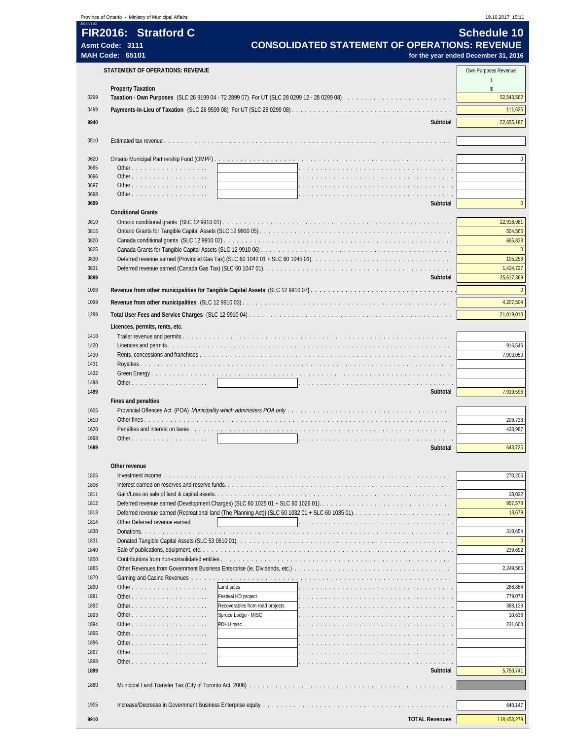Province of Ontario - Ministry of Municipal Affairs 19.10.2017 15:11

2016-V1.03

# FIR2016: Stratford C

**Asmt Code: 3111**
**MAH Code: 65101**

## Schedule 10
## CONSOLIDATED STATEMENT OF OPERATIONS: REVENUE
**for the year ended December 31, 2016**

| | | | Own Purposes Revenue |
|---|---|---|---|
| | **STATEMENT OF OPERATIONS: REVENUE** | | 1 |
| | **Property Taxation** | | $ |
| 0299 | **Taxation - Own Purposes** (SLC 26 9199 04 - 72 2899 07) For UT (SLC 28 0299 12 - 28 0299 08) | | 52,543,562 |
| 0499 | **Payments-In-Lieu of Taxation** (SLC 26 9599 08) For UT (SLC 28 0299 08) | | 111,625 |
| 9940 | | **Subtotal** | 52,655,187 |
| 0510 | Estimated tax revenue | | |
| 0620 | Ontario Municipal Partnership Fund (OMPF) | | 0 |
| 0695 | Other | | |
| 0696 | Other | | |
| 0697 | Other | | |
| 0698 | Other | | |
| 0699 | | **Subtotal** | 0 |
| | **Conditional Grants** | | |
| 0810 | Ontario conditional grants (SLC 12 9910 01) | | 22,916,981 |
| 0815 | Ontario Grants for Tangible Capital Assets (SLC 12 9910 05) | | 504,565 |
| 0820 | Canada conditional grants (SLC 12 9910 02) | | 665,838 |
| 0825 | Canada Grants for Tangible Capital Assets (SLC 12 9910 06) | | 0 |
| 0830 | Deferred revenue earned (Provincial Gas Tax) (SLC 60 1042 01 + SLC 60 1045 01) | | 105,258 |
| 0831 | Deferred revenue earned (Canada Gas Tax) (SLC 60 1047 01) | | 1,424,727 |
| 0899 | | **Subtotal** | 25,617,369 |
| 1098 | **Revenue from other municipalities for Tangible Capital Assets** (SLC 12 9910 07) | | 0 |
| 1099 | **Revenue from other municipalities** (SLC 12 9910 03) | | 4,207,504 |
| 1299 | **Total User Fees and Service Charges** (SLC 12 9910 04) | | 21,019,010 |
| | **Licences, permits, rents, etc.** | | |
| 1410 | Trailer revenue and permits | | |
| 1420 | Licences and permits | | 916,546 |
| 1430 | Rents, concessions and franchises | | 7,003,050 |
| 1431 | Royalties | | |
| 1432 | Green Energy | | |
| 1498 | Other | | |
| 1499 | | **Subtotal** | 7,919,596 |
| | **Fines and penalties** | | |
| 1605 | Provincial Offences Act (POA) *Municipality which administers POA only* | | |
| 1610 | Other fines | | 209,738 |
| 1620 | Penalties and interest on taxes | | 433,987 |
| 1698 | Other | | |
| 1699 | | **Subtotal** | 643,725 |
| | **Other revenue** | | |
| 1805 | Investment income | | 270,205 |
| 1806 | Interest earned on reserves and reserve funds | | |
| 1811 | Gain/Loss on sale of land & capital assets | | 33,032 |
| 1812 | Deferred revenue earned (Development Charges) (SLC 60 1025 01 + SLC 60 1026 01) | | 957,578 |
| 1813 | Deferred revenue earned (Recreational land (The Planning Act)) (SLC 60 1032 01 + SLC 60 1035 01) | | 13,679 |
| 1814 | Other Deferred revenue earned | | |
| 1830 | Donations | | 310,654 |
| 1831 | Donated Tangible Capital Assets (SLC 53 0610 01) | | 0 |
| 1840 | Sale of publications, equipment, etc. | | 239,692 |
| 1850 | Contributions from non-consolidated entities | | |
| 1865 | Other Revenues from Government Business Enterprise (ie. Dividends, etc.) | | 2,249,565 |
| 1870 | Gaming and Casino Revenues | | |
| 1890 | Other | Land sales | 266,884 |
| 1891 | Other | Festival HD project | 779,078 |
| 1892 | Other | Recoverables from road projects | 388,138 |
| 1893 | Other | Spruce Lodge - MISC | 10,636 |
| 1894 | Other | PDHU misc | 231,600 |
| 1895 | Other | | |
| 1896 | Other | | |
| 1897 | Other | | |
| 1898 | Other | | |
| 1899 | | **Subtotal** | 5,750,741 |
| 1880 | Municipal Land Transfer Tax (City of Toronto Act, 2006) | | |
| 1905 | Increase/Decrease in Government Business Enterprise equity | | 640,147 |
| 9910 | | **TOTAL Revenues** | 118,453,279 |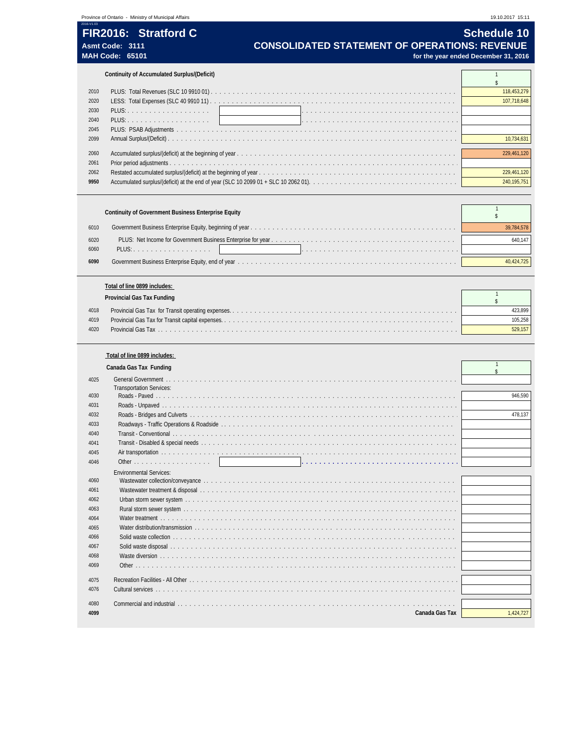# FIR2016: Stratford C

**Asmt Code: 3111**
**MAH Code: 65101**

## Schedule 10
## CONSOLIDATED STATEMENT OF OPERATIONS: REVENUE

**for the year ended December 31, 2016**

### Continuity of Accumulated Surplus/(Deficit)

| | | 1 $ |
|---|---|---|
| 2010 | PLUS: Total Revenues (SLC 10 9910 01) | 118,453,279 |
| 2020 | LESS: Total Expenses (SLC 40 9910 11) | 107,718,648 |
| 2030 | PLUS: | |
| 2040 | PLUS: | |
| 2045 | PLUS: PSAB Adjustments | |
| 2099 | Annual Surplus/(Deficit) | 10,734,631 |
| 2060 | Accumulated surplus/(deficit) at the beginning of year | 229,461,120 |
| 2061 | Prior period adjustments | |
| 2062 | Restated accumulated surplus/(deficit) at the beginning of year | 229,461,120 |
| **9950** | Accumulated surplus/(deficit) at the end of year (SLC 10 2099 01 + SLC 10 2062 01). | 240,195,751 |

### Continuity of Government Business Enterprise Equity

| | | 1 $ |
|---|---|---|
| 6010 | Government Business Enterprise Equity, beginning of year | 39,784,578 |
| 6020 | PLUS: Net Income for Government Business Enterprise for year | 640,147 |
| 6060 | PLUS: | |
| **6090** | Government Business Enterprise Equity, end of year | 40,424,725 |

**Total of line 0899 includes:**

### Provincial Gas Tax Funding

| | | 1 $ |
|---|---|---|
| 4018 | Provincial Gas Tax for Transit operating expenses. | 423,899 |
| 4019 | Provincial Gas Tax for Transit capital expenses. | 105,258 |
| 4020 | Provincial Gas Tax | 529,157 |

**Total of line 0899 includes:**

### Canada Gas Tax Funding

| | | 1 $ |
|---|---|---|
| 4025 | General Government | |
| | Transportation Services: | |
| 4030 | Roads - Paved | 946,590 |
| 4031 | Roads - Unpaved | |
| 4032 | Roads - Bridges and Culverts | 478,137 |
| 4033 | Roadways - Traffic Operations & Roadside | |
| 4040 | Transit - Conventional | |
| 4041 | Transit - Disabled & special needs | |
| 4045 | Air transportation | |
| 4046 | Other | |
| | Environmental Services: | |
| 4060 | Wastewater collection/conveyance | |
| 4061 | Wastewater treatment & disposal | |
| 4062 | Urban storm sewer system | |
| 4063 | Rural storm sewer system | |
| 4064 | Water treatment | |
| 4065 | Water distribution/transmission | |
| 4066 | Solid waste collection | |
| 4067 | Solid waste disposal | |
| 4068 | Waste diversion | |
| 4069 | Other | |
| 4075 | Recreation Facilities - All Other | |
| 4076 | Cultural services | |
| 4080 | Commercial and industrial | |
| **4099** | **Canada Gas Tax** | 1,424,727 |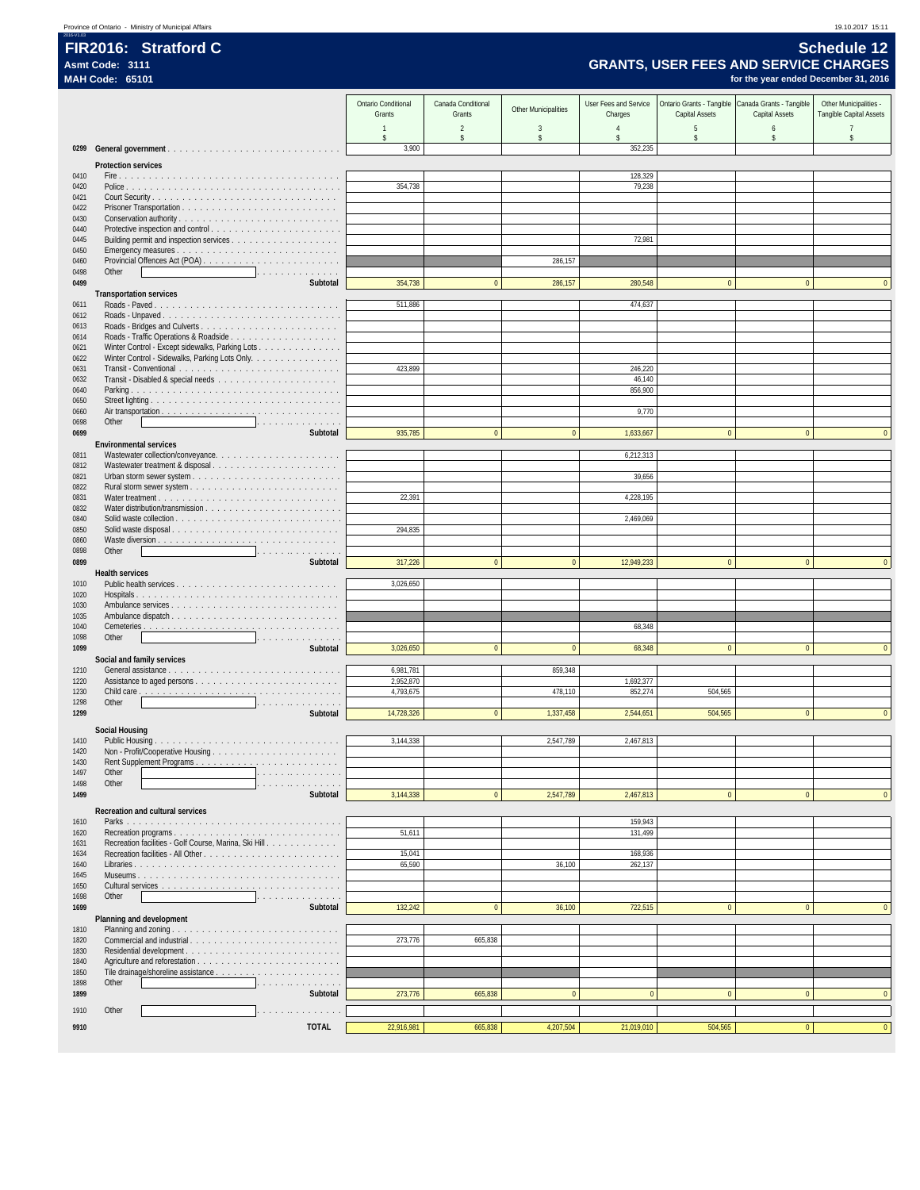Province of Ontario - Ministry of Municipal Affairs

# FIR2016: Stratford C

**Asmt Code: 3111**

**MAH Code: 65101**

## Schedule 12

## GRANTS, USER FEES AND SERVICE CHARGES

**for the year ended December 31, 2016**

| | | Ontario Conditional Grants | Canada Conditional Grants | Other Municipalities | User Fees and Service Charges | Ontario Grants - Tangible Capital Assets | Canada Grants - Tangible Capital Assets | Other Municipalities - Tangible Capital Assets |
|---|---|---|---|---|---|---|---|---|
| | | 1 | 2 | 3 | 4 | 5 | 6 | 7 |
| | | $ | $ | $ | $ | $ | $ | $ |
| 0299 | **General government** | 3,900 | | | 352,235 | | | |
| | **Protection services** | | | | | | | |
| 0410 | Fire | | | | 128,329 | | | |
| 0420 | Police | 354,738 | | | 79,238 | | | |
| 0421 | Court Security | | | | | | | |
| 0422 | Prisoner Transportation | | | | | | | |
| 0430 | Conservation authority | | | | | | | |
| 0440 | Protective inspection and control | | | | | | | |
| 0445 | Building permit and inspection services | | | | 72,981 | | | |
| 0450 | Emergency measures | | | | | | | |
| 0460 | Provincial Offences Act (POA) | | | 286,157 | | | | |
| 0498 | Other | | | | | | | |
| 0499 | **Subtotal** | 354,738 | 0 | 286,157 | 280,548 | 0 | 0 | 0 |
| | **Transportation services** | | | | | | | |
| 0611 | Roads - Paved | 511,886 | | | 474,637 | | | |
| 0612 | Roads - Unpaved | | | | | | | |
| 0613 | Roads - Bridges and Culverts | | | | | | | |
| 0614 | Roads - Traffic Operations & Roadside | | | | | | | |
| 0621 | Winter Control - Except sidewalks, Parking Lots | | | | | | | |
| 0622 | Winter Control - Sidewalks, Parking Lots Only | | | | | | | |
| 0631 | Transit - Conventional | 423,899 | | | 246,220 | | | |
| 0632 | Transit - Disabled & special needs | | | | 46,140 | | | |
| 0640 | Parking | | | | 856,900 | | | |
| 0650 | Street lighting | | | | | | | |
| 0660 | Air transportation | | | | 9,770 | | | |
| 0698 | Other | | | | | | | |
| 0699 | **Subtotal** | 935,785 | 0 | 0 | 1,633,667 | 0 | 0 | 0 |
| | **Environmental services** | | | | | | | |
| 0811 | Wastewater collection/conveyance | | | | 6,212,313 | | | |
| 0812 | Wastewater treatment & disposal | | | | | | | |
| 0821 | Urban storm sewer system | | | | 39,656 | | | |
| 0822 | Rural storm sewer system | | | | | | | |
| 0831 | Water treatment | 22,391 | | | 4,228,195 | | | |
| 0832 | Water distribution/transmission | | | | | | | |
| 0840 | Solid waste collection | | | | 2,469,069 | | | |
| 0850 | Solid waste disposal | 294,835 | | | | | | |
| 0860 | Waste diversion | | | | | | | |
| 0898 | Other | | | | | | | |
| 0899 | **Subtotal** | 317,226 | 0 | 0 | 12,949,233 | 0 | 0 | 0 |
| | **Health services** | | | | | | | |
| 1010 | Public health services | 3,026,650 | | | | | | |
| 1020 | Hospitals | | | | | | | |
| 1030 | Ambulance services | | | | | | | |
| 1035 | Ambulance dispatch | | | | | | | |
| 1040 | Cemeteries | | | | 68,348 | | | |
| 1098 | Other | | | | | | | |
| 1099 | **Subtotal** | 3,026,650 | 0 | 0 | 68,348 | 0 | 0 | 0 |
| | **Social and family services** | | | | | | | |
| 1210 | General assistance | 6,981,781 | | 859,348 | | | | |
| 1220 | Assistance to aged persons | 2,952,870 | | | 1,692,377 | | | |
| 1230 | Child care | 4,793,675 | | 478,110 | 852,274 | 504,565 | | |
| 1298 | Other | | | | | | | |
| 1299 | **Subtotal** | 14,728,326 | 0 | 1,337,458 | 2,544,651 | 504,565 | 0 | 0 |
| | **Social Housing** | | | | | | | |
| 1410 | Public Housing | 3,144,338 | | 2,547,789 | 2,467,813 | | | |
| 1420 | Non - Profit/Cooperative Housing | | | | | | | |
| 1430 | Rent Supplement Programs | | | | | | | |
| 1497 | Other | | | | | | | |
| 1498 | Other | | | | | | | |
| 1499 | **Subtotal** | 3,144,338 | 0 | 2,547,789 | 2,467,813 | 0 | 0 | 0 |
| | **Recreation and cultural services** | | | | | | | |
| 1610 | Parks | | | | 159,943 | | | |
| 1620 | Recreation programs | 51,611 | | | 131,499 | | | |
| 1631 | Recreation facilities - Golf Course, Marina, Ski Hill | | | | | | | |
| 1634 | Recreation facilities - All Other | 15,041 | | | 168,936 | | | |
| 1640 | Libraries | 65,590 | | 36,100 | 262,137 | | | |
| 1645 | Museums | | | | | | | |
| 1650 | Cultural services | | | | | | | |
| 1698 | Other | | | | | | | |
| 1699 | **Subtotal** | 132,242 | 0 | 36,100 | 722,515 | 0 | 0 | 0 |
| | **Planning and development** | | | | | | | |
| 1810 | Planning and zoning | | | | | | | |
| 1820 | Commercial and industrial | 273,776 | 665,838 | | | | | |
| 1830 | Residential development | | | | | | | |
| 1840 | Agriculture and reforestation | | | | | | | |
| 1850 | Tile drainage/shoreline assistance | | | | | | | |
| 1898 | Other | | | | | | | |
| 1899 | **Subtotal** | 273,776 | 665,838 | 0 | 0 | 0 | 0 | 0 |
| 1910 | Other | | | | | | | |
| 9910 | **TOTAL** | 22,916,981 | 665,838 | 4,207,504 | 21,019,010 | 504,565 | 0 | 0 |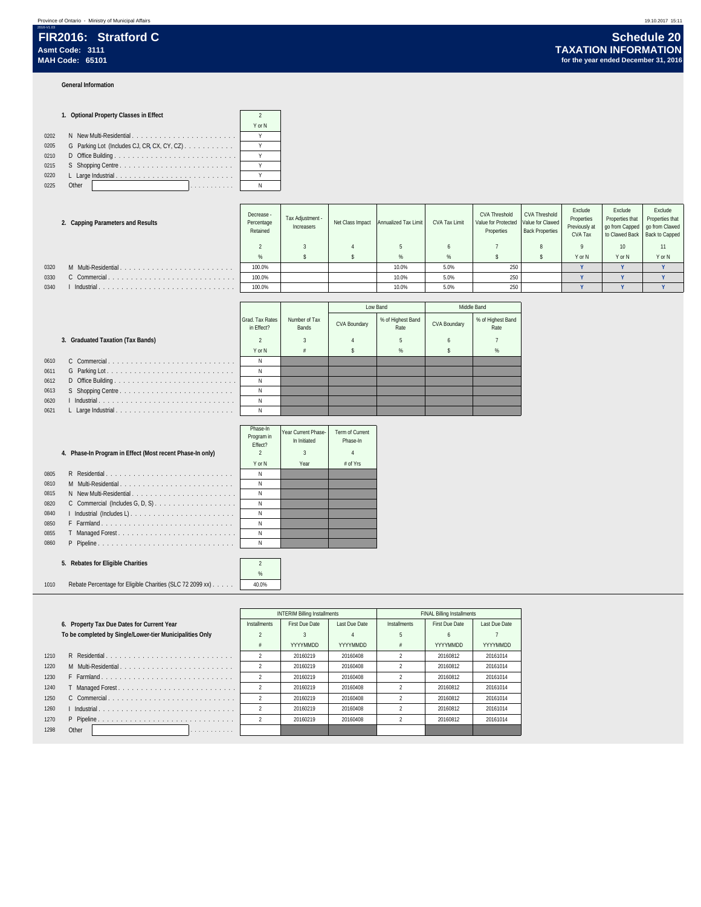# FIR2016: Stratford C

**Asmt Code: 3111**
**MAH Code: 65101**

## Schedule 20
## TAXATION INFORMATION
**for the year ended December 31, 2016**

### General Information

| | 1. Optional Property Classes in Effect | 2 |
|---|---|---|
| | | Y or N |
| 0202 | N New Multi-Residential | Y |
| 0205 | G Parking Lot (Includes CJ, CR, CX, CY, CZ) | Y |
| 0210 | D Office Building | Y |
| 0215 | S Shopping Centre | Y |
| 0220 | L Large Industrial | Y |
| 0225 | Other | N |

| | 2. Capping Parameters and Results | Decrease - Percentage Retained | Tax Adjustment - Increasers | Net Class Impact | Annualized Tax Limit | CVA Tax Limit | CVA Threshold Value for Protected Properties | CVA Threshold Value for Clawed Back Properties | Exclude Properties Previously at CVA Tax | Exclude Properties that go from Capped to Clawed Back | Exclude Properties that go from Clawed Back to Capped |
|---|---|---|---|---|---|---|---|---|---|---|---|
| | | 2 | 3 | 4 | 5 | 6 | 7 | 8 | 9 | 10 | 11 |
| | | % | $ | $ | % | % | $ | $ | Y or N | Y or N | Y or N |
| 0320 | M Multi-Residential | 100.0% | | | 10.0% | 5.0% | 250 | | Y | Y | Y |
| 0330 | C Commercial | 100.0% | | | 10.0% | 5.0% | 250 | | Y | Y | Y |
| 0340 | I Industrial | 100.0% | | | 10.0% | 5.0% | 250 | | Y | Y | Y |

| | 3. Graduated Taxation (Tax Bands) | Grad. Tax Rates in Effect? | Number of Tax Bands | Low Band | | Middle Band | |
|---|---|---|---|---|---|---|---|
| | | | | CVA Boundary | % of Highest Band Rate | CVA Boundary | % of Highest Band Rate |
| | | 2 | 3 | 4 | 5 | 6 | 7 |
| | | Y or N | # | $ | % | $ | % |
| 0610 | C Commercial | N | | | | | |
| 0611 | G Parking Lot | N | | | | | |
| 0612 | D Office Building | N | | | | | |
| 0613 | S Shopping Centre | N | | | | | |
| 0620 | I Industrial | N | | | | | |
| 0621 | L Large Industrial | N | | | | | |

| | 4. Phase-In Program in Effect (Most recent Phase-In only) | Phase-In Program in Effect? | Year Current Phase-In Initiated | Term of Current Phase-In |
|---|---|---|---|---|
| | | 2 | 3 | 4 |
| | | Y or N | Year | # of Yrs |
| 0805 | R Residential | N | | |
| 0810 | M Multi-Residential | N | | |
| 0815 | N New Multi-Residential | N | | |
| 0820 | C Commercial (Includes G, D, S) | N | | |
| 0840 | I Industrial (Includes L) | N | | |
| 0850 | F Farmland | N | | |
| 0855 | T Managed Forest | N | | |
| 0860 | P Pipeline | N | | |

| | 5. Rebates for Eligible Charities | 2 |
|---|---|---|
| | | % |
| 1010 | Rebate Percentage for Eligible Charities (SLC 72 2099 xx) | 40.0% |

| | 6. Property Tax Due Dates for Current Year<br>To be completed by Single/Lower-tier Municipalities Only | INTERIM Billing Installments | | | FINAL Billing Installments | | |
|---|---|---|---|---|---|---|---|
| | | Installments | First Due Date | Last Due Date | Installments | First Due Date | Last Due Date |
| | | 2 | 3 | 4 | 5 | 6 | 7 |
| | | # | YYYYMMDD | YYYYMMDD | # | YYYYMMDD | YYYYMMDD |
| 1210 | R Residential | 2 | 20160219 | 20160408 | 2 | 20160812 | 20161014 |
| 1220 | M Multi-Residential | 2 | 20160219 | 20160408 | 2 | 20160812 | 20161014 |
| 1230 | F Farmland | 2 | 20160219 | 20160408 | 2 | 20160812 | 20161014 |
| 1240 | T Managed Forest | 2 | 20160219 | 20160408 | 2 | 20160812 | 20161014 |
| 1250 | C Commercial | 2 | 20160219 | 20160408 | 2 | 20160812 | 20161014 |
| 1260 | I Industrial | 2 | 20160219 | 20160408 | 2 | 20160812 | 20161014 |
| 1270 | P Pipeline | 2 | 20160219 | 20160408 | 2 | 20160812 | 20161014 |
| 1298 | Other | | | | | | |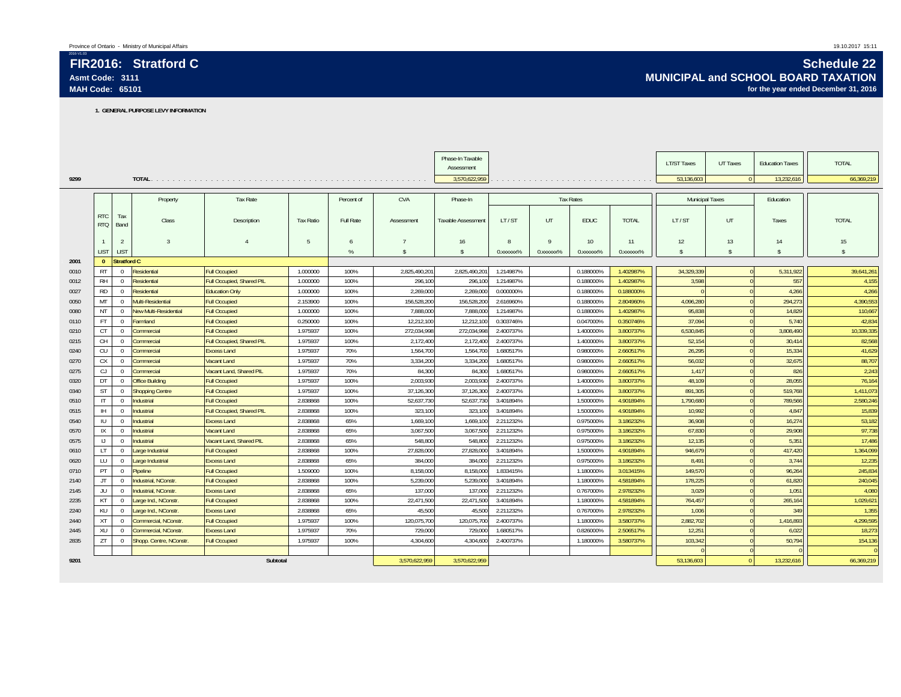# FIR2016: Stratford C

**Asmt Code: 3111**
**MAH Code: 65101**

## Schedule 22
## MUNICIPAL and SCHOOL BOARD TAXATION
**for the year ended December 31, 2016**

**1. GENERAL PURPOSE LEVY INFORMATION**

| | | Phase-In Taxable Assessment | LT/ST Taxes | UT Taxes | Education Taxes | TOTAL |
|---|---|---|---|---|---|---|
| 9299 | TOTAL | 3,570,622,959 | 53,136,603 | 0 | 13,232,616 | 66,369,219 |

| | RTC RTQ | Tax Band | Property Class | Tax Rate Description | Tax Ratio | Percent of Full Rate | CVA Assessment | Phase-In Taxable Assessment | Tax Rates LT / ST | UT | EDUC | TOTAL | Municipal Taxes LT / ST | UT | Education Taxes | TOTAL |
|---|---|---|---|---|---|---|---|---|---|---|---|---|---|---|---|---|
| | 1 | 2 | 3 | 4 | 5 | 6 | 7 | 16 | 8 | 9 | 10 | 11 | 12 | 13 | 14 | 15 |
| | LIST | LIST | | | | % | $ | $ | 0.xxxxxx% | 0.xxxxxx% | 0.xxxxxx% | 0.xxxxxx% | $ | $ | $ | $ |
| 2001 | 0 | Stratford C | | | | | | | | | | | | | | |
| 0010 | RT | 0 | Residential | Full Occupied | 1.000000 | 100% | 2,825,490,201 | 2,825,490,201 | 1.214987% | | 0.188000% | 1.402987% | 34,329,339 | 0 | 5,311,922 | 39,641,261 |
| 0012 | RH | 0 | Residential | Full Occupied, Shared PIL | 1.000000 | 100% | 296,100 | 296,100 | 1.214987% | | 0.188000% | 1.402987% | 3,598 | 0 | 557 | 4,155 |
| 0027 | RD | 0 | Residential | Education Only | 1.000000 | 100% | 2,269,000 | 2,269,000 | 0.000000% | | 0.188000% | 0.188000% | 0 | 0 | 4,266 | 4,266 |
| 0050 | MT | 0 | Multi-Residential | Full Occupied | 2.153900 | 100% | 156,528,200 | 156,528,200 | 2.616960% | | 0.188000% | 2.804960% | 4,096,280 | 0 | 294,273 | 4,390,553 |
| 0080 | NT | 0 | New Multi-Residential | Full Occupied | 1.000000 | 100% | 7,888,000 | 7,888,000 | 1.214987% | | 0.188000% | 1.402987% | 95,838 | 0 | 14,829 | 110,667 |
| 0110 | FT | 0 | Farmland | Full Occupied | 0.250000 | 100% | 12,212,100 | 12,212,100 | 0.303746% | | 0.047000% | 0.350746% | 37,094 | 0 | 5,740 | 42,834 |
| 0210 | CT | 0 | Commercial | Full Occupied | 1.975937 | 100% | 272,034,998 | 272,034,998 | 2.400737% | | 1.400000% | 3.800737% | 6,530,845 | 0 | 3,808,490 | 10,339,335 |
| 0215 | CH | 0 | Commercial | Full Occupied, Shared PIL | 1.975937 | 100% | 2,172,400 | 2,172,400 | 2.400737% | | 1.400000% | 3.800737% | 52,154 | 0 | 30,414 | 82,568 |
| 0240 | CU | 0 | Commercial | Excess Land | 1.975937 | 70% | 1,564,700 | 1,564,700 | 1.680517% | | 0.980000% | 2.660517% | 26,295 | 0 | 15,334 | 41,629 |
| 0270 | CX | 0 | Commercial | Vacant Land | 1.975937 | 70% | 3,334,200 | 3,334,200 | 1.680517% | | 0.980000% | 2.660517% | 56,032 | 0 | 32,675 | 88,707 |
| 0275 | CJ | 0 | Commercial | Vacant Land, Shared PIL | 1.975937 | 70% | 84,300 | 84,300 | 1.680517% | | 0.980000% | 2.660517% | 1,417 | 0 | 826 | 2,243 |
| 0320 | DT | 0 | Office Building | Full Occupied | 1.975937 | 100% | 2,003,930 | 2,003,930 | 2.400737% | | 1.400000% | 3.800737% | 48,109 | 0 | 28,055 | 76,164 |
| 0340 | ST | 0 | Shopping Centre | Full Occupied | 1.975937 | 100% | 37,126,300 | 37,126,300 | 2.400737% | | 1.400000% | 3.800737% | 891,305 | 0 | 519,768 | 1,411,073 |
| 0510 | IT | 0 | Industrial | Full Occupied | 2.838868 | 100% | 52,637,730 | 52,637,730 | 3.401894% | | 1.500000% | 4.901894% | 1,790,680 | 0 | 789,566 | 2,580,246 |
| 0515 | IH | 0 | Industrial | Full Occupied, Shared PIL | 2.838868 | 100% | 323,100 | 323,100 | 3.401894% | | 1.500000% | 4.901894% | 10,992 | 0 | 4,847 | 15,839 |
| 0540 | IU | 0 | Industrial | Excess Land | 2.838868 | 65% | 1,669,100 | 1,669,100 | 2.211232% | | 0.975000% | 3.186232% | 36,908 | 0 | 16,274 | 53,182 |
| 0570 | IX | 0 | Industrial | Vacant Land | 2.838868 | 65% | 3,067,500 | 3,067,500 | 2.211232% | | 0.975000% | 3.186232% | 67,830 | 0 | 29,908 | 97,738 |
| 0575 | IJ | 0 | Industrial | Vacant Land, Shared PIL | 2.838868 | 65% | 548,800 | 548,800 | 2.211232% | | 0.975000% | 3.186232% | 12,135 | 0 | 5,351 | 17,486 |
| 0610 | LT | 0 | Large Industrial | Full Occupied | 2.838868 | 100% | 27,828,000 | 27,828,000 | 3.401894% | | 1.500000% | 4.901894% | 946,679 | 0 | 417,420 | 1,364,099 |
| 0620 | LU | 0 | Large Industrial | Excess Land | 2.838868 | 65% | 384,000 | 384,000 | 2.211232% | | 0.975000% | 3.186232% | 8,491 | 0 | 3,744 | 12,235 |
| 0710 | PT | 0 | Pipeline | Full Occupied | 1.509000 | 100% | 8,158,000 | 8,158,000 | 1.833415% | | 1.180000% | 3.013415% | 149,570 | 0 | 96,264 | 245,834 |
| 2140 | JT | 0 | Industrial, NConstr. | Full Occupied | 2.838868 | 100% | 5,239,000 | 5,239,000 | 3.401894% | | 1.180000% | 4.581894% | 178,225 | 0 | 61,820 | 240,045 |
| 2145 | JU | 0 | Industrial, NConstr. | Excess Land | 2.838868 | 65% | 137,000 | 137,000 | 2.211232% | | 0.767000% | 2.978232% | 3,029 | 0 | 1,051 | 4,080 |
| 2235 | KT | 0 | Large Ind., NConstr. | Full Occupied | 2.838868 | 100% | 22,471,500 | 22,471,500 | 3.401894% | | 1.180000% | 4.581894% | 764,457 | 0 | 265,164 | 1,029,621 |
| 2240 | KU | 0 | Large Ind., NConstr. | Excess Land | 2.838868 | 65% | 45,500 | 45,500 | 2.211232% | | 0.767000% | 2.978232% | 1,006 | 0 | 349 | 1,355 |
| 2440 | XT | 0 | Commercial, NConstr. | Full Occupied | 1.975937 | 100% | 120,075,700 | 120,075,700 | 2.400737% | | 1.180000% | 3.580737% | 2,882,702 | 0 | 1,416,893 | 4,299,595 |
| 2445 | XU | 0 | Commercial, NConstr. | Excess Land | 1.975937 | 70% | 729,000 | 729,000 | 1.680517% | | 0.826000% | 2.506517% | 12,251 | 0 | 6,022 | 18,273 |
| 2835 | ZT | 0 | Shopp. Centre, NConstr. | Full Occupied | 1.975937 | 100% | 4,304,600 | 4,304,600 | 2.400737% | | 1.180000% | 3.580737% | 103,342 | 0 | 50,794 | 154,136 |
| | | | | | | | | | | | | | 0 | 0 | 0 | 0 |
| 9201 | | | | Subtotal | | | 3,570,622,959 | 3,570,622,959 | | | | | 53,136,603 | 0 | 13,232,616 | 66,369,219 |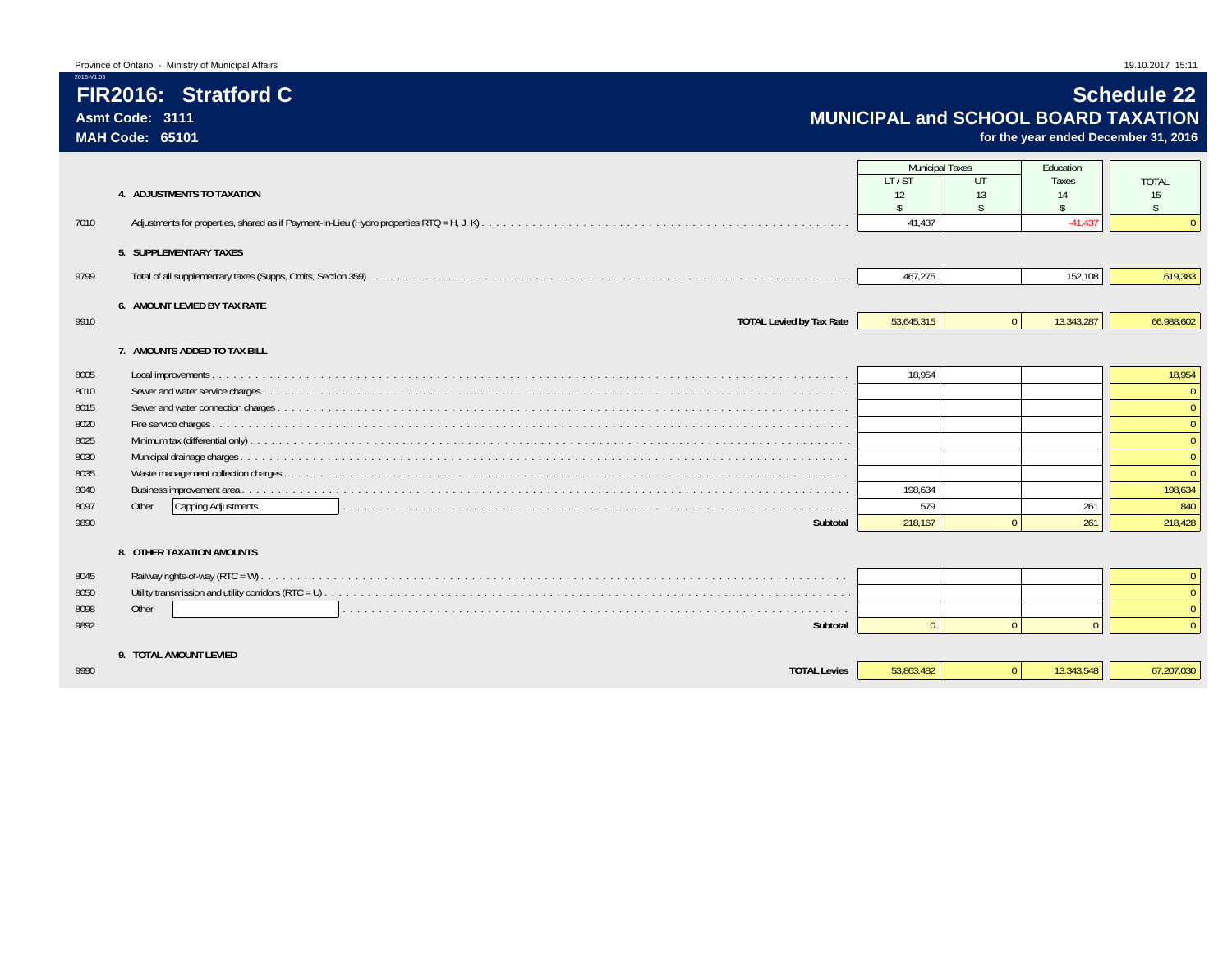# FIR2016: Stratford C

**Asmt Code: 3111**

**MAH Code: 65101**

## Schedule 22
## MUNICIPAL and SCHOOL BOARD TAXATION
**for the year ended December 31, 2016**

| | | Municipal Taxes | | Education | |
|---|---|---|---|---|---|
| | | LT / ST | UT | Taxes | TOTAL |
| | **4. ADJUSTMENTS TO TAXATION** | 12 | 13 | 14 | 15 |
| | | $ | $ | $ | $ |
| 7010 | Adjustments for properties, shared as if Payment-In-Lieu (Hydro properties RTQ = H, J, K) | 41,437 | | -41,437 | 0 |
| | **5. SUPPLEMENTARY TAXES** | | | | |
| 9799 | Total of all supplementary taxes (Supps, Omits, Section 359) | 467,275 | | 152,108 | 619,383 |
| | **6. AMOUNT LEVIED BY TAX RATE** | | | | |
| 9910 | **TOTAL Levied by Tax Rate** | 53,645,315 | 0 | 13,343,287 | 66,988,602 |
| | **7. AMOUNTS ADDED TO TAX BILL** | | | | |
| 8005 | Local improvements | 18,954 | | | 18,954 |
| 8010 | Sewer and water service charges | | | | 0 |
| 8015 | Sewer and water connection charges | | | | 0 |
| 8020 | Fire service charges | | | | 0 |
| 8025 | Minimum tax (differential only) | | | | 0 |
| 8030 | Municipal drainage charges | | | | 0 |
| 8035 | Waste management collection charges | | | | 0 |
| 8040 | Business improvement area | 198,634 | | | 198,634 |
| 8097 | Other Capping Adjustments | 579 | | 261 | 840 |
| 9890 | **Subtotal** | 218,167 | 0 | 261 | 218,428 |
| | **8. OTHER TAXATION AMOUNTS** | | | | |
| 8045 | Railway rights-of-way (RTC = W) | | | | 0 |
| 8050 | Utility transmission and utility corridors (RTC = U) | | | | 0 |
| 8098 | Other | | | | 0 |
| 9892 | **Subtotal** | 0 | 0 | 0 | 0 |
| | **9. TOTAL AMOUNT LEVIED** | | | | |
| 9990 | **TOTAL Levies** | 53,863,482 | 0 | 13,343,548 | 67,207,030 |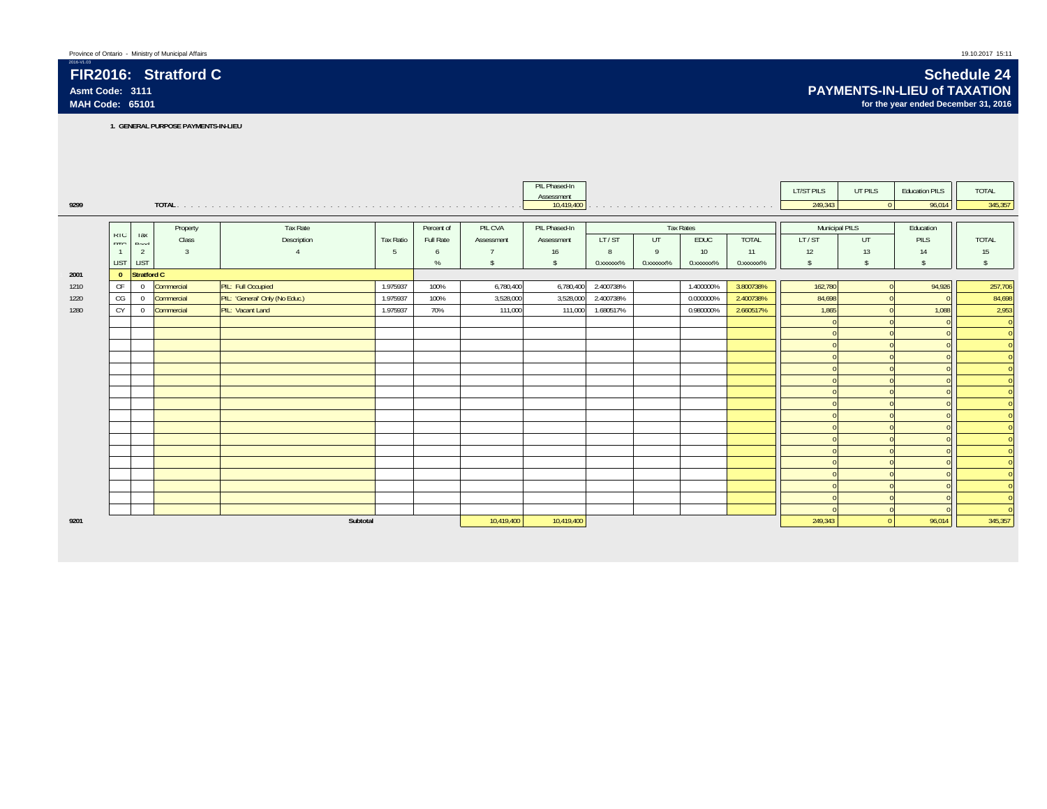Province of Ontario - Ministry of Municipal Affairs

2016-V1.03

# FIR2016: Stratford C

**Asmt Code: 3111**

**MAH Code: 65101**

# Schedule 24

## PAYMENTS-IN-LIEU of TAXATION

**for the year ended December 31, 2016**

**1. GENERAL PURPOSE PAYMENTS-IN-LIEU**

| | | PIL Phased-In Assessment | LT/ST PILS | UT PILS | Education PILS | TOTAL |
|---|---|---|---|---|---|---|
| 9299 | TOTAL | 10,419,400 | 249,343 | 0 | 96,014 | 345,357 |

| | RTC RTQ | Tax Band | Property Class | Tax Rate Description | Tax Ratio | Percent of Full Rate | PIL CVA Assessment | PIL Phased-In Assessment | Tax Rates LT / ST | UT | EDUC | TOTAL | Municipal PILS LT / ST | UT | Education PILS | TOTAL |
|---|---|---|---|---|---|---|---|---|---|---|---|---|---|---|---|---|
| | 1 | 2 | 3 | 4 | 5 | 6 | 7 | 16 | 8 | 9 | 10 | 11 | 12 | 13 | 14 | 15 |
| | LIST | LIST | | | | % | $ | $ | 0.xxxxxx% | 0.xxxxxx% | 0.xxxxxx% | 0.xxxxxx% | $ | $ | $ | $ |
| 2001 | 0 | Stratford C | | | | | | | | | | | | | | |
| 1210 | CF | 0 | Commercial | PIL: Full Occupied | 1.975937 | 100% | 6,780,400 | 6,780,400 | 2.400738% | | 1.400000% | 3.800738% | 162,780 | 0 | 94,926 | 257,706 |
| 1220 | CG | 0 | Commercial | PIL: 'General' Only (No Educ.) | 1.975937 | 100% | 3,528,000 | 3,528,000 | 2.400738% | | 0.000000% | 2.400738% | 84,698 | 0 | 0 | 84,698 |
| 1280 | CY | 0 | Commercial | PIL: Vacant Land | 1.975937 | 70% | 111,000 | 111,000 | 1.680517% | | 0.980000% | 2.660517% | 1,865 | 0 | 1,088 | 2,953 |
| | | | | | | | | | | | | | 0 | 0 | 0 | 0 |
| | | | | | | | | | | | | | 0 | 0 | 0 | 0 |
| | | | | | | | | | | | | | 0 | 0 | 0 | 0 |
| | | | | | | | | | | | | | 0 | 0 | 0 | 0 |
| | | | | | | | | | | | | | 0 | 0 | 0 | 0 |
| | | | | | | | | | | | | | 0 | 0 | 0 | 0 |
| | | | | | | | | | | | | | 0 | 0 | 0 | 0 |
| | | | | | | | | | | | | | 0 | 0 | 0 | 0 |
| | | | | | | | | | | | | | 0 | 0 | 0 | 0 |
| | | | | | | | | | | | | | 0 | 0 | 0 | 0 |
| | | | | | | | | | | | | | 0 | 0 | 0 | 0 |
| | | | | | | | | | | | | | 0 | 0 | 0 | 0 |
| | | | | | | | | | | | | | 0 | 0 | 0 | 0 |
| | | | | | | | | | | | | | 0 | 0 | 0 | 0 |
| | | | | | | | | | | | | | 0 | 0 | 0 | 0 |
| | | | | | | | | | | | | | 0 | 0 | 0 | 0 |
| | | | | | | | | | | | | | 0 | 0 | 0 | 0 |
| 9201 | | | | Subtotal | | | 10,419,400 | 10,419,400 | | | | | 249,343 | 0 | 96,014 | 345,357 |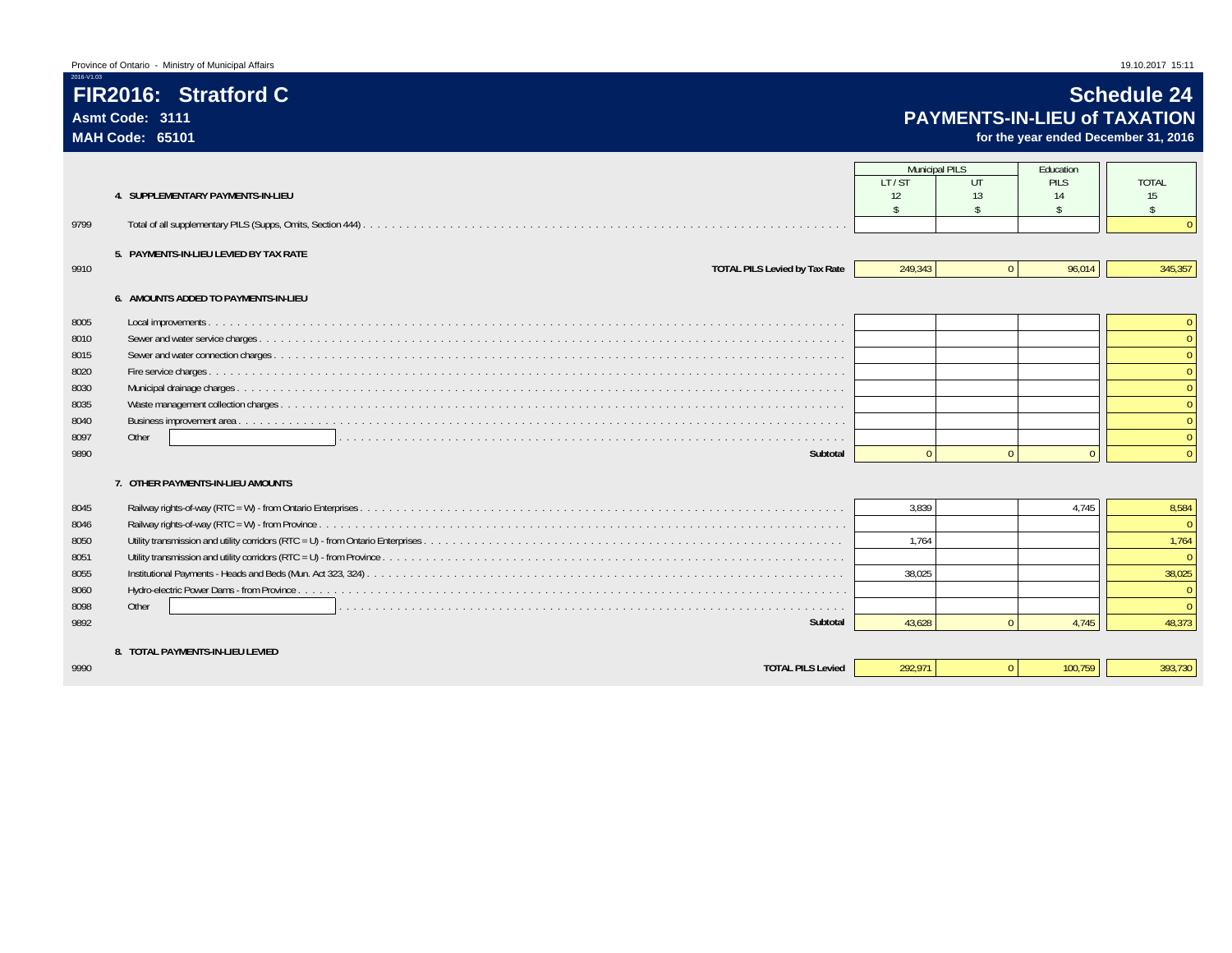# FIR2016: Stratford C

**Asmt Code: 3111**

**MAH Code: 65101**

## Schedule 24
## PAYMENTS-IN-LIEU of TAXATION
**for the year ended December 31, 2016**

| | | Municipal PILS | | Education | |
|---|---|---|---|---|---|
| | | LT / ST | UT | PILS | TOTAL |
| | | 12 | 13 | 14 | 15 |
| | **4. SUPPLEMENTARY PAYMENTS-IN-LIEU** | $ | $ | $ | $ |
| 9799 | Total of all supplementary PILS (Supps, Omits, Section 444) | | | | 0 |
| | **5. PAYMENTS-IN-LIEU LEVIED BY TAX RATE** | | | | |
| 9910 | **TOTAL PILS Levied by Tax Rate** | 249,343 | 0 | 96,014 | 345,357 |
| | **6. AMOUNTS ADDED TO PAYMENTS-IN-LIEU** | | | | |
| 8005 | Local improvements | | | | 0 |
| 8010 | Sewer and water service charges | | | | 0 |
| 8015 | Sewer and water connection charges | | | | 0 |
| 8020 | Fire service charges | | | | 0 |
| 8030 | Municipal drainage charges | | | | 0 |
| 8035 | Waste management collection charges | | | | 0 |
| 8040 | Business improvement area | | | | 0 |
| 8097 | Other | | | | 0 |
| 9890 | **Subtotal** | 0 | 0 | 0 | 0 |
| | **7. OTHER PAYMENTS-IN-LIEU AMOUNTS** | | | | |
| 8045 | Railway rights-of-way (RTC = W) - from Ontario Enterprises | 3,839 | | 4,745 | 8,584 |
| 8046 | Railway rights-of-way (RTC = W) - from Province | | | | 0 |
| 8050 | Utility transmission and utility corridors (RTC = U) - from Ontario Enterprises | 1,764 | | | 1,764 |
| 8051 | Utility transmission and utility corridors (RTC = U) - from Province | | | | 0 |
| 8055 | Institutional Payments - Heads and Beds (Mun. Act 323, 324) | 38,025 | | | 38,025 |
| 8060 | Hydro-electric Power Dams - from Province | | | | 0 |
| 8098 | Other | | | | 0 |
| 9892 | **Subtotal** | 43,628 | 0 | 4,745 | 48,373 |
| | **8. TOTAL PAYMENTS-IN-LIEU LEVIED** | | | | |
| 9990 | **TOTAL PILS Levied** | 292,971 | 0 | 100,759 | 393,730 |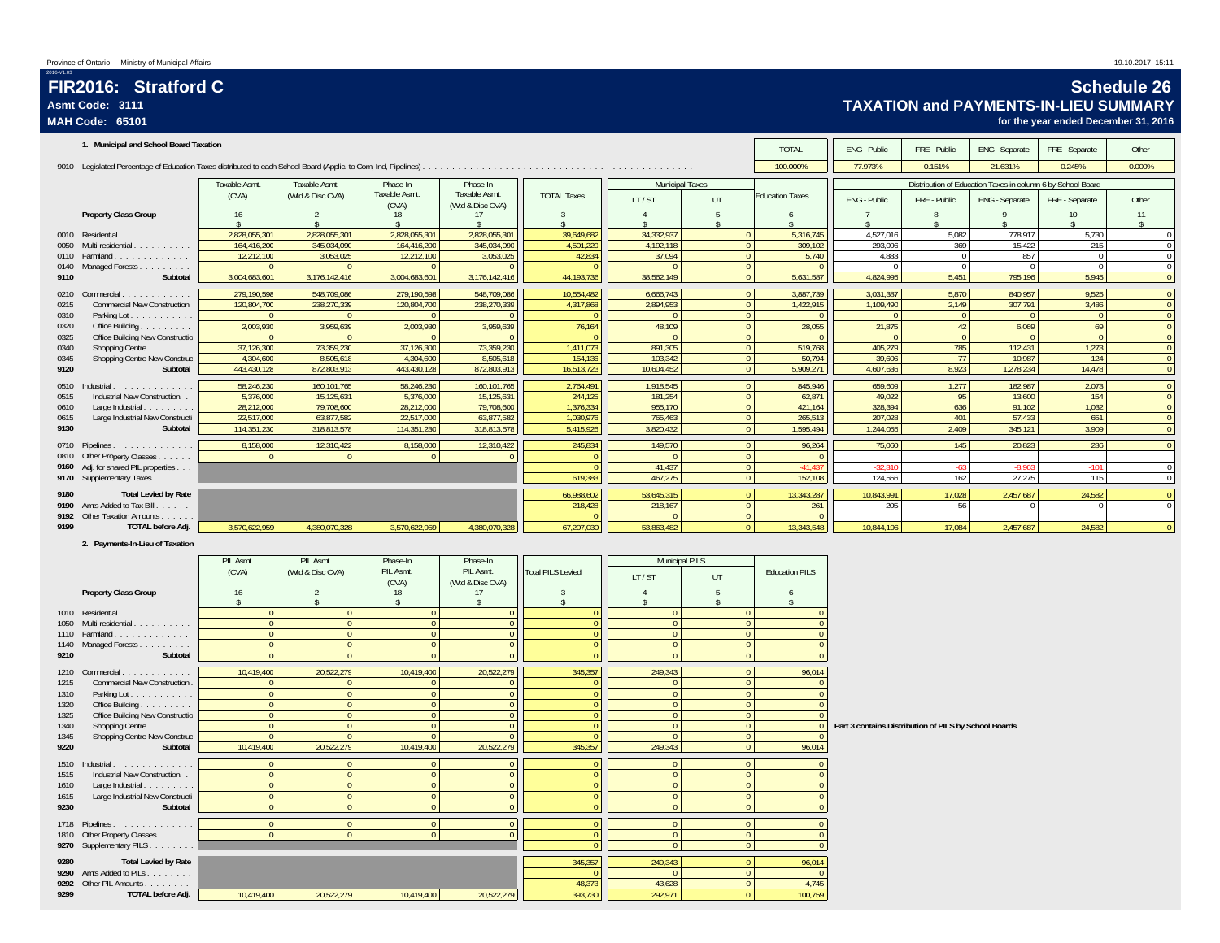Province of Ontario - Ministry of Municipal Affairs

2016-V1.03

# FIR2016: Stratford C

**Asmt Code: 3111**

**MAH Code: 65101**

# Schedule 26

## TAXATION and PAYMENTS-IN-LIEU SUMMARY

**for the year ended December 31, 2016**

### 1. Municipal and School Board Taxation

| | | TOTAL | ENG - Public | FRE - Public | ENG - Separate | FRE - Separate | Other |
|---|---|---|---|---|---|---|---|
| 9010 | Legislated Percentage of Education Taxes distributed to each School Board (Applic. to Com, Ind, Pipelines) | 100.000% | 77.973% | 0.151% | 21.631% | 0.245% | 0.000% |

| | Property Class Group | Taxable Asmt. (CVA) | Taxable Asmt. (Wtd & Disc CVA) | Phase-In Taxable Asmt. (CVA) | Phase-In Taxable Asmt. (Wtd & Disc CVA) | TOTAL Taxes | Municipal Taxes | | Education Taxes | Distribution of Education Taxes in column 6 by School Board | | | | |
|---|---|---|---|---|---|---|---|---|---|---|---|---|---|---|
| | | | | | | | LT / ST | UT | | ENG - Public | FRE - Public | ENG - Separate | FRE - Separate | Other |
| | | 16 | 2 | 18 | 17 | 3 | 4 | 5 | 6 | 7 | 8 | 9 | 10 | 11 |
| | | $ | $ | $ | $ | $ | $ | $ | $ | $ | $ | $ | $ | $ |
| 0010 | Residential | 2,828,055,301 | 2,828,055,301 | 2,828,055,301 | 2,828,055,301 | 39,649,682 | 34,332,937 | 0 | 5,316,745 | 4,527,016 | 5,082 | 778,917 | 5,730 | 0 |
| 0050 | Multi-residential | 164,416,200 | 345,034,090 | 164,416,200 | 345,034,090 | 4,501,220 | 4,192,118 | 0 | 309,102 | 293,096 | 369 | 15,422 | 215 | 0 |
| 0110 | Farmland | 12,212,100 | 3,053,025 | 12,212,100 | 3,053,025 | 42,834 | 37,094 | 0 | 5,740 | 4,883 | 0 | 857 | 0 | 0 |
| 0140 | Managed Forests | 0 | 0 | 0 | 0 | 0 | 0 | 0 | 0 | 0 | 0 | 0 | 0 | 0 |
| 9110 | Subtotal | 3,004,683,601 | 3,176,142,416 | 3,004,683,601 | 3,176,142,416 | 44,193,736 | 38,562,149 | 0 | 5,631,587 | 4,824,995 | 5,451 | 795,196 | 5,945 | 0 |
| 0210 | Commercial | 279,190,598 | 548,709,086 | 279,190,598 | 548,709,086 | 10,554,482 | 6,666,743 | 0 | 3,887,739 | 3,031,387 | 5,870 | 840,957 | 9,525 | 0 |
| 0215 | Commercial New Construction. | 120,804,700 | 238,270,339 | 120,804,700 | 238,270,339 | 4,317,868 | 2,894,953 | 0 | 1,422,915 | 1,109,490 | 2,149 | 307,791 | 3,486 | 0 |
| 0310 | Parking Lot | 0 | 0 | 0 | 0 | 0 | 0 | 0 | 0 | 0 | 0 | 0 | 0 | 0 |
| 0320 | Office Building | 2,003,930 | 3,959,639 | 2,003,930 | 3,959,639 | 76,164 | 48,109 | 0 | 28,055 | 21,875 | 42 | 6,069 | 69 | 0 |
| 0325 | Office Building New Constructio | 0 | 0 | 0 | 0 | 0 | 0 | 0 | 0 | 0 | 0 | 0 | 0 | 0 |
| 0340 | Shopping Centre | 37,126,300 | 73,359,230 | 37,126,300 | 73,359,230 | 1,411,073 | 891,305 | 0 | 519,768 | 405,279 | 785 | 112,431 | 1,273 | 0 |
| 0345 | Shopping Centre New Construc | 4,304,600 | 8,505,618 | 4,304,600 | 8,505,618 | 154,136 | 103,342 | 0 | 50,794 | 39,606 | 77 | 10,987 | 124 | 0 |
| 9120 | Subtotal | 443,430,128 | 872,803,913 | 443,430,128 | 872,803,913 | 16,513,723 | 10,604,452 | 0 | 5,909,271 | 4,607,636 | 8,923 | 1,278,234 | 14,478 | 0 |
| 0510 | Industrial | 58,246,230 | 160,101,765 | 58,246,230 | 160,101,765 | 2,764,491 | 1,918,545 | 0 | 845,946 | 659,609 | 1,277 | 182,987 | 2,073 | 0 |
| 0515 | Industrial New Construction. | 5,376,000 | 15,125,631 | 5,376,000 | 15,125,631 | 244,125 | 181,254 | 0 | 62,871 | 49,022 | 95 | 13,600 | 154 | 0 |
| 0610 | Large Industrial | 28,212,000 | 79,708,600 | 28,212,000 | 79,708,600 | 1,376,334 | 955,170 | 0 | 421,164 | 328,394 | 636 | 91,102 | 1,032 | 0 |
| 0615 | Large Industrial New Constructi | 22,517,000 | 63,877,582 | 22,517,000 | 63,877,582 | 1,030,976 | 765,463 | 0 | 265,513 | 207,028 | 401 | 57,433 | 651 | 0 |
| 9130 | Subtotal | 114,351,230 | 318,813,578 | 114,351,230 | 318,813,578 | 5,415,926 | 3,820,432 | 0 | 1,595,494 | 1,244,055 | 2,409 | 345,121 | 3,909 | 0 |
| 0710 | Pipelines | 8,158,000 | 12,310,422 | 8,158,000 | 12,310,422 | 245,834 | 149,570 | 0 | 96,264 | 75,060 | 145 | 20,823 | 236 | 0 |
| 0810 | Other Property Classes | 0 | 0 | 0 | 0 | 0 | 0 | 0 | 0 | | | | | |
| 9160 | Adj. for shared PIL properties | | | | | 0 | 41,437 | 0 | -41,437 | -32,310 | -63 | -8,963 | -101 | 0 |
| 9170 | Supplementary Taxes | | | | | 619,383 | 467,275 | 0 | 152,108 | 124,556 | 162 | 27,275 | 115 | 0 |
| 9180 | Total Levied by Rate | | | | | 66,988,602 | 53,645,315 | 0 | 13,343,287 | 10,843,991 | 17,028 | 2,457,687 | 24,582 | 0 |
| 9190 | Amts Added to Tax Bill | | | | | 218,428 | 218,167 | 0 | 261 | 205 | 56 | 0 | 0 | 0 |
| 9192 | Other Taxation Amounts | | | | | 0 | 0 | 0 | 0 | | | | | |
| 9199 | TOTAL before Adj. | 3,570,622,959 | 4,380,070,328 | 3,570,622,959 | 4,380,070,328 | 67,207,030 | 53,863,482 | 0 | 13,343,548 | 10,844,196 | 17,084 | 2,457,687 | 24,582 | 0 |

### 2. Payments-In-Lieu of Taxation

| | Property Class Group | PIL Asmt. (CVA) | PIL Asmt. (Wtd & Disc CVA) | Phase-In PIL Asmt. (CVA) | Phase-In PIL Asmt. (Wtd & Disc CVA) | Total PILS Levied | Municipal PILS | | Education PILS |
|---|---|---|---|---|---|---|---|---|---|
| | | | | | | | LT / ST | UT | |
| | | 16 | 2 | 18 | 17 | 3 | 4 | 5 | 6 |
| | | $ | $ | $ | $ | $ | $ | $ | $ |
| 1010 | Residential | 0 | 0 | 0 | 0 | 0 | 0 | 0 | 0 |
| 1050 | Multi-residential | 0 | 0 | 0 | 0 | 0 | 0 | 0 | 0 |
| 1110 | Farmland | 0 | 0 | 0 | 0 | 0 | 0 | 0 | 0 |
| 1140 | Managed Forests | 0 | 0 | 0 | 0 | 0 | 0 | 0 | 0 |
| 9210 | Subtotal | 0 | 0 | 0 | 0 | 0 | 0 | 0 | 0 |
| 1210 | Commercial | 10,419,400 | 20,522,279 | 10,419,400 | 20,522,279 | 345,357 | 249,343 | 0 | 96,014 |
| 1215 | Commercial New Construction | 0 | 0 | 0 | 0 | 0 | 0 | 0 | 0 |
| 1310 | Parking Lot | 0 | 0 | 0 | 0 | 0 | 0 | 0 | 0 |
| 1320 | Office Building | 0 | 0 | 0 | 0 | 0 | 0 | 0 | 0 |
| 1325 | Office Building New Constructio | 0 | 0 | 0 | 0 | 0 | 0 | 0 | 0 |
| 1340 | Shopping Centre | 0 | 0 | 0 | 0 | 0 | 0 | 0 | 0 |
| 1345 | Shopping Centre New Construc | 0 | 0 | 0 | 0 | 0 | 0 | 0 | 0 |
| 9220 | Subtotal | 10,419,400 | 20,522,279 | 10,419,400 | 20,522,279 | 345,357 | 249,343 | 0 | 96,014 |
| 1510 | Industrial | 0 | 0 | 0 | 0 | 0 | 0 | 0 | 0 |
| 1515 | Industrial New Construction. | 0 | 0 | 0 | 0 | 0 | 0 | 0 | 0 |
| 1610 | Large Industrial | 0 | 0 | 0 | 0 | 0 | 0 | 0 | 0 |
| 1615 | Large Industrial New Constructi | 0 | 0 | 0 | 0 | 0 | 0 | 0 | 0 |
| 9230 | Subtotal | 0 | 0 | 0 | 0 | 0 | 0 | 0 | 0 |
| 1718 | Pipelines | 0 | 0 | 0 | 0 | 0 | 0 | 0 | 0 |
| 1810 | Other Property Classes | 0 | 0 | 0 | 0 | 0 | 0 | 0 | 0 |
| 9270 | Supplementary PILS | | | | | 0 | 0 | 0 | 0 |
| 9280 | Total Levied by Rate | | | | | 345,357 | 249,343 | 0 | 96,014 |
| 9290 | Amts Added to PILs | | | | | 0 | 0 | 0 | 0 |
| 9292 | Other PIL Amounts | | | | | 48,373 | 43,628 | 0 | 4,745 |
| 9299 | TOTAL before Adj. | 10,419,400 | 20,522,279 | 10,419,400 | 20,522,279 | 393,730 | 292,971 | 0 | 100,759 |

**Part 3 contains Distribution of PILS by School Boards**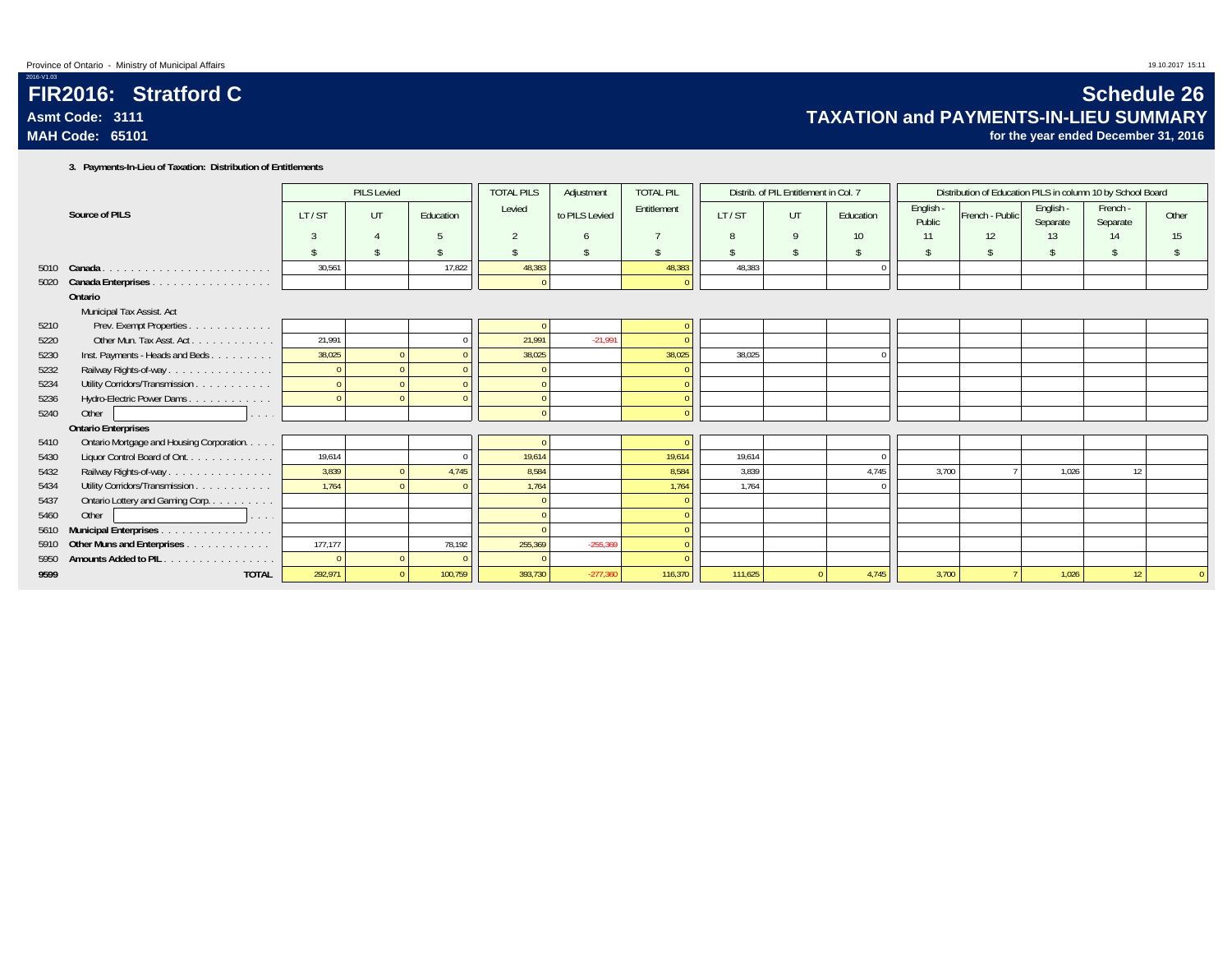# FIR2016: Stratford C

**Asmt Code: 3111**

**MAH Code: 65101**

## Schedule 26

## TAXATION and PAYMENTS-IN-LIEU SUMMARY

**for the year ended December 31, 2016**

### 3. Payments-In-Lieu of Taxation: Distribution of Entitlements

| | Source of PILS | PILS Levied | | | TOTAL PILS | Adjustment | TOTAL PIL | Distrib. of PIL Entitlement in Col. 7 | | | Distribution of Education PILS in column 10 by School Board | | | | |
|---|---|---|---|---|---|---|---|---|---|---|---|---|---|---|---|
| | | LT / ST | UT | Education | Levied | to PILS Levied | Entitlement | LT / ST | UT | Education | English - Public | French - Public | English - Separate | French - Separate | Other |
| | | 3 | 4 | 5 | 2 | 6 | 7 | 8 | 9 | 10 | 11 | 12 | 13 | 14 | 15 |
| | | $ | $ | $ | $ | $ | $ | $ | $ | $ | $ | $ | $ | $ | $ |
| 5010 | **Canada** | 30,561 | | 17,822 | 48,383 | | 48,383 | 48,383 | | 0 | | | | | |
| 5020 | **Canada Enterprises** | | | | 0 | | 0 | | | | | | | | |
| | **Ontario** | | | | | | | | | | | | | | |
| | Municipal Tax Assist. Act | | | | | | | | | | | | | | |
| 5210 | Prev. Exempt Properties | | | | 0 | | 0 | | | | | | | | |
| 5220 | Other Mun. Tax Asst. Act | 21,991 | | 0 | 21,991 | -21,991 | 0 | | | | | | | | |
| 5230 | Inst. Payments - Heads and Beds | 38,025 | 0 | 0 | 38,025 | | 38,025 | 38,025 | | 0 | | | | | |
| 5232 | Railway Rights-of-way | 0 | 0 | 0 | 0 | | 0 | | | | | | | | |
| 5234 | Utility Corridors/Transmission | 0 | 0 | 0 | 0 | | 0 | | | | | | | | |
| 5236 | Hydro-Electric Power Dams | 0 | 0 | 0 | 0 | | 0 | | | | | | | | |
| 5240 | Other | | | | 0 | | 0 | | | | | | | | |
| | **Ontario Enterprises** | | | | | | | | | | | | | | |
| 5410 | Ontario Mortgage and Housing Corporation | | | | 0 | | 0 | | | | | | | | |
| 5430 | Liquor Control Board of Ont. | 19,614 | | 0 | 19,614 | | 19,614 | 19,614 | | 0 | | | | | |
| 5432 | Railway Rights-of-way | 3,839 | 0 | 4,745 | 8,584 | | 8,584 | 3,839 | | 4,745 | 3,700 | 7 | 1,026 | 12 | |
| 5434 | Utility Corridors/Transmission | 1,764 | 0 | 0 | 1,764 | | 1,764 | 1,764 | | 0 | | | | | |
| 5437 | Ontario Lottery and Gaming Corp. | | | | 0 | | 0 | | | | | | | | |
| 5460 | Other | | | | 0 | | 0 | | | | | | | | |
| 5610 | **Municipal Enterprises** | | | | 0 | | 0 | | | | | | | | |
| 5910 | **Other Muns and Enterprises** | 177,177 | | 78,192 | 255,369 | -255,369 | 0 | | | | | | | | |
| 5950 | **Amounts Added to PIL** | 0 | 0 | 0 | 0 | | 0 | | | | | | | | |
| 9599 | **TOTAL** | 292,971 | 0 | 100,759 | 393,730 | -277,360 | 116,370 | 111,625 | 0 | 4,745 | 3,700 | 7 | 1,026 | 12 | 0 |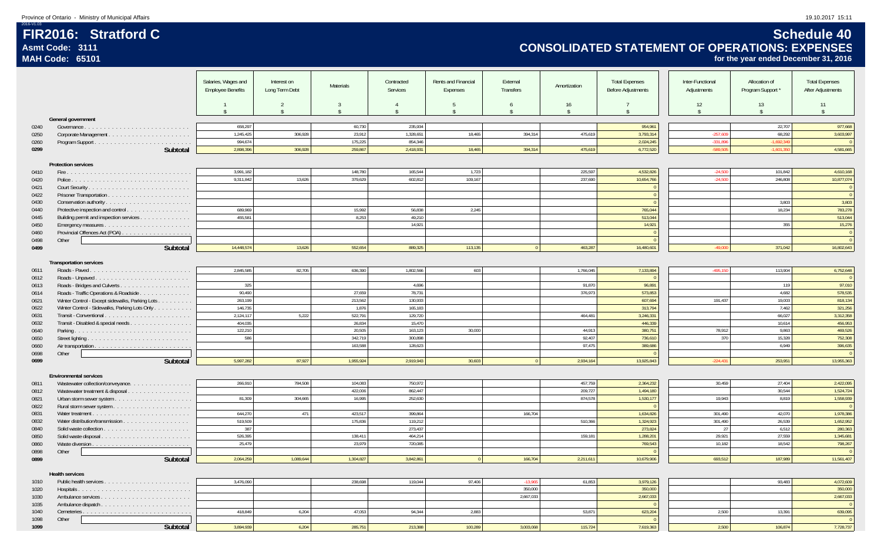Province of Ontario - Ministry of Municipal Affairs

19.10.2017 15:11

2016-V1.03

# FIR2016: Stratford C

**Asmt Code: 3111**

**MAH Code: 65101**

# Schedule 40

## CONSOLIDATED STATEMENT OF OPERATIONS: EXPENSES

**for the year ended December 31, 2016**

| | | Salaries, Wages and Employee Benefits | Interest on Long Term Debt | Materials | Contracted Services | Rents and Financial Expenses | External Transfers | Amortization | Total Expenses Before Adjustments | Inter-Functional Adjustments | Allocation of Program Support * | Total Expenses After Adjustments |
|---|---|---|---|---|---|---|---|---|---|---|---|---|
| | | 1 | 2 | 3 | 4 | 5 | 6 | 16 | 7 | 12 | 13 | 11 |
| | | $ | $ | $ | $ | $ | $ | $ | $ | $ | $ | $ |
| | **General government** | | | | | | | | | | | |
| 0240 | Governance | 658,297 | | 60,730 | 235,934 | | | | 954,961 | | 22,707 | 977,668 |
| 0250 | Corporate Management | 1,245,425 | 306,928 | 23,912 | 1,328,651 | 18,465 | 394,314 | 475,619 | 3,793,314 | -257,609 | 68,292 | 3,603,997 |
| 0260 | Program Support | 994,674 | | 175,225 | 854,346 | | | | 2,024,245 | -331,896 | -1,692,349 | 0 |
| 0299 | **Subtotal** | 2,898,396 | 306,928 | 259,867 | 2,418,931 | 18,465 | 394,314 | 475,619 | 6,772,520 | -589,505 | -1,601,350 | 4,581,665 |
| | **Protection services** | | | | | | | | | | | |
| 0410 | Fire | 3,991,182 | | 148,780 | 165,544 | 1,723 | | 225,597 | 4,532,826 | -24,500 | 101,842 | 4,610,168 |
| 0420 | Police | 9,311,842 | 13,626 | 379,629 | 602,812 | 109,167 | | 237,690 | 10,654,766 | -24,500 | 246,808 | 10,877,074 |
| 0421 | Court Security | | | | | | | | 0 | | | 0 |
| 0422 | Prisoner Transportation | | | | | | | | 0 | | | 0 |
| 0430 | Conservation authority | | | | | | | | 0 | | 3,803 | 3,803 |
| 0440 | Protective inspection and control | 689,969 | | 15,992 | 56,838 | 2,245 | | | 765,044 | | 18,234 | 783,278 |
| 0445 | Building permit and inspection services | 455,581 | | 8,253 | 49,210 | | | | 513,044 | | | 513,044 |
| 0450 | Emergency measures | | | | 14,921 | | | | 14,921 | | 355 | 15,276 |
| 0460 | Provincial Offences Act (POA) | | | | | | | | 0 | | | 0 |
| 0498 | Other | | | | | | | | 0 | | | 0 |
| 0499 | **Subtotal** | 14,448,574 | 13,626 | 552,654 | 889,325 | 113,135 | 0 | 463,287 | 16,480,601 | -49,000 | 371,042 | 16,802,643 |
| | **Transportation services** | | | | | | | | | | | |
| 0611 | Roads - Paved | 2,845,585 | 82,705 | 636,390 | 1,802,566 | 603 | | 1,766,045 | 7,133,894 | -495,150 | 113,904 | 6,752,648 |
| 0612 | Roads - Unpaved | | | | | | | | 0 | | | 0 |
| 0613 | Roads - Bridges and Culverts | 325 | | | 4,696 | | | 91,870 | 96,891 | | 119 | 97,010 |
| 0614 | Roads - Traffic Operations & Roadside | 90,490 | | 27,659 | 78,731 | | | 376,973 | 573,853 | | 4,682 | 578,535 |
| 0621 | Winter Control - Except sidewalks, Parking Lots | 263,199 | | 213,562 | 130,933 | | | | 607,694 | 191,437 | 19,003 | 818,134 |
| 0622 | Winter Control - Sidewalks, Parking Lots Only | 146,735 | | 1,876 | 165,183 | | | | 313,794 | | 7,462 | 321,256 |
| 0631 | Transit - Conventional | 2,124,117 | 5,222 | 522,791 | 129,720 | | | 464,481 | 3,246,331 | | 66,027 | 3,312,358 |
| 0632 | Transit - Disabled & special needs | 404,035 | | 26,834 | 15,470 | | | | 446,339 | | 10,614 | 456,953 |
| 0640 | Parking | 122,210 | | 20,505 | 163,123 | 30,000 | | 44,913 | 380,751 | 78,912 | 9,863 | 469,526 |
| 0650 | Street lighting | 586 | | 342,719 | 300,898 | | | 92,407 | 736,610 | 370 | 15,328 | 752,308 |
| 0660 | Air transportation | | | 163,588 | 128,623 | | | 97,475 | 389,686 | | 6,949 | 396,635 |
| 0698 | Other | | | | | | | | 0 | | | 0 |
| 0699 | **Subtotal** | 5,997,282 | 87,927 | 1,955,924 | 2,919,943 | 30,603 | 0 | 2,934,164 | 13,925,843 | -224,431 | 253,951 | 13,955,363 |
| | **Environmental services** | | | | | | | | | | | |
| 0811 | Wastewater collection/conveyance | 266,910 | 784,508 | 104,083 | 750,972 | | | 457,759 | 2,364,232 | 30,459 | 27,404 | 2,422,095 |
| 0812 | Wastewater treatment & disposal | | | 422,006 | 862,447 | | | 209,727 | 1,494,180 | | 30,544 | 1,524,724 |
| 0821 | Urban storm sewer system | 81,309 | 304,665 | 16,995 | 252,630 | | | 874,578 | 1,530,177 | 19,943 | 8,819 | 1,558,939 |
| 0822 | Rural storm sewer system | | | | | | | | 0 | | | 0 |
| 0831 | Water treatment | 644,270 | 471 | 423,517 | 399,864 | | 166,704 | | 1,634,826 | 301,490 | 42,070 | 1,978,386 |
| 0832 | Water distribution/transmission | 519,509 | | 175,836 | 119,212 | | | 510,366 | 1,324,923 | 301,490 | 26,539 | 1,652,952 |
| 0840 | Solid waste collection | 387 | | | 273,437 | | | | 273,824 | 27 | 6,512 | 280,363 |
| 0850 | Solid waste disposal | 526,395 | | 138,411 | 464,214 | | | 159,181 | 1,288,201 | 29,921 | 27,559 | 1,345,681 |
| 0860 | Waste diversion | 25,479 | | 23,979 | 720,085 | | | | 769,543 | 10,182 | 18,542 | 798,267 |
| 0898 | Other | | | | | | | | 0 | | | 0 |
| 0899 | **Subtotal** | 2,064,259 | 1,089,644 | 1,304,827 | 3,842,861 | 0 | 166,704 | 2,211,611 | 10,679,906 | 693,512 | 187,989 | 11,561,407 |
| | **Health services** | | | | | | | | | | | |
| 1010 | Public health services | 3,476,090 | | 238,698 | 119,044 | 97,406 | -13,965 | 61,853 | 3,979,126 | | 93,483 | 4,072,609 |
| 1020 | Hospitals | | | | | | 350,000 | | 350,000 | | | 350,000 |
| 1030 | Ambulance services | | | | | | 2,667,033 | | 2,667,033 | | | 2,667,033 |
| 1035 | Ambulance dispatch | | | | | | | | 0 | | | 0 |
| 1040 | Cemeteries | 418,849 | 6,204 | 47,053 | 94,344 | 2,883 | | 53,871 | 623,204 | 2,500 | 13,391 | 639,095 |
| 1098 | Other | | | | | | | | 0 | | | 0 |
| 1099 | **Subtotal** | 3,894,939 | 6,204 | 285,751 | 213,388 | 100,289 | 3,003,068 | 115,724 | 7,619,363 | 2,500 | 106,874 | 7,728,737 |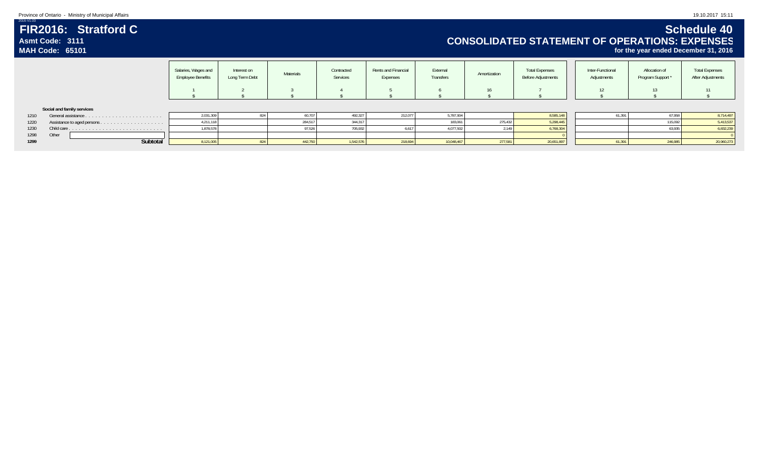# FIR2016: Stratford C

**Asmt Code: 3111**
**MAH Code: 65101**

## Schedule 40
## CONSOLIDATED STATEMENT OF OPERATIONS: EXPENSES
**for the year ended December 31, 2016**

| | | Salaries, Wages and Employee Benefits | Interest on Long Term Debt | Materials | Contracted Services | Rents and Financial Expenses | External Transfers | Amortization | Total Expenses Before Adjustments | Inter-Functional Adjustments | Allocation of Program Support * | Total Expenses After Adjustments |
|---|---|---|---|---|---|---|---|---|---|---|---|---|
| | | 1 | 2 | 3 | 4 | 5 | 6 | 16 | 7 | 12 | 13 | 11 |
| | | $ | $ | $ | $ | $ | $ | $ | $ | $ | $ | $ |
| | **Social and family services** | | | | | | | | | | | |
| 1210 | General assistance | 2,031,309 | 824 | 60,707 | 492,327 | 212,077 | 5,787,904 | | 8,585,148 | 61,391 | 67,958 | 8,714,497 |
| 1220 | Assistance to aged persons | 4,211,118 | | 284,517 | 344,317 | | 183,061 | 275,432 | 5,298,445 | | 115,092 | 5,413,537 |
| 1230 | Child care | 1,878,578 | | 97,526 | 705,932 | 6,617 | 4,077,502 | 2,149 | 6,768,304 | | 63,935 | 6,832,239 |
| 1298 | Other | | | | | | | | 0 | | | 0 |
| **1299** | **Subtotal** | 8,121,005 | 824 | 442,750 | 1,542,576 | 218,694 | 10,048,467 | 277,581 | 20,651,897 | 61,391 | 246,985 | 20,960,273 |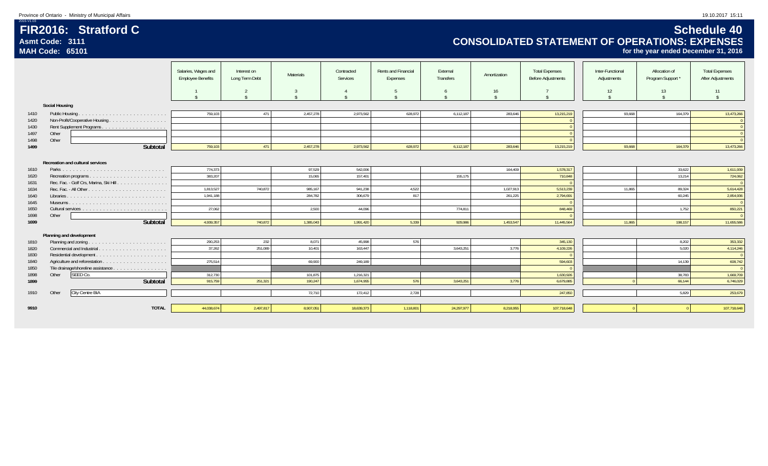# FIR2016: Stratford C

**Asmt Code: 3111**

**MAH Code: 65101**

## Schedule 40

## CONSOLIDATED STATEMENT OF OPERATIONS: EXPENSES

**for the year ended December 31, 2016**

| | | Salaries, Wages and Employee Benefits | Interest on Long Term Debt | Materials | Contracted Services | Rents and Financial Expenses | External Transfers | Amortization | Total Expenses Before Adjustments | Inter-Functional Adjustments | Allocation of Program Support * | Total Expenses After Adjustments |
|---|---|---|---|---|---|---|---|---|---|---|---|---|
| | | 1 | 2 | 3 | 4 | 5 | 6 | 16 | 7 | 12 | 13 | 11 |
| | | $ | $ | $ | $ | $ | $ | $ | $ | $ | $ | $ |
| | **Social Housing** | | | | | | | | | | | |
| 1410 | Public Housing | 759,103 | 471 | 2,457,278 | 2,973,562 | 628,972 | 6,112,187 | 283,646 | 13,215,219 | 93,668 | 164,379 | 13,473,266 |
| 1420 | Non-Profit/Cooperative Housing | | | | | | | | 0 | | | 0 |
| 1430 | Rent Supplement Programs | | | | | | | | 0 | | | 0 |
| 1497 | Other | | | | | | | | 0 | | | 0 |
| 1498 | Other | | | | | | | | 0 | | | 0 |
| 1499 | **Subtotal** | 759,103 | 471 | 2,457,278 | 2,973,562 | 628,972 | 6,112,187 | 283,646 | 13,215,219 | 93,668 | 164,379 | 13,473,266 |
| | **Recreation and cultural services** | | | | | | | | | | | |
| 1610 | Parks | 774,373 | | 97,529 | 542,006 | | | 164,409 | 1,578,317 | | 33,622 | 1,611,939 |
| 1620 | Recreation programs | 383,207 | | 15,065 | 157,401 | | 155,175 | | 710,848 | | 13,214 | 724,062 |
| 1631 | Rec. Fac. - Golf Crs, Marina, Ski Hill | | | | | | | | 0 | | | 0 |
| 1634 | Rec. Fac. - All Other | 1,813,527 | 740,872 | 985,167 | 941,238 | 4,522 | | 1,027,913 | 5,513,239 | 11,865 | 89,324 | 5,614,428 |
| 1640 | Libraries | 1,941,188 | | 284,782 | 306,679 | 817 | | 261,225 | 2,794,691 | | 60,245 | 2,854,936 |
| 1645 | Museums | | | | | | | | 0 | | | 0 |
| 1650 | Cultural services | 27,062 | | 2,500 | 44,096 | | 774,811 | | 848,469 | | 1,752 | 850,221 |
| 1698 | Other | | | | | | | | 0 | | | 0 |
| 1699 | **Subtotal** | 4,939,357 | 740,872 | 1,385,043 | 1,991,420 | 5,339 | 929,986 | 1,453,547 | 11,445,564 | 11,865 | 198,157 | 11,655,586 |
| | **Planning and development** | | | | | | | | | | | |
| 1810 | Planning and zoning | 290,253 | 232 | 8,071 | 45,998 | 576 | | | 345,130 | | 8,202 | 353,332 |
| 1820 | Commercial and Industrial | 37,262 | 251,089 | 10,401 | 163,447 | | 3,643,251 | 3,776 | 4,109,226 | | 5,020 | 4,114,246 |
| 1830 | Residential development | | | | | | | | 0 | | | 0 |
| 1840 | Agriculture and reforestation | 275,514 | | 69,900 | 249,189 | | | | 594,603 | | 14,139 | 608,742 |
| 1850 | Tile drainage/shoreline assistance | | | | | | | | 0 | | | 0 |
| 1898 | Other SEED Co. | 312,730 | | 101,875 | 1,216,321 | | | | 1,630,926 | | 38,783 | 1,669,709 |
| 1899 | **Subtotal** | 915,759 | 251,321 | 190,247 | 1,674,955 | 576 | 3,643,251 | 3,776 | 6,679,885 | 0 | 66,144 | 6,746,029 |
| 1910 | Other City Centre BIA | | | 72,710 | 172,412 | 2,728 | | | 247,850 | | 5,829 | 253,679 |
| 9910 | **TOTAL** | 44,038,674 | 2,497,817 | 8,907,051 | 18,639,373 | 1,118,801 | 24,297,977 | 8,218,955 | 107,718,648 | 0 | 0 | 107,718,648 |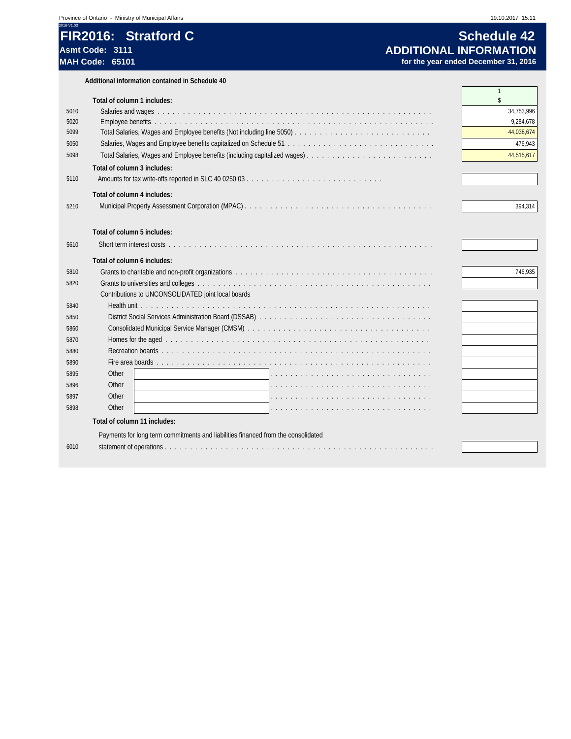# FIR2016: Stratford C

**Asmt Code: 3111**
**MAH Code: 65101**

## Schedule 42
## ADDITIONAL INFORMATION
**for the year ended December 31, 2016**

**Additional information contained in Schedule 40**

| | | 1 |
|---|---|---|
| | | $ |
| | **Total of column 1 includes:** | |
| 5010 | Salaries and wages | 34,753,996 |
| 5020 | Employee benefits | 9,284,678 |
| 5099 | Total Salaries, Wages and Employee benefits (Not including line 5050) | 44,038,674 |
| 5050 | Salaries, Wages and Employee benefits capitalized on Schedule 51 | 476,943 |
| 5098 | Total Salaries, Wages and Employee benefits (including capitalized wages) | 44,515,617 |
| | **Total of column 3 includes:** | |
| 5110 | Amounts for tax write-offs reported in SLC 40 0250 03 | |
| | **Total of column 4 includes:** | |
| 5210 | Municipal Property Assessment Corporation (MPAC) | 394,314 |
| | **Total of column 5 includes:** | |
| 5610 | Short term interest costs | |
| | **Total of column 6 includes:** | |
| 5810 | Grants to charitable and non-profit organizations | 746,935 |
| 5820 | Grants to universities and colleges | |
| | Contributions to UNCONSOLIDATED joint local boards | |
| 5840 | Health unit | |
| 5850 | District Social Services Administration Board (DSSAB) | |
| 5860 | Consolidated Municipal Service Manager (CMSM) | |
| 5870 | Homes for the aged | |
| 5880 | Recreation boards | |
| 5890 | Fire area boards | |
| 5895 | Other | |
| 5896 | Other | |
| 5897 | Other | |
| 5898 | Other | |
| | **Total of column 11 includes:** | |
| 6010 | Payments for long term commitments and liabilities financed from the consolidated statement of operations | |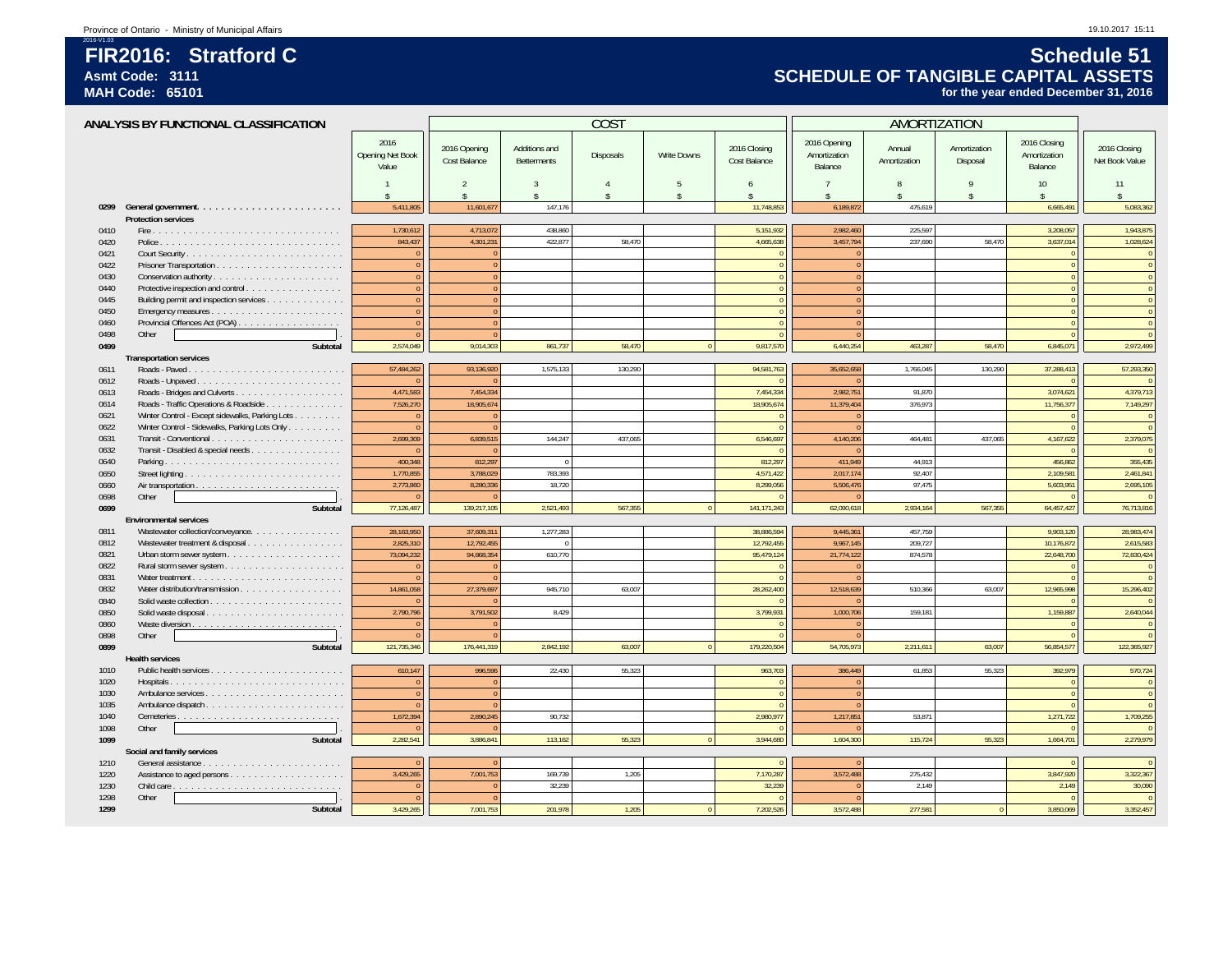# FIR2016: Stratford C

**Asmt Code: 3111**
**MAH Code: 65101**

## Schedule 51
## SCHEDULE OF TANGIBLE CAPITAL ASSETS
**for the year ended December 31, 2016**

### ANALYSIS BY FUNCTIONAL CLASSIFICATION

| | | 2016 Opening Net Book Value | COST: 2016 Opening Cost Balance | COST: Additions and Betterments | COST: Disposals | COST: Write Downs | COST: 2016 Closing Cost Balance | AMORTIZATION: 2016 Opening Amortization Balance | AMORTIZATION: Annual Amortization | AMORTIZATION: Amortization Disposal | AMORTIZATION: 2016 Closing Amortization Balance | 2016 Closing Net Book Value |
|---|---|---|---|---|---|---|---|---|---|---|---|---|
| | | 1 | 2 | 3 | 4 | 5 | 6 | 7 | 8 | 9 | 10 | 11 |
| | | $ | $ | $ | $ | $ | $ | $ | $ | $ | $ | $ |
| 0299 | **General government** | 5,411,805 | 11,601,677 | 147,176 | | | 11,748,853 | 6,189,872 | 475,619 | | 6,665,491 | 5,083,362 |
| | **Protection services** | | | | | | | | | | | |
| 0410 | Fire | 1,730,612 | 4,713,072 | 438,860 | | | 5,151,932 | 2,982,460 | 225,597 | | 3,208,057 | 1,943,875 |
| 0420 | Police | 843,437 | 4,301,231 | 422,877 | 58,470 | | 4,665,638 | 3,457,794 | 237,690 | 58,470 | 3,637,014 | 1,028,624 |
| 0421 | Court Security | 0 | 0 | | | | 0 | 0 | | | 0 | 0 |
| 0422 | Prisoner Transportation | 0 | 0 | | | | 0 | 0 | | | 0 | 0 |
| 0430 | Conservation authority | 0 | 0 | | | | 0 | 0 | | | 0 | 0 |
| 0440 | Protective inspection and control | 0 | 0 | | | | 0 | 0 | | | 0 | 0 |
| 0445 | Building permit and inspection services | 0 | 0 | | | | 0 | 0 | | | 0 | 0 |
| 0450 | Emergency measures | 0 | 0 | | | | 0 | 0 | | | 0 | 0 |
| 0460 | Provincial Offences Act (POA) | 0 | 0 | | | | 0 | 0 | | | 0 | 0 |
| 0498 | Other | 0 | 0 | | | | 0 | 0 | | | 0 | 0 |
| 0499 | **Subtotal** | 2,574,049 | 9,014,303 | 861,737 | 58,470 | 0 | 9,817,570 | 6,440,254 | 463,287 | 58,470 | 6,845,071 | 2,972,499 |
| | **Transportation services** | | | | | | | | | | | |
| 0611 | Roads - Paved | 57,484,262 | 93,136,920 | 1,575,133 | 130,290 | | 94,581,763 | 35,652,658 | 1,766,045 | 130,290 | 37,288,413 | 57,293,350 |
| 0612 | Roads - Unpaved | 0 | 0 | | | | 0 | 0 | | | 0 | 0 |
| 0613 | Roads - Bridges and Culverts | 4,471,583 | 7,454,334 | | | | 7,454,334 | 2,982,751 | 91,870 | | 3,074,621 | 4,379,713 |
| 0614 | Roads - Traffic Operations & Roadside | 7,526,270 | 18,905,674 | | | | 18,905,674 | 11,379,404 | 376,973 | | 11,756,377 | 7,149,297 |
| 0621 | Winter Control - Except sidewalks, Parking Lots | 0 | 0 | | | | 0 | 0 | | | 0 | 0 |
| 0622 | Winter Control - Sidewalks, Parking Lots Only | 0 | 0 | | | | 0 | 0 | | | 0 | 0 |
| 0631 | Transit - Conventional | 2,699,309 | 6,839,515 | 144,247 | 437,065 | | 6,546,697 | 4,140,206 | 464,481 | 437,065 | 4,167,622 | 2,379,075 |
| 0632 | Transit - Disabled & special needs | 0 | 0 | | | | 0 | 0 | | | 0 | 0 |
| 0640 | Parking | 400,348 | 812,297 | 0 | | | 812,297 | 411,949 | 44,913 | | 456,862 | 355,435 |
| 0650 | Street lighting | 1,770,855 | 3,788,029 | 783,393 | | | 4,571,422 | 2,017,174 | 92,407 | | 2,109,581 | 2,461,841 |
| 0660 | Air transportation | 2,773,860 | 8,280,336 | 18,720 | | | 8,299,056 | 5,506,476 | 97,475 | | 5,603,951 | 2,695,105 |
| 0698 | Other | 0 | 0 | | | | 0 | 0 | | | 0 | 0 |
| 0699 | **Subtotal** | 77,126,487 | 139,217,105 | 2,521,493 | 567,355 | 0 | 141,171,243 | 62,090,618 | 2,934,164 | 567,355 | 64,457,427 | 76,713,816 |
| | **Environmental services** | | | | | | | | | | | |
| 0811 | Wastewater collection/conveyance | 28,163,950 | 37,609,311 | 1,277,283 | | | 38,886,594 | 9,445,361 | 457,759 | | 9,903,120 | 28,983,474 |
| 0812 | Wastewater treatment & disposal | 2,825,310 | 12,792,455 | 0 | | | 12,792,455 | 9,967,145 | 209,727 | | 10,176,872 | 2,615,583 |
| 0821 | Urban storm sewer system | 73,094,232 | 94,868,354 | 610,770 | | | 95,479,124 | 21,774,122 | 874,578 | | 22,648,700 | 72,830,424 |
| 0822 | Rural storm sewer system | 0 | 0 | | | | 0 | 0 | | | 0 | 0 |
| 0831 | Water treatment | 0 | 0 | | | | 0 | 0 | | | 0 | 0 |
| 0832 | Water distribution/transmission | 14,861,058 | 27,379,697 | 945,710 | 63,007 | | 28,262,400 | 12,518,639 | 510,366 | 63,007 | 12,965,998 | 15,296,402 |
| 0840 | Solid waste collection | 0 | 0 | | | | 0 | 0 | | | 0 | 0 |
| 0850 | Solid waste disposal | 2,790,796 | 3,791,502 | 8,429 | | | 3,799,931 | 1,000,706 | 159,181 | | 1,159,887 | 2,640,044 |
| 0860 | Waste diversion | 0 | 0 | | | | 0 | 0 | | | 0 | 0 |
| 0898 | Other | 0 | 0 | | | | 0 | 0 | | | 0 | 0 |
| 0899 | **Subtotal** | 121,735,346 | 176,441,319 | 2,842,192 | 63,007 | 0 | 179,220,504 | 54,705,973 | 2,211,611 | 63,007 | 56,854,577 | 122,365,927 |
| | **Health services** | | | | | | | | | | | |
| 1010 | Public health services | 610,147 | 996,596 | 22,430 | 55,323 | | 963,703 | 386,449 | 61,853 | 55,323 | 392,979 | 570,724 |
| 1020 | Hospitals | 0 | 0 | | | | 0 | 0 | | | 0 | 0 |
| 1030 | Ambulance services | 0 | 0 | | | | 0 | 0 | | | 0 | 0 |
| 1035 | Ambulance dispatch | 0 | 0 | | | | 0 | 0 | | | 0 | 0 |
| 1040 | Cemeteries | 1,672,394 | 2,890,245 | 90,732 | | | 2,980,977 | 1,217,851 | 53,871 | | 1,271,722 | 1,709,255 |
| 1098 | Other | 0 | 0 | | | | 0 | 0 | | | 0 | 0 |
| 1099 | **Subtotal** | 2,282,541 | 3,886,841 | 113,162 | 55,323 | 0 | 3,944,680 | 1,604,300 | 115,724 | 55,323 | 1,664,701 | 2,279,979 |
| | **Social and family services** | | | | | | | | | | | |
| 1210 | General assistance | 0 | 0 | | | | 0 | 0 | | | 0 | 0 |
| 1220 | Assistance to aged persons | 3,429,265 | 7,001,753 | 169,739 | 1,205 | | 7,170,287 | 3,572,488 | 275,432 | | 3,847,920 | 3,322,367 |
| 1230 | Child care | 0 | 0 | 32,239 | | | 32,239 | 0 | 2,149 | | 2,149 | 30,090 |
| 1298 | Other | 0 | 0 | | | | 0 | 0 | | | 0 | 0 |
| 1299 | **Subtotal** | 3,429,265 | 7,001,753 | 201,978 | 1,205 | 0 | 7,202,526 | 3,572,488 | 277,581 | 0 | 3,850,069 | 3,352,457 |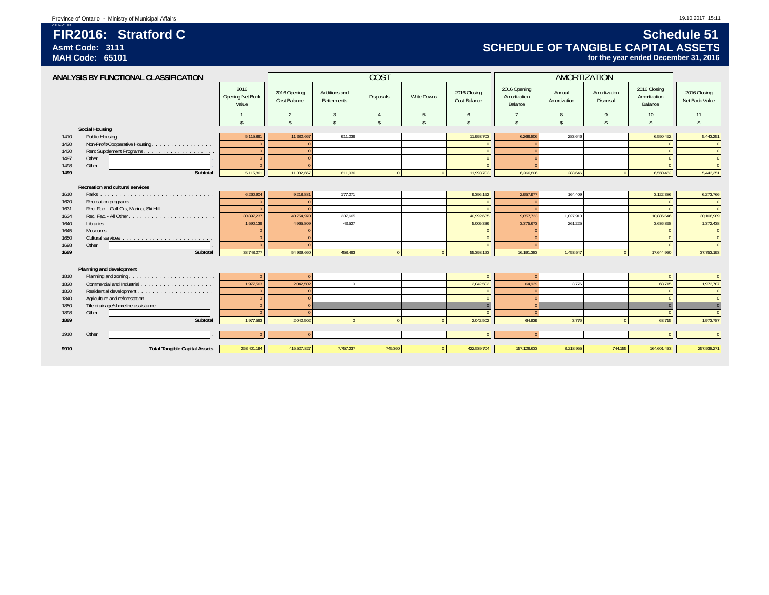# FIR2016: Stratford C

**Asmt Code: 3111**
**MAH Code: 65101**

## Schedule 51
## SCHEDULE OF TANGIBLE CAPITAL ASSETS
**for the year ended December 31, 2016**

### ANALYSIS BY FUNCTIONAL CLASSIFICATION

| | | | COST | | | | | AMORTIZATION | | | | |
|---|---|---|---|---|---|---|---|---|---|---|---|---|
| | | 2016 Opening Net Book Value | 2016 Opening Cost Balance | Additions and Betterments | Disposals | Write Downs | 2016 Closing Cost Balance | 2016 Opening Amortization Balance | Annual Amortization | Amortization Disposal | 2016 Closing Amortization Balance | 2016 Closing Net Book Value |
| | | 1 | 2 | 3 | 4 | 5 | 6 | 7 | 8 | 9 | 10 | 11 |
| | | $ | $ | $ | $ | $ | $ | $ | $ | $ | $ | $ |
| | **Social Housing** | | | | | | | | | | | |
| 1410 | Public Housing | 5,115,861 | 11,382,667 | 611,036 | | | 11,993,703 | 6,266,806 | 283,646 | | 6,550,452 | 5,443,251 |
| 1420 | Non-Profit/Cooperative Housing | 0 | 0 | | | | 0 | 0 | | | 0 | 0 |
| 1430 | Rent Supplement Programs | 0 | 0 | | | | 0 | 0 | | | 0 | 0 |
| 1497 | Other | 0 | 0 | | | | 0 | 0 | | | 0 | 0 |
| 1498 | Other | 0 | 0 | | | | 0 | 0 | | | 0 | 0 |
| **1499** | **Subtotal** | 5,115,861 | 11,382,667 | 611,036 | 0 | 0 | 11,993,703 | 6,266,806 | 283,646 | 0 | 6,550,452 | 5,443,251 |
| | **Recreation and cultural services** | | | | | | | | | | | |
| 1610 | Parks | 6,260,904 | 9,218,881 | 177,271 | | | 9,396,152 | 2,957,977 | 164,409 | | 3,122,386 | 6,273,766 |
| 1620 | Recreation programs | 0 | 0 | | | | 0 | 0 | | | 0 | 0 |
| 1631 | Rec. Fac. - Golf Crs, Marina, Ski Hill | 0 | 0 | | | | 0 | 0 | | | 0 | 0 |
| 1634 | Rec. Fac. - All Other | 30,897,237 | 40,754,970 | 237,665 | | | 40,992,635 | 9,857,733 | 1,027,913 | | 10,885,646 | 30,106,989 |
| 1640 | Libraries | 1,590,136 | 4,965,809 | 43,527 | | | 5,009,336 | 3,375,673 | 261,225 | | 3,636,898 | 1,372,438 |
| 1645 | Museums | 0 | 0 | | | | 0 | 0 | | | 0 | 0 |
| 1650 | Cultural services | 0 | 0 | | | | 0 | 0 | | | 0 | 0 |
| 1698 | Other | 0 | 0 | | | | 0 | 0 | | | 0 | 0 |
| **1699** | **Subtotal** | 38,748,277 | 54,939,660 | 458,463 | 0 | 0 | 55,398,123 | 16,191,383 | 1,453,547 | 0 | 17,644,930 | 37,753,193 |
| | **Planning and development** | | | | | | | | | | | |
| 1810 | Planning and zoning | 0 | 0 | | | | 0 | 0 | | | 0 | 0 |
| 1820 | Commercial and Industrial | 1,977,563 | 2,042,502 | 0 | | | 2,042,502 | 64,939 | 3,776 | | 68,715 | 1,973,787 |
| 1830 | Residential development | 0 | 0 | | | | 0 | 0 | | | 0 | 0 |
| 1840 | Agriculture and reforestation | 0 | 0 | | | | 0 | 0 | | | 0 | 0 |
| 1850 | Tile drainage/shoreline assistance | 0 | 0 | | | | 0 | 0 | | | 0 | 0 |
| 1898 | Other | 0 | 0 | | | | 0 | 0 | | | 0 | 0 |
| **1899** | **Subtotal** | 1,977,563 | 2,042,502 | 0 | 0 | 0 | 2,042,502 | 64,939 | 3,776 | 0 | 68,715 | 1,973,787 |
| 1910 | Other | 0 | 0 | | | | 0 | 0 | | | 0 | 0 |
| **9910** | **Total Tangible Capital Assets** | 258,401,194 | 415,527,827 | 7,757,237 | 745,360 | 0 | 422,539,704 | 157,126,633 | 8,218,955 | 744,155 | 164,601,433 | 257,938,271 |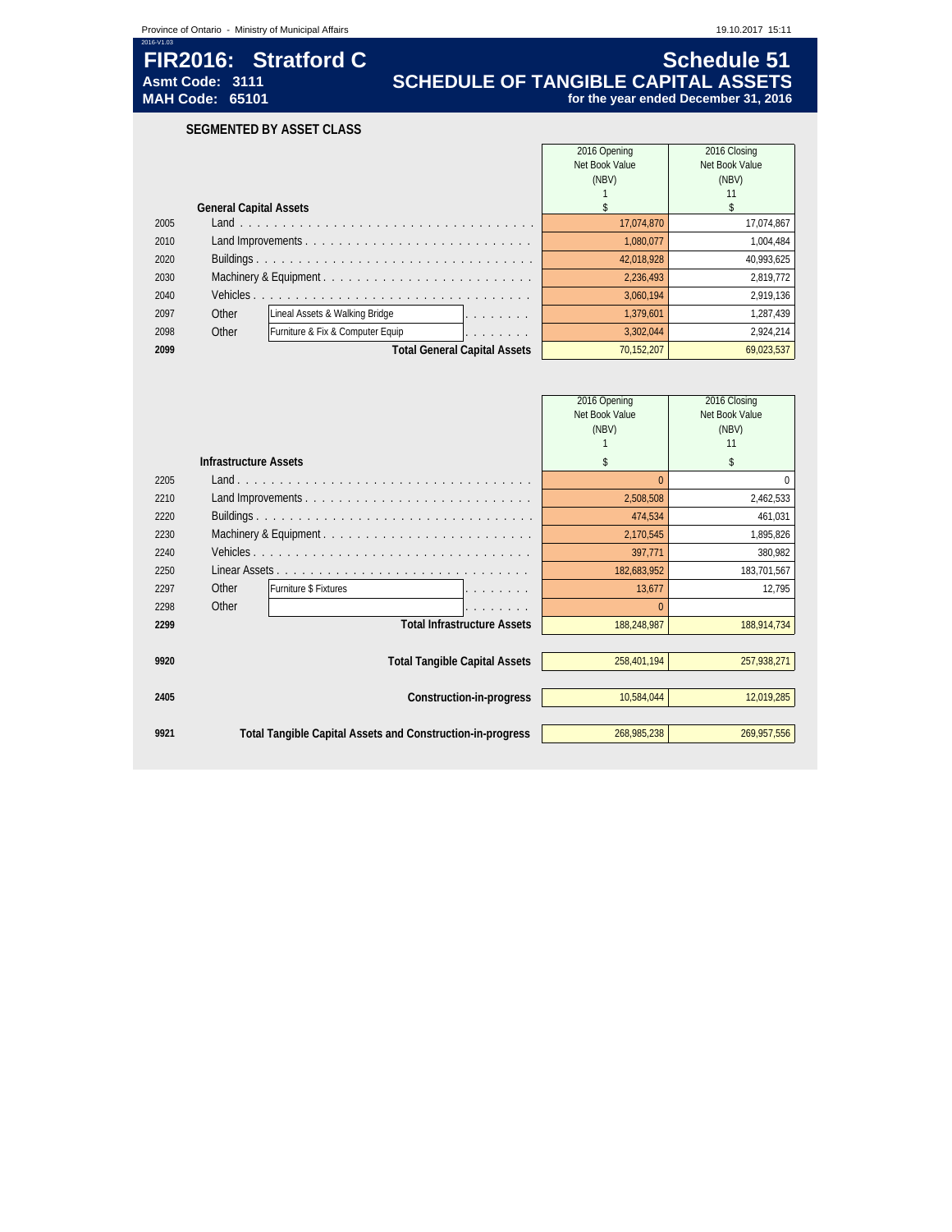# FIR2016: Stratford C

**Asmt Code: 3111**
**MAH Code: 65101**

## Schedule 51
## SCHEDULE OF TANGIBLE CAPITAL ASSETS
**for the year ended December 31, 2016**

### SEGMENTED BY ASSET CLASS

| | **General Capital Assets** | 2016 Opening Net Book Value (NBV) 1 $ | 2016 Closing Net Book Value (NBV) 11 $ |
|---|---|---|---|
| 2005 | Land | 17,074,870 | 17,074,867 |
| 2010 | Land Improvements | 1,080,077 | 1,004,484 |
| 2020 | Buildings | 42,018,928 | 40,993,625 |
| 2030 | Machinery & Equipment | 2,236,493 | 2,819,772 |
| 2040 | Vehicles | 3,060,194 | 2,919,136 |
| 2097 | Other: Lineal Assets & Walking Bridge | 1,379,601 | 1,287,439 |
| 2098 | Other: Furniture & Fix & Computer Equip | 3,302,044 | 2,924,214 |
| **2099** | **Total General Capital Assets** | 70,152,207 | 69,023,537 |

| | **Infrastructure Assets** | 2016 Opening Net Book Value (NBV) 1 $ | 2016 Closing Net Book Value (NBV) 11 $ |
|---|---|---|---|
| 2205 | Land | 0 | 0 |
| 2210 | Land Improvements | 2,508,508 | 2,462,533 |
| 2220 | Buildings | 474,534 | 461,031 |
| 2230 | Machinery & Equipment | 2,170,545 | 1,895,826 |
| 2240 | Vehicles | 397,771 | 380,982 |
| 2250 | Linear Assets | 182,683,952 | 183,701,567 |
| 2297 | Other: Furniture $ Fixtures | 13,677 | 12,795 |
| 2298 | Other | 0 | |
| **2299** | **Total Infrastructure Assets** | 188,248,987 | 188,914,734 |
| | | | |
| **9920** | **Total Tangible Capital Assets** | 258,401,194 | 257,938,271 |
| | | | |
| **2405** | **Construction-in-progress** | 10,584,044 | 12,019,285 |
| | | | |
| **9921** | **Total Tangible Capital Assets and Construction-in-progress** | 268,985,238 | 269,957,556 |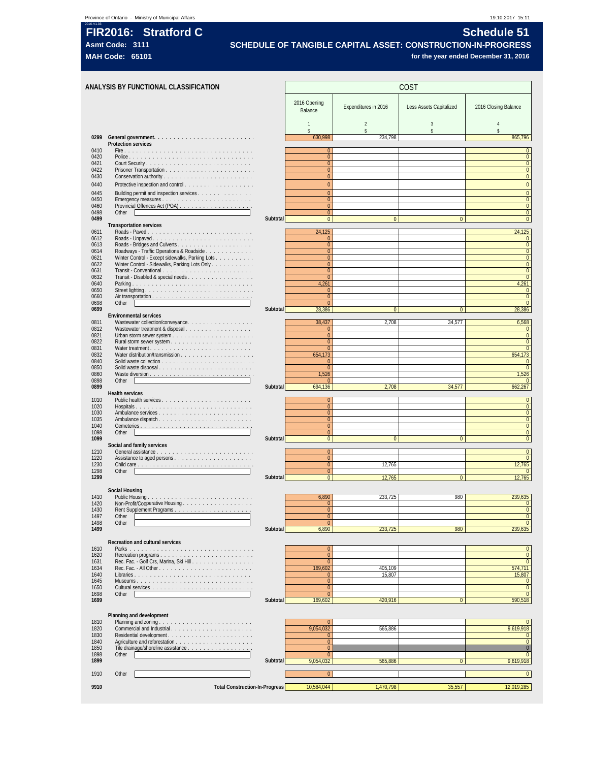Province of Ontario - Ministry of Municipal Affairs 19.10.2017 15:11

2016-V1.03

# FIR2016: Stratford C

**Asmt Code: 3111**

**MAH Code: 65101**

# Schedule 51

## SCHEDULE OF TANGIBLE CAPITAL ASSET: CONSTRUCTION-IN-PROGRESS

**for the year ended December 31, 2016**

### ANALYSIS BY FUNCTIONAL CLASSIFICATION

| | | COST | | | |
|---|---|---|---|---|---|
| | | 2016 Opening Balance | Expenditures in 2016 | Less Assets Capitalized | 2016 Closing Balance |
| | | 1 | 2 | 3 | 4 |
| | | $ | $ | $ | $ |
| 0299 | **General government** | 630,998 | 234,798 | | 865,796 |
| | **Protection services** | | | | |
| 0410 | Fire | 0 | | | 0 |
| 0420 | Police | 0 | | | 0 |
| 0421 | Court Security | 0 | | | 0 |
| 0422 | Prisoner Transportation | 0 | | | 0 |
| 0430 | Conservation authority | 0 | | | 0 |
| 0440 | Protective inspection and control | 0 | | | 0 |
| 0445 | Building permit and inspection services | 0 | | | 0 |
| 0450 | Emergency measures | 0 | | | 0 |
| 0460 | Provincial Offences Act (POA) | 0 | | | 0 |
| 0498 | Other | 0 | | | 0 |
| 0499 | Subtotal | 0 | 0 | 0 | 0 |
| | **Transportation services** | | | | |
| 0611 | Roads - Paved | 24,125 | | | 24,125 |
| 0612 | Roads - Unpaved | 0 | | | 0 |
| 0613 | Roads - Bridges and Culverts | 0 | | | 0 |
| 0614 | Roadways - Traffic Operations & Roadside | 0 | | | 0 |
| 0621 | Winter Control - Except sidewalks, Parking Lots | 0 | | | 0 |
| 0622 | Winter Control - Sidewalks, Parking Lots Only | 0 | | | 0 |
| 0631 | Transit - Conventional | 0 | | | 0 |
| 0632 | Transit - Disabled & special needs | 0 | | | 0 |
| 0640 | Parking | 4,261 | | | 4,261 |
| 0650 | Street lighting | 0 | | | 0 |
| 0660 | Air transportation | 0 | | | 0 |
| 0698 | Other | 0 | | | 0 |
| 0699 | Subtotal | 28,386 | 0 | 0 | 28,386 |
| | **Environmental services** | | | | |
| 0811 | Wastewater collection/conveyance | 38,437 | 2,708 | 34,577 | 6,568 |
| 0812 | Wastewater treatment & disposal | 0 | | | 0 |
| 0821 | Urban storm sewer system | 0 | | | 0 |
| 0822 | Rural storm sewer system | 0 | | | 0 |
| 0831 | Water treatment | 0 | | | 0 |
| 0832 | Water distribution/transmission | 654,173 | | | 654,173 |
| 0840 | Solid waste collection | 0 | | | 0 |
| 0850 | Solid waste disposal | 0 | | | 0 |
| 0860 | Waste diversion | 1,526 | | | 1,526 |
| 0898 | Other | 0 | | | 0 |
| 0899 | Subtotal | 694,136 | 2,708 | 34,577 | 662,267 |
| | **Health services** | | | | |
| 1010 | Public health services | 0 | | | 0 |
| 1020 | Hospitals | 0 | | | 0 |
| 1030 | Ambulance services | 0 | | | 0 |
| 1035 | Ambulance dispatch | 0 | | | 0 |
| 1040 | Cemeteries | 0 | | | 0 |
| 1098 | Other | 0 | | | 0 |
| 1099 | Subtotal | 0 | 0 | 0 | 0 |
| | **Social and family services** | | | | |
| 1210 | General assistance | 0 | | | 0 |
| 1220 | Assistance to aged persons | 0 | | | 0 |
| 1230 | Child care | 0 | 12,765 | | 12,765 |
| 1298 | Other | 0 | | | 0 |
| 1299 | Subtotal | 0 | 12,765 | 0 | 12,765 |
| | **Social Housing** | | | | |
| 1410 | Public Housing | 6,890 | 233,725 | 980 | 239,635 |
| 1420 | Non-Profit/Cooperative Housing | 0 | | | 0 |
| 1430 | Rent Supplement Programs | 0 | | | 0 |
| 1497 | Other | 0 | | | 0 |
| 1498 | Other | 0 | | | 0 |
| 1499 | Subtotal | 6,890 | 233,725 | 980 | 239,635 |
| | **Recreation and cultural services** | | | | |
| 1610 | Parks | 0 | | | 0 |
| 1620 | Recreation programs | 0 | | | 0 |
| 1631 | Rec. Fac. - Golf Crs, Marina, Ski Hill | 0 | | | 0 |
| 1634 | Rec. Fac. - All Other | 169,602 | 405,109 | | 574,711 |
| 1640 | Libraries | 0 | 15,807 | | 15,807 |
| 1645 | Museums | 0 | | | 0 |
| 1650 | Cultural services | 0 | | | 0 |
| 1698 | Other | 0 | | | 0 |
| 1699 | Subtotal | 169,602 | 420,916 | 0 | 590,518 |
| | **Planning and development** | | | | |
| 1810 | Planning and zoning | 0 | | | 0 |
| 1820 | Commercial and Industrial | 9,054,032 | 565,886 | | 9,619,918 |
| 1830 | Residential development | 0 | | | 0 |
| 1840 | Agriculture and reforestation | 0 | | | 0 |
| 1850 | Tile drainage/shoreline assistance | 0 | | | 0 |
| 1898 | Other | 0 | | | 0 |
| 1899 | Subtotal | 9,054,032 | 565,886 | 0 | 9,619,918 |
| 1910 | Other | 0 | | | 0 |
| 9910 | **Total Construction-In-Progress** | 10,584,044 | 1,470,798 | 35,557 | 12,019,285 |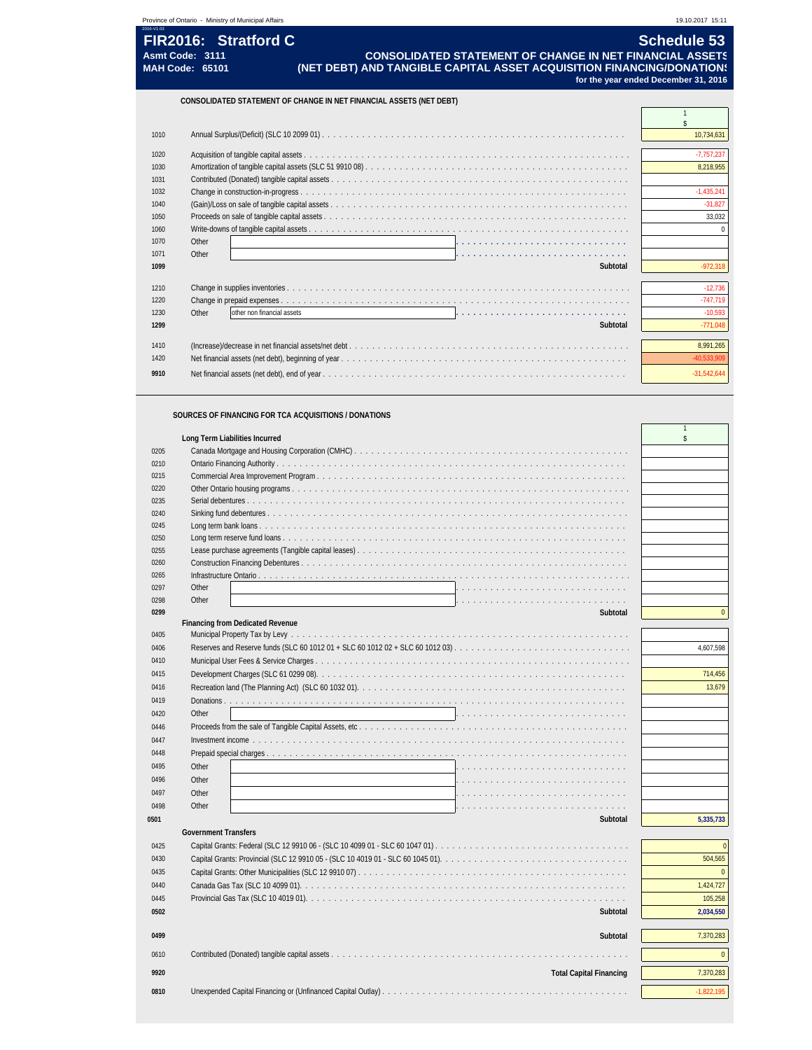# FIR2016: Stratford C

**Schedule 53**

**Asmt Code: 3111**
**MAH Code: 65101**

## CONSOLIDATED STATEMENT OF CHANGE IN NET FINANCIAL ASSETS (NET DEBT) AND TANGIBLE CAPITAL ASSET ACQUISITION FINANCING/DONATIONS

**for the year ended December 31, 2016**

### CONSOLIDATED STATEMENT OF CHANGE IN NET FINANCIAL ASSETS (NET DEBT)

| | | 1 |
|---|---|---|
| | | $ |
| 1010 | Annual Surplus/(Deficit) (SLC 10 2099 01) | 10,734,631 |
| 1020 | Acquisition of tangible capital assets | -7,757,237 |
| 1030 | Amortization of tangible capital assets (SLC 51 9910 08) | 8,218,955 |
| 1031 | Contributed (Donated) tangible capital assets | |
| 1032 | Change in construction-in-progress | -1,435,241 |
| 1040 | (Gain)/Loss on sale of tangible capital assets | -31,827 |
| 1050 | Proceeds on sale of tangible capital assets | 33,032 |
| 1060 | Write-downs of tangible capital assets | 0 |
| 1070 | Other | |
| 1071 | Other | |
| **1099** | **Subtotal** | -972,318 |
| 1210 | Change in supplies inventories | -12,736 |
| 1220 | Change in prepaid expenses | -747,719 |
| 1230 | Other: other non financial assets | -10,593 |
| **1299** | **Subtotal** | -771,048 |
| 1410 | (Increase)/decrease in net financial assets/net debt | 8,991,265 |
| 1420 | Net financial assets (net debt), beginning of year | -40,533,909 |
| **9910** | Net financial assets (net debt), end of year | -31,542,644 |

### SOURCES OF FINANCING FOR TCA ACQUISITIONS / DONATIONS

| | | 1 |
|---|---|---|
| | | $ |
| | **Long Term Liabilities Incurred** | |
| 0205 | Canada Mortgage and Housing Corporation (CMHC) | |
| 0210 | Ontario Financing Authority | |
| 0215 | Commercial Area Improvement Program | |
| 0220 | Other Ontario housing programs | |
| 0235 | Serial debentures | |
| 0240 | Sinking fund debentures | |
| 0245 | Long term bank loans | |
| 0250 | Long term reserve fund loans | |
| 0255 | Lease purchase agreements (Tangible capital leases) | |
| 0260 | Construction Financing Debentures | |
| 0265 | Infrastructure Ontario | |
| 0297 | Other | |
| 0298 | Other | |
| **0299** | **Subtotal** | 0 |
| | **Financing from Dedicated Revenue** | |
| 0405 | Municipal Property Tax by Levy | |
| 0406 | Reserves and Reserve funds (SLC 60 1012 01 + SLC 60 1012 02 + SLC 60 1012 03) | 4,607,598 |
| 0410 | Municipal User Fees & Service Charges | |
| 0415 | Development Charges (SLC 61 0299 08) | 714,456 |
| 0416 | Recreation land (The Planning Act) (SLC 60 1032 01) | 13,679 |
| 0419 | Donations | |
| 0420 | Other | |
| 0446 | Proceeds from the sale of Tangible Capital Assets, etc | |
| 0447 | Investment income | |
| 0448 | Prepaid special charges | |
| 0495 | Other | |
| 0496 | Other | |
| 0497 | Other | |
| 0498 | Other | |
| **0501** | **Subtotal** | **5,335,733** |
| | **Government Transfers** | |
| 0425 | Capital Grants: Federal (SLC 12 9910 06 - (SLC 10 4099 01 - SLC 60 1047 01) | 0 |
| 0430 | Capital Grants: Provincial (SLC 12 9910 05 - (SLC 10 4019 01 - SLC 60 1045 01) | 504,565 |
| 0435 | Capital Grants: Other Municipalities (SLC 12 9910 07) | 0 |
| 0440 | Canada Gas Tax (SLC 10 4099 01) | 1,424,727 |
| 0445 | Provincial Gas Tax (SLC 10 4019 01) | 105,258 |
| **0502** | **Subtotal** | **2,034,550** |
| **0499** | **Subtotal** | 7,370,283 |
| 0610 | Contributed (Donated) tangible capital assets | 0 |
| **9920** | **Total Capital Financing** | 7,370,283 |
| **0810** | Unexpended Capital Financing or (Unfinanced Capital Outlay) | -1,822,195 |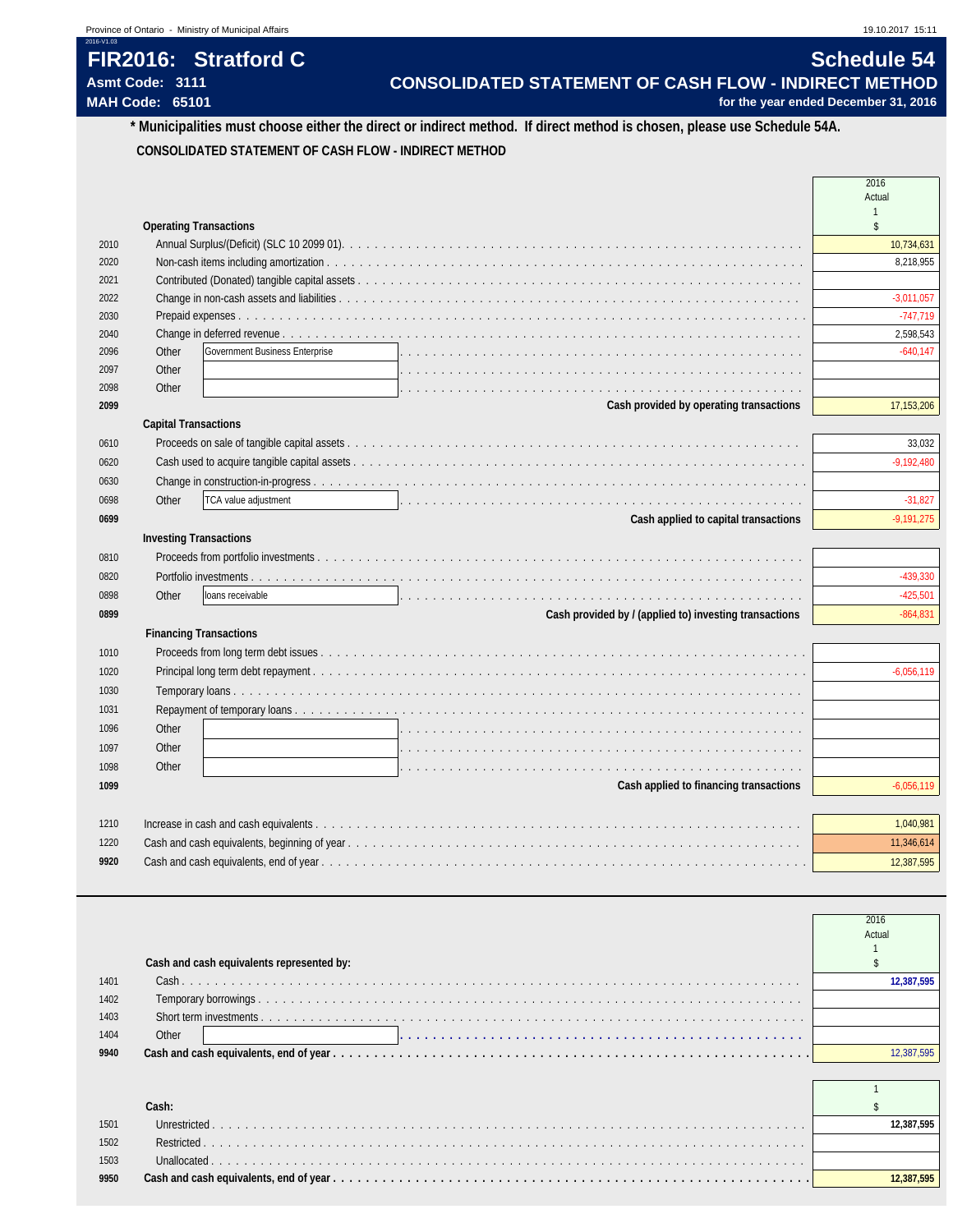# FIR2016: Stratford C

**Asmt Code: 3111**
**MAH Code: 65101**

## Schedule 54

## CONSOLIDATED STATEMENT OF CASH FLOW - INDIRECT METHOD

**for the year ended December 31, 2016**

**\* Municipalities must choose either the direct or indirect method. If direct method is chosen, please use Schedule 54A.**

**CONSOLIDATED STATEMENT OF CASH FLOW - INDIRECT METHOD**

| | | 2016 Actual 1 $ |
|---|---|---|
| | **Operating Transactions** | |
| 2010 | Annual Surplus/(Deficit) (SLC 10 2099 01) | 10,734,631 |
| 2020 | Non-cash items including amortization | 8,218,955 |
| 2021 | Contributed (Donated) tangible capital assets | |
| 2022 | Change in non-cash assets and liabilities | -3,011,057 |
| 2030 | Prepaid expenses | -747,719 |
| 2040 | Change in deferred revenue | 2,598,543 |
| 2096 | Other: Government Business Enterprise | -640,147 |
| 2097 | Other | |
| 2098 | Other | |
| **2099** | **Cash provided by operating transactions** | 17,153,206 |
| | **Capital Transactions** | |
| 0610 | Proceeds on sale of tangible capital assets | 33,032 |
| 0620 | Cash used to acquire tangible capital assets | -9,192,480 |
| 0630 | Change in construction-in-progress | |
| 0698 | Other: TCA value adjustment | -31,827 |
| **0699** | **Cash applied to capital transactions** | -9,191,275 |
| | **Investing Transactions** | |
| 0810 | Proceeds from portfolio investments | |
| 0820 | Portfolio investments | -439,330 |
| 0898 | Other: loans receivable | -425,501 |
| **0899** | **Cash provided by / (applied to) investing transactions** | -864,831 |
| | **Financing Transactions** | |
| 1010 | Proceeds from long term debt issues | |
| 1020 | Principal long term debt repayment | -6,056,119 |
| 1030 | Temporary loans | |
| 1031 | Repayment of temporary loans | |
| 1096 | Other | |
| 1097 | Other | |
| 1098 | Other | |
| **1099** | **Cash applied to financing transactions** | -6,056,119 |
| | | |
| 1210 | Increase in cash and cash equivalents | 1,040,981 |
| 1220 | Cash and cash equivalents, beginning of year | 11,346,614 |
| **9920** | Cash and cash equivalents, end of year | 12,387,595 |

| | | 2016 Actual 1 $ |
|---|---|---|
| | **Cash and cash equivalents represented by:** | |
| 1401 | Cash | **12,387,595** |
| 1402 | Temporary borrowings | |
| 1403 | Short term investments | |
| 1404 | Other | |
| **9940** | **Cash and cash equivalents, end of year** | 12,387,595 |

| | | 1 $ |
|---|---|---|
| | **Cash:** | |
| 1501 | Unrestricted | **12,387,595** |
| 1502 | Restricted | |
| 1503 | Unallocated | |
| **9950** | **Cash and cash equivalents, end of year** | **12,387,595** |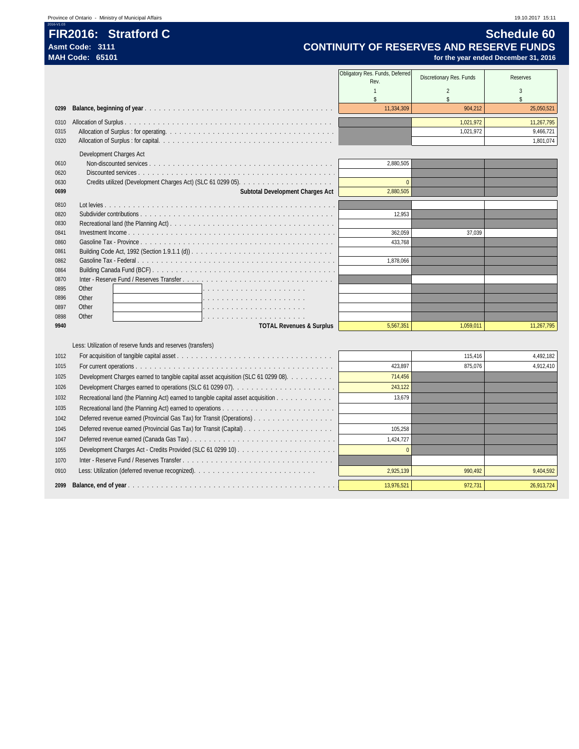Province of Ontario - Ministry of Municipal Affairs

# FIR2016: Stratford C

**Asmt Code: 3111**
**MAH Code: 65101**

# Schedule 60

## CONTINUITY OF RESERVES AND RESERVE FUNDS

**for the year ended December 31, 2016**

| | | Obligatory Res. Funds, Deferred Rev. | Discretionary Res. Funds | Reserves |
|---|---|---|---|---|
| | | 1 | 2 | 3 |
| | | $ | $ | $ |
| **0299** | **Balance, beginning of year** | 11,334,309 | 904,212 | 25,050,521 |
| 0310 | Allocation of Surplus | | 1,021,972 | 11,267,795 |
| 0315 | Allocation of Surplus : for operating. | | 1,021,972 | 9,466,721 |
| 0320 | Allocation of Surplus : for capital. | | | 1,801,074 |
| | Development Charges Act | | | |
| 0610 | Non-discounted services | 2,880,505 | | |
| 0620 | Discounted services | | | |
| 0630 | Credits utilized (Development Charges Act) (SLC 61 0299 05). | 0 | | |
| **0699** | **Subtotal Development Charges Act** | 2,880,505 | | |
| 0810 | Lot levies | | | |
| 0820 | Subdivider contributions | 12,953 | | |
| 0830 | Recreational land (the Planning Act) | | | |
| 0841 | Investment Income | 362,059 | 37,039 | |
| 0860 | Gasoline Tax - Province | 433,768 | | |
| 0861 | Building Code Act, 1992 (Section 1.9.1.1 (d)) | | | |
| 0862 | Gasoline Tax - Federal | 1,878,066 | | |
| 0864 | Building Canada Fund (BCF) | | | |
| 0870 | Inter - Reserve Fund / Reserves Transfer | | | |
| 0895 | Other | | | |
| 0896 | Other | | | |
| 0897 | Other | | | |
| 0898 | Other | | | |
| **9940** | **TOTAL Revenues & Surplus** | 5,567,351 | 1,059,011 | 11,267,795 |
| | Less: Utilization of reserve funds and reserves (transfers) | | | |
| 1012 | For acquisition of tangible capital asset | | 115,416 | 4,492,182 |
| 1015 | For current operations | 423,897 | 875,076 | 4,912,410 |
| 1025 | Development Charges earned to tangible capital asset acquisition (SLC 61 0299 08). | 714,456 | | |
| 1026 | Development Charges earned to operations (SLC 61 0299 07). | 243,122 | | |
| 1032 | Recreational land (the Planning Act) earned to tangible capital asset acquisition | 13,679 | | |
| 1035 | Recreational land (the Planning Act) earned to operations | | | |
| 1042 | Deferred revenue earned (Provincial Gas Tax) for Transit (Operations) | | | |
| 1045 | Deferred revenue earned (Provincial Gas Tax) for Transit (Capital) | 105,258 | | |
| 1047 | Deferred revenue earned (Canada Gas Tax) | 1,424,727 | | |
| 1055 | Development Charges Act - Credits Provided (SLC 61 0299 10) | 0 | | |
| 1070 | Inter - Reserve Fund / Reserves Transfer | | | |
| 0910 | Less: Utilization (deferred revenue recognized). | 2,925,139 | 990,492 | 9,404,592 |
| **2099** | **Balance, end of year** | 13,976,521 | 972,731 | 26,913,724 |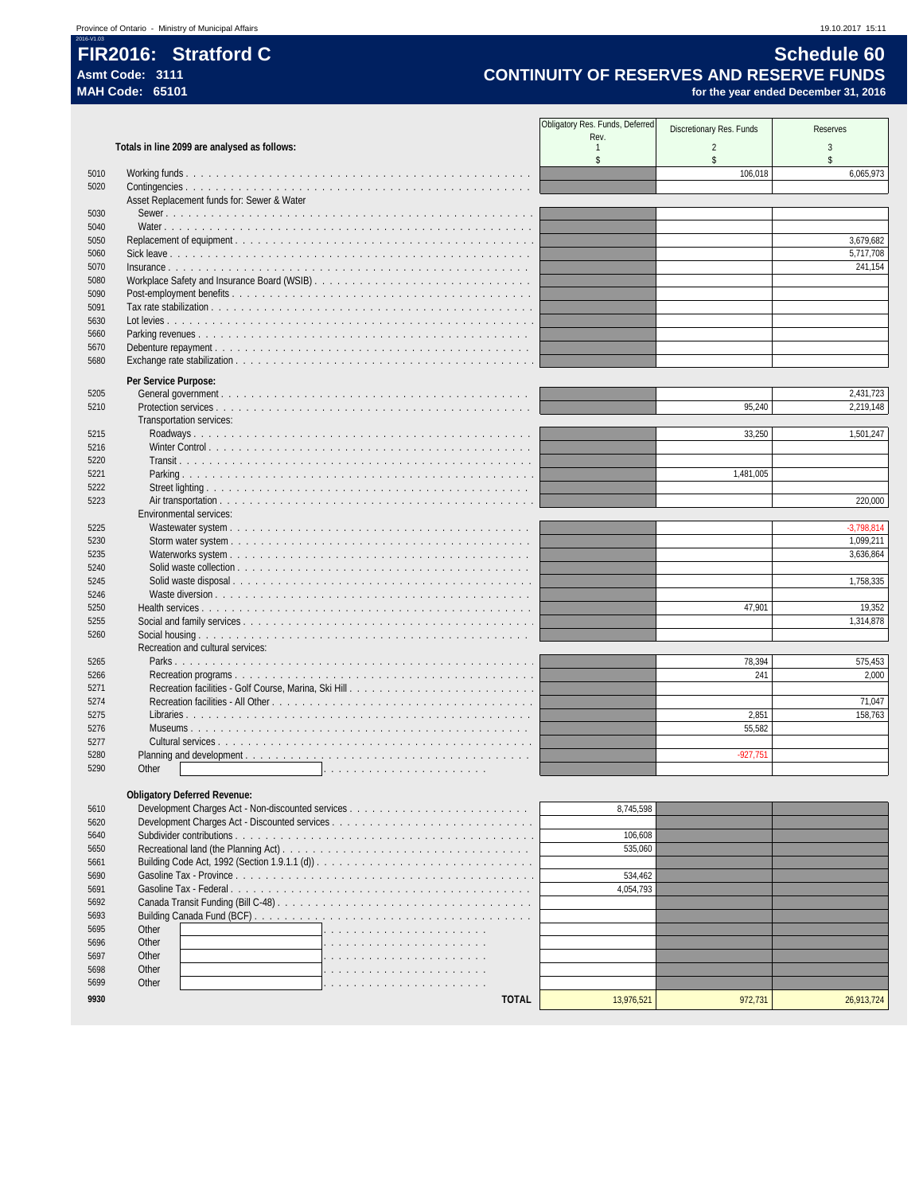# FIR2016: Stratford C

**Asmt Code: 3111**
**MAH Code: 65101**

## Schedule 60
## CONTINUITY OF RESERVES AND RESERVE FUNDS
**for the year ended December 31, 2016**

**Totals in line 2099 are analysed as follows:**

| | | Obligatory Res. Funds, Deferred Rev. 1 $ | Discretionary Res. Funds 2 $ | Reserves 3 $ |
|---|---|---|---|---|
| 5010 | Working funds | | 106,018 | 6,065,973 |
| 5020 | Contingencies | | | |
| | Asset Replacement funds for: Sewer & Water | | | |
| 5030 | Sewer | | | |
| 5040 | Water | | | |
| 5050 | Replacement of equipment | | | 3,679,682 |
| 5060 | Sick leave | | | 5,717,708 |
| 5070 | Insurance | | | 241,154 |
| 5080 | Workplace Safety and Insurance Board (WSIB) | | | |
| 5090 | Post-employment benefits | | | |
| 5091 | Tax rate stabilization | | | |
| 5630 | Lot levies | | | |
| 5660 | Parking revenues | | | |
| 5670 | Debenture repayment | | | |
| 5680 | Exchange rate stabilization | | | |
| | **Per Service Purpose:** | | | |
| 5205 | General government | | | 2,431,723 |
| 5210 | Protection services | | 95,240 | 2,219,148 |
| | Transportation services: | | | |
| 5215 | Roadways | | 33,250 | 1,501,247 |
| 5216 | Winter Control | | | |
| 5220 | Transit | | | |
| 5221 | Parking | | 1,481,005 | |
| 5222 | Street lighting | | | |
| 5223 | Air transportation | | | 220,000 |
| | Environmental services: | | | |
| 5225 | Wastewater system | | | -3,798,814 |
| 5230 | Storm water system | | | 1,099,211 |
| 5235 | Waterworks system | | | 3,636,864 |
| 5240 | Solid waste collection | | | |
| 5245 | Solid waste disposal | | | 1,758,335 |
| 5246 | Waste diversion | | | |
| 5250 | Health services | | 47,901 | 19,352 |
| 5255 | Social and family services | | | 1,314,878 |
| 5260 | Social housing | | | |
| | Recreation and cultural services: | | | |
| 5265 | Parks | | 78,394 | 575,453 |
| 5266 | Recreation programs | | 241 | 2,000 |
| 5271 | Recreation facilities - Golf Course, Marina, Ski Hill | | | |
| 5274 | Recreation facilities - All Other | | | 71,047 |
| 5275 | Libraries | | 2,851 | 158,763 |
| 5276 | Museums | | 55,582 | |
| 5277 | Cultural services | | | |
| 5280 | Planning and development | | -927,751 | |
| 5290 | Other | | | |
| | **Obligatory Deferred Revenue:** | | | |
| 5610 | Development Charges Act - Non-discounted services | 8,745,598 | | |
| 5620 | Development Charges Act - Discounted services | | | |
| 5640 | Subdivider contributions | 106,608 | | |
| 5650 | Recreational land (the Planning Act) | 535,060 | | |
| 5661 | Building Code Act, 1992 (Section 1.9.1.1 (d)) | | | |
| 5690 | Gasoline Tax - Province | 534,462 | | |
| 5691 | Gasoline Tax - Federal | 4,054,793 | | |
| 5692 | Canada Transit Funding (Bill C-48) | | | |
| 5693 | Building Canada Fund (BCF) | | | |
| 5695 | Other | | | |
| 5696 | Other | | | |
| 5697 | Other | | | |
| 5698 | Other | | | |
| 5699 | Other | | | |
| **9930** | **TOTAL** | 13,976,521 | 972,731 | 26,913,724 |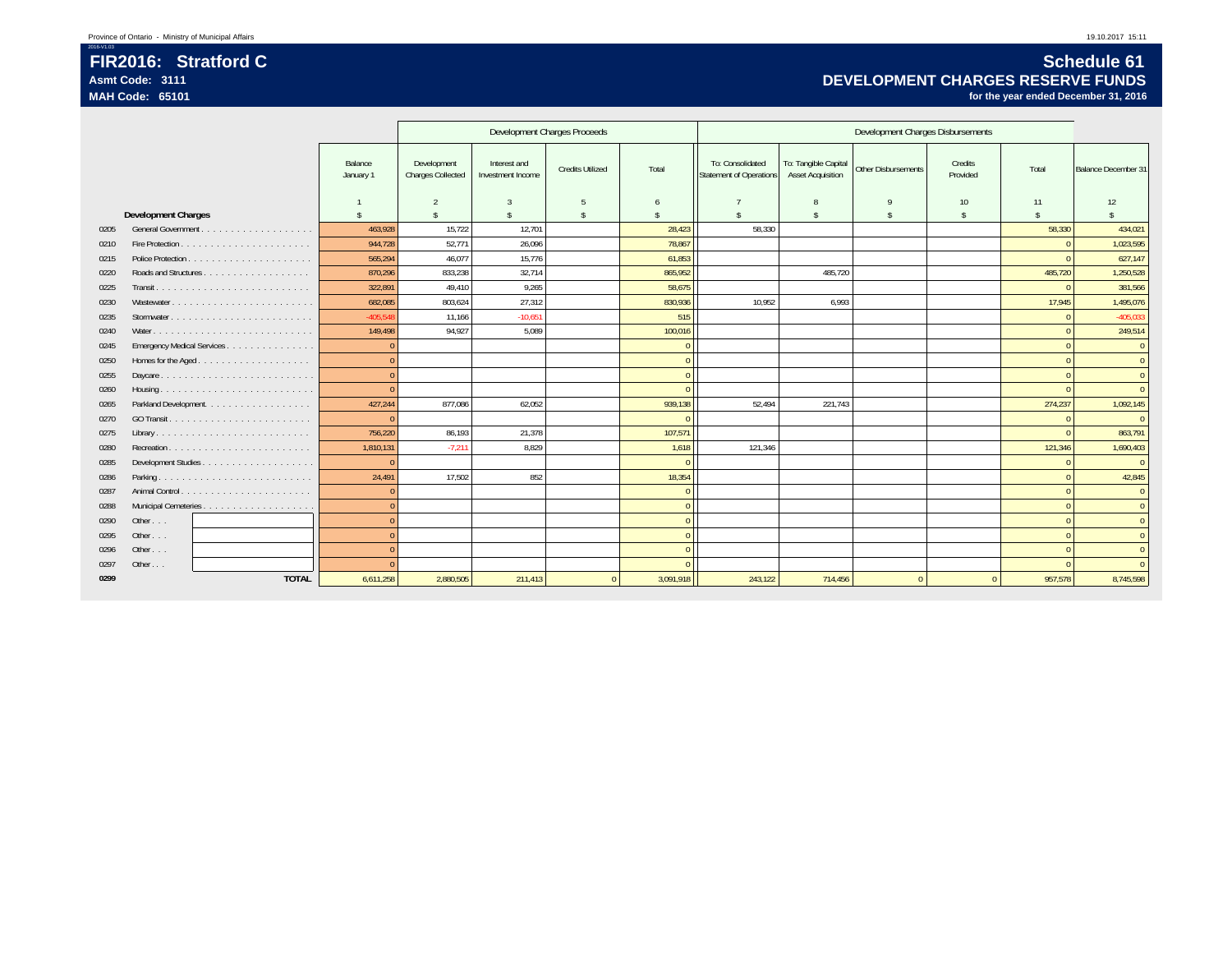Province of Ontario - Ministry of Municipal Affairs

19.10.2017 15:11

2016-V1.03

# FIR2016: Stratford C

**Asmt Code: 3111**

**MAH Code: 65101**

## Schedule 61
## DEVELOPMENT CHARGES RESERVE FUNDS
**for the year ended December 31, 2016**

| | Development Charges | Balance January 1 | Development Charges Proceeds | | | | Development Charges Disbursements | | | | | |
|---|---|---|---|---|---|---|---|---|---|---|---|---|
| | | | Development Charges Collected | Interest and Investment Income | Credits Utilized | Total | To: Consolidated Statement of Operations | To: Tangible Capital Asset Acquisition | Other Disbursements | Credits Provided | Total | Balance December 31 |
| | | 1 | 2 | 3 | 5 | 6 | 7 | 8 | 9 | 10 | 11 | 12 |
| | | $ | $ | $ | $ | $ | $ | $ | $ | $ | $ | $ |
| 0205 | General Government | 463,928 | 15,722 | 12,701 | | 28,423 | 58,330 | | | | 58,330 | 434,021 |
| 0210 | Fire Protection | 944,728 | 52,771 | 26,096 | | 78,867 | | | | | 0 | 1,023,595 |
| 0215 | Police Protection | 565,294 | 46,077 | 15,776 | | 61,853 | | | | | 0 | 627,147 |
| 0220 | Roads and Structures | 870,296 | 833,238 | 32,714 | | 865,952 | | 485,720 | | | 485,720 | 1,250,528 |
| 0225 | Transit | 322,891 | 49,410 | 9,265 | | 58,675 | | | | | 0 | 381,566 |
| 0230 | Wastewater | 682,085 | 803,624 | 27,312 | | 830,936 | 10,952 | 6,993 | | | 17,945 | 1,495,076 |
| 0235 | Stormwater | -405,548 | 11,166 | -10,651 | | 515 | | | | | 0 | -405,033 |
| 0240 | Water | 149,498 | 94,927 | 5,089 | | 100,016 | | | | | 0 | 249,514 |
| 0245 | Emergency Medical Services | 0 | | | | 0 | | | | | 0 | 0 |
| 0250 | Homes for the Aged | 0 | | | | 0 | | | | | 0 | 0 |
| 0255 | Daycare | 0 | | | | 0 | | | | | 0 | 0 |
| 0260 | Housing | 0 | | | | 0 | | | | | 0 | 0 |
| 0265 | Parkland Development. | 427,244 | 877,086 | 62,052 | | 939,138 | 52,494 | 221,743 | | | 274,237 | 1,092,145 |
| 0270 | GO Transit | 0 | | | | 0 | | | | | 0 | 0 |
| 0275 | Library | 756,220 | 86,193 | 21,378 | | 107,571 | | | | | 0 | 863,791 |
| 0280 | Recreation | 1,810,131 | -7,211 | 8,829 | | 1,618 | 121,346 | | | | 121,346 | 1,690,403 |
| 0285 | Development Studies | 0 | | | | 0 | | | | | 0 | 0 |
| 0286 | Parking | 24,491 | 17,502 | 852 | | 18,354 | | | | | 0 | 42,845 |
| 0287 | Animal Control | 0 | | | | 0 | | | | | 0 | 0 |
| 0288 | Municipal Cemeteries | 0 | | | | 0 | | | | | 0 | 0 |
| 0290 | Other . . . | 0 | | | | 0 | | | | | 0 | 0 |
| 0295 | Other . . . | 0 | | | | 0 | | | | | 0 | 0 |
| 0296 | Other . . . | 0 | | | | 0 | | | | | 0 | 0 |
| 0297 | Other . . . | 0 | | | | 0 | | | | | 0 | 0 |
| 0299 | **TOTAL** | 6,611,258 | 2,880,505 | 211,413 | 0 | 3,091,918 | 243,122 | 714,456 | 0 | 0 | 957,578 | 8,745,598 |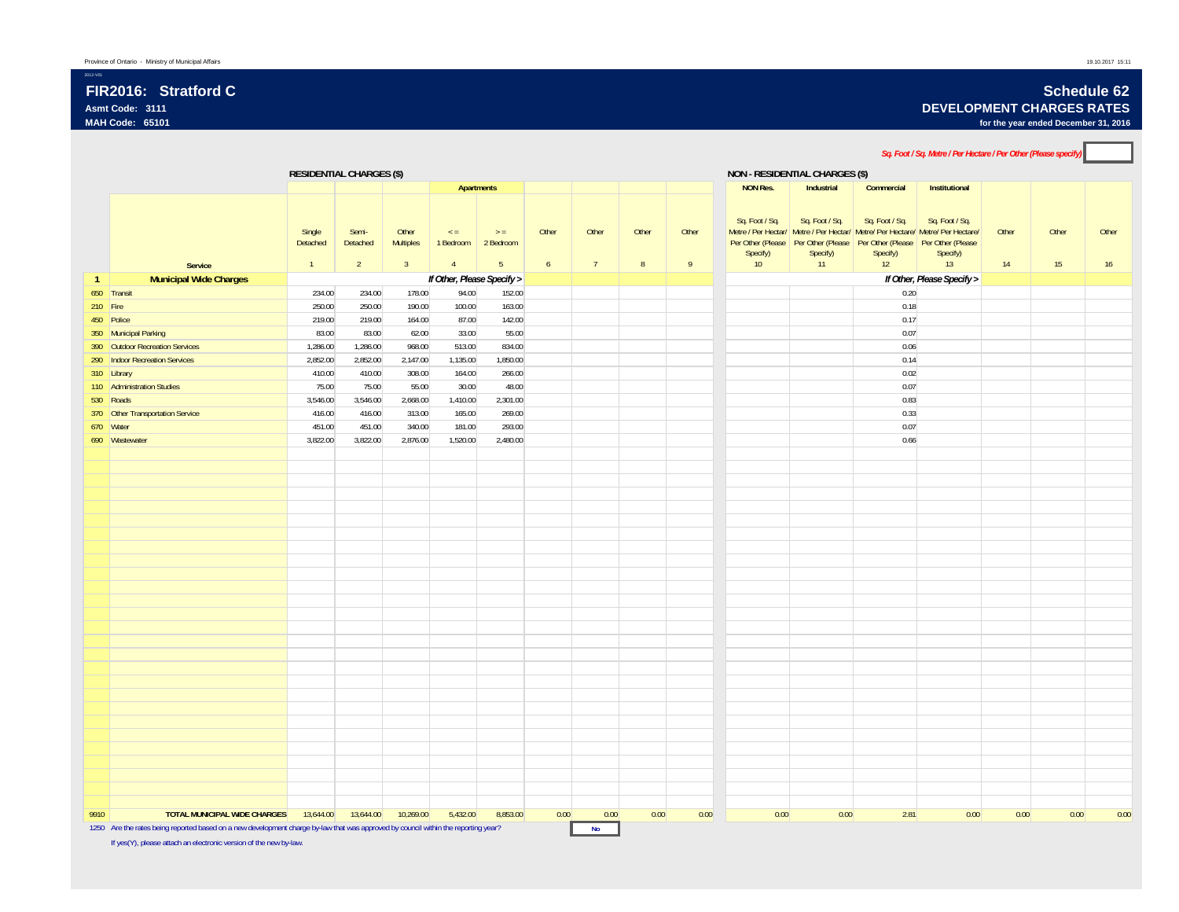Province of Ontario - Ministry of Municipal Affairs

2012-V01

# FIR2016: Stratford C

**Asmt Code: 3111**

**MAH Code: 65101**

## Schedule 62

### DEVELOPMENT CHARGES RATES

**for the year ended December 31, 2016**

*Sq. Foot / Sq. Metre / Per Hectare / Per Other (Please specify)*

| | | RESIDENTIAL CHARGES ($) | | | | | | | | | NON - RESIDENTIAL CHARGES ($) | | | | | | |
|---|---|---|---|---|---|---|---|---|---|---|---|---|---|---|---|---|---|
| | | | | | Apartments | | | | | | NON Res. | Industrial | Commercial | Institutional | | | |
| | Service | Single Detached | Semi-Detached | Other Multiples | <= 1 Bedroom | >= 2 Bedroom | Other | Other | Other | Other | Sq. Foot / Sq. Metre / Per Hectar/ Per Other (Please Specify) | Sq. Foot / Sq. Metre / Per Hectar/ Per Other (Please Specify) | Sq. Foot / Sq. Metre/ Per Hectare/ Per Other (Please Specify) | Sq. Foot / Sq. Metre/ Per Hectare/ Per Other (Please Specify) | Other | Other | Other |
| | | 1 | 2 | 3 | 4 | 5 | 6 | 7 | 8 | 9 | 10 | 11 | 12 | 13 | 14 | 15 | 16 |
| 1 | **Municipal Wide Charges** | | | | *If Other, Please Specify >* | | | | | | | | | *If Other, Please Specify >* | | | |
| 650 | Transit | 234.00 | 234.00 | 178.00 | 94.00 | 152.00 | | | | | | | 0.20 | | | | |
| 210 | Fire | 250.00 | 250.00 | 190.00 | 100.00 | 163.00 | | | | | | | 0.18 | | | | |
| 450 | Police | 219.00 | 219.00 | 164.00 | 87.00 | 142.00 | | | | | | | 0.17 | | | | |
| 350 | Municipal Parking | 83.00 | 83.00 | 62.00 | 33.00 | 55.00 | | | | | | | 0.07 | | | | |
| 390 | Outdoor Recreation Services | 1,286.00 | 1,286.00 | 968.00 | 513.00 | 834.00 | | | | | | | 0.06 | | | | |
| 290 | Indoor Recreation Services | 2,852.00 | 2,852.00 | 2,147.00 | 1,135.00 | 1,850.00 | | | | | | | 0.14 | | | | |
| 310 | Library | 410.00 | 410.00 | 308.00 | 164.00 | 266.00 | | | | | | | 0.02 | | | | |
| 110 | Administration Studies | 75.00 | 75.00 | 55.00 | 30.00 | 48.00 | | | | | | | 0.07 | | | | |
| 530 | Roads | 3,546.00 | 3,546.00 | 2,668.00 | 1,410.00 | 2,301.00 | | | | | | | 0.83 | | | | |
| 370 | Other Transportation Service | 416.00 | 416.00 | 313.00 | 165.00 | 269.00 | | | | | | | 0.33 | | | | |
| 670 | Water | 451.00 | 451.00 | 340.00 | 181.00 | 293.00 | | | | | | | 0.07 | | | | |
| 690 | Wastewater | 3,822.00 | 3,822.00 | 2,876.00 | 1,520.00 | 2,480.00 | | | | | | | 0.66 | | | | |
| 9910 | **TOTAL MUNICIPAL WIDE CHARGES** | 13,644.00 | 13,644.00 | 10,269.00 | 5,432.00 | 8,853.00 | 0.00 | 0.00 | 0.00 | 0.00 | 0.00 | 0.00 | 2.81 | 0.00 | 0.00 | 0.00 | 0.00 |

1250 Are the rates being reported based on a new development charge by-law that was approved by council within the reporting year? **No**

If yes(Y), please attach an electronic version of the new by-law.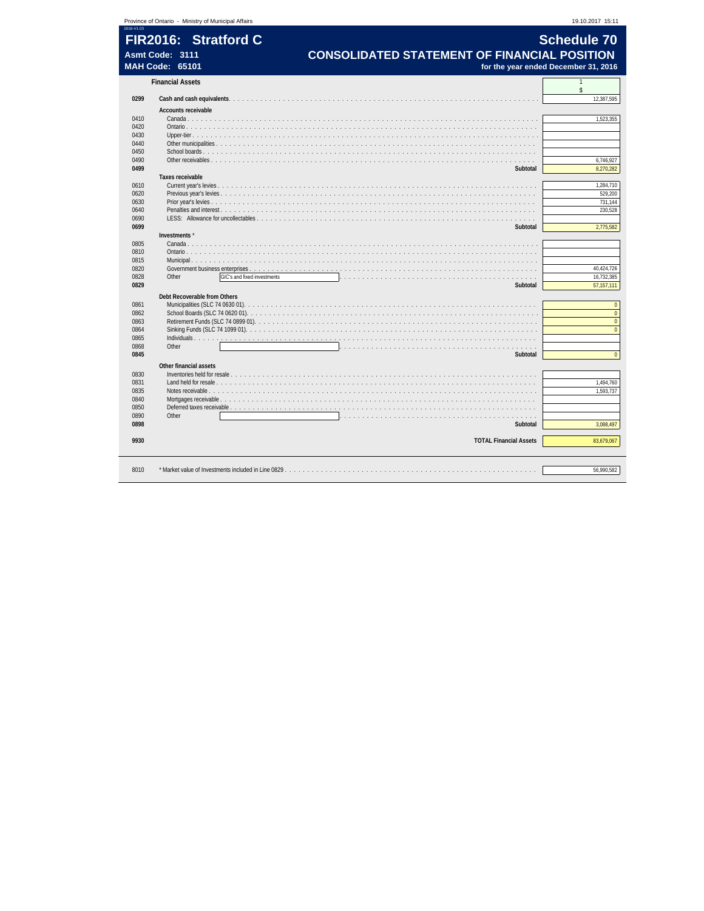2016-V1.03

# FIR2016: Stratford C

**Asmt Code: 3111**
**MAH Code: 65101**

# Schedule 70

## CONSOLIDATED STATEMENT OF FINANCIAL POSITION

**for the year ended December 31, 2016**

| | Financial Assets | 1 |
|---|---|---|
| | | $ |
| **0299** | **Cash and cash equivalents** | 12,387,595 |
| | **Accounts receivable** | |
| 0410 | Canada | 1,523,355 |
| 0420 | Ontario | |
| 0430 | Upper-tier | |
| 0440 | Other municipalities | |
| 0450 | School boards | |
| 0490 | Other receivables | 6,746,927 |
| **0499** | **Subtotal** | 8,270,282 |
| | **Taxes receivable** | |
| 0610 | Current year's levies | 1,284,710 |
| 0620 | Previous year's levies | 529,200 |
| 0630 | Prior year's levies | 731,144 |
| 0640 | Penalties and interest | 230,528 |
| 0690 | LESS: Allowance for uncollectables | |
| **0699** | **Subtotal** | 2,775,582 |
| | **Investments** * | |
| 0805 | Canada | |
| 0810 | Ontario | |
| 0815 | Municipal | |
| 0820 | Government business enterprises | 40,424,726 |
| 0828 | Other GIC's and fixed investments | 16,732,385 |
| **0829** | **Subtotal** | 57,157,111 |
| | **Debt Recoverable from Others** | |
| 0861 | Municipalities (SLC 74 0630 01) | 0 |
| 0862 | School Boards (SLC 74 0620 01) | 0 |
| 0863 | Retirement Funds (SLC 74 0899 01) | 0 |
| 0864 | Sinking Funds (SLC 74 1099 01) | 0 |
| 0865 | Individuals | |
| 0868 | Other | |
| **0845** | **Subtotal** | 0 |
| | **Other financial assets** | |
| 0830 | Inventories held for resale | |
| 0831 | Land held for resale | 1,494,760 |
| 0835 | Notes receivable | 1,593,737 |
| 0840 | Mortgages receivable | |
| 0850 | Deferred taxes receivable | |
| 0890 | Other | |
| **0898** | **Subtotal** | 3,088,497 |
| **9930** | **TOTAL Financial Assets** | 83,679,067 |
| 8010 | * Market value of Investments included in Line 0829 | 56,990,582 |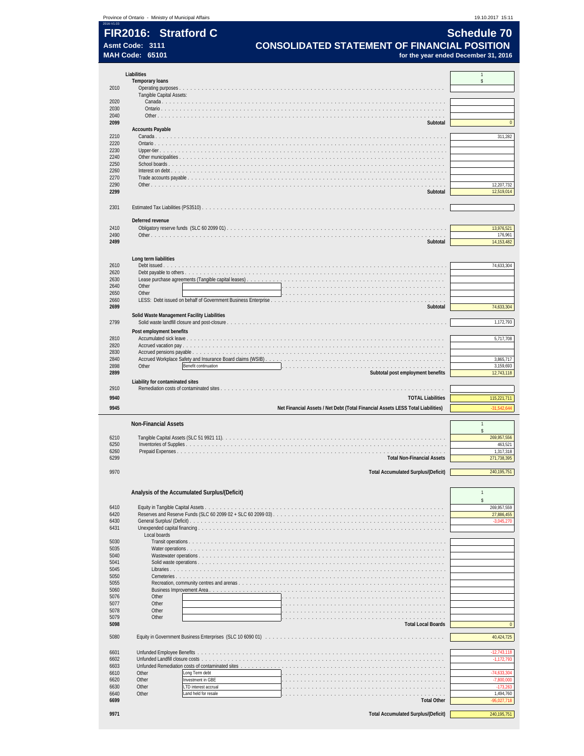Province of Ontario - Ministry of Municipal Affairs 19.10.2017 15:11

2016-V1.03

# FIR2016: Stratford C

**Asmt Code: 3111**

**MAH Code: 65101**

# Schedule 70

## CONSOLIDATED STATEMENT OF FINANCIAL POSITION

**for the year ended December 31, 2016**

| | | 1 |
|---|---|---|
| | **Liabilities** | $ |
| | **Temporary loans** | |
| 2010 | Operating purposes | |
| | Tangible Capital Assets: | |
| 2020 | Canada | |
| 2030 | Ontario | |
| 2040 | Other | |
| **2099** | **Subtotal** | 0 |
| | **Accounts Payable** | |
| 2210 | Canada | 311,282 |
| 2220 | Ontario | |
| 2230 | Upper-tier | |
| 2240 | Other municipalities | |
| 2250 | School boards | |
| 2260 | Interest on debt | |
| 2270 | Trade accounts payable | |
| 2290 | Other | 12,207,732 |
| **2299** | **Subtotal** | 12,519,014 |
| 2301 | Estimated Tax Liabilities (PS3510) | |
| | **Deferred revenue** | |
| 2410 | Obligatory reserve funds (SLC 60 2099 01) | 13,976,521 |
| 2490 | Other | 176,961 |
| **2499** | **Subtotal** | 14,153,482 |
| | **Long term liabilities** | |
| 2610 | Debt issued | 74,633,304 |
| 2620 | Debt payable to others | |
| 2630 | Lease purchase agreements (Tangible capital leases) | |
| 2640 | Other | |
| 2650 | Other | |
| 2660 | LESS: Debt issued on behalf of Government Business Enterprise | |
| **2699** | **Subtotal** | 74,633,304 |
| | **Solid Waste Management Facility Liabilities** | |
| 2799 | Solid waste landfill closure and post-closure | 1,172,793 |
| | **Post employment benefits** | |
| 2810 | Accumulated sick leave | 5,717,708 |
| 2820 | Accrued vacation pay | |
| 2830 | Accrued pensions payable | |
| 2840 | Accrued Workplace Safety and Insurance Board claims (WSIB) | 3,865,717 |
| 2898 | Other: Benefit continuation | 3,159,693 |
| **2899** | **Subtotal post employment benefits** | 12,743,118 |
| | **Liability for contaminated sites** | |
| 2910 | Remediation costs of contaminated sites | |
| **9940** | **TOTAL Liabilities** | 115,221,711 |
| **9945** | **Net Financial Assets / Net Debt (Total Financial Assets LESS Total Liabilities)** | -31,542,644 |

| | | 1 |
|---|---|---|
| | **Non-Financial Assets** | $ |
| 6210 | Tangible Capital Assets (SLC 51 9921 11) | 269,957,556 |
| 6250 | Inventories of Supplies | 463,521 |
| 6260 | Prepaid Expenses | 1,317,318 |
| 6299 | **Total Non-Financial Assets** | 271,738,395 |
| 9970 | **Total Accumulated Surplus/(Deficit)** | 240,195,751 |

| | | 1 |
|---|---|---|
| | **Analysis of the Accumulated Surplus/(Deficit)** | $ |
| 6410 | Equity in Tangible Capital Assets | 269,957,559 |
| 6420 | Reserves and Reserve Funds (SLC 60 2099 02 + SLC 60 2099 03) | 27,886,455 |
| 6430 | General Surplus/ (Deficit) | -3,045,270 |
| 6431 | Unexpended capital financing | |
| | Local boards | |
| 5030 | Transit operations | |
| 5035 | Water operations | |
| 5040 | Wastewater operations | |
| 5041 | Solid waste operations | |
| 5045 | Libraries | |
| 5050 | Cemeteries | |
| 5055 | Recreation, community centres and arenas | |
| 5060 | Business Improvement Area | |
| 5076 | Other | |
| 5077 | Other | |
| 5078 | Other | |
| 5079 | Other | |
| **5098** | **Total Local Boards** | 0 |
| 5080 | Equity in Government Business Enterprises (SLC 10 6090 01) | 40,424,725 |
| 6601 | Unfunded Employee Benefits | -12,743,118 |
| 6602 | Unfunded Landfill closure costs | -1,172,793 |
| 6603 | Unfunded Remediation costs of contaminated sites | |
| 6610 | Other: Long Term debt | -74,633,304 |
| 6620 | Other: Investment in GBE | -7,800,000 |
| 6630 | Other: LTD interest accrual | -173,263 |
| 6640 | Other: Land held for resale | 1,494,760 |
| **6699** | **Total Other** | -95,027,718 |
| **9971** | **Total Accumulated Surplus/(Deficit)** | 240,195,751 |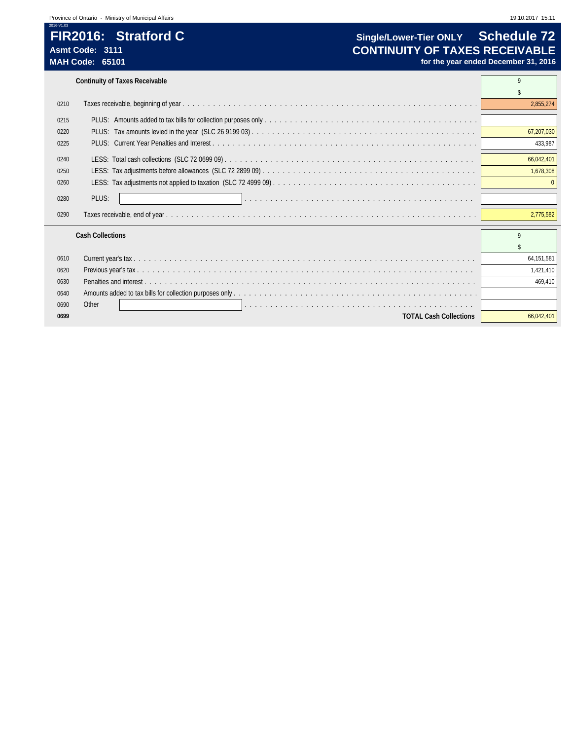# FIR2016: Stratford C

**Asmt Code: 3111**
**MAH Code: 65101**

## Single/Lower-Tier ONLY — Schedule 72
## CONTINUITY OF TAXES RECEIVABLE
**for the year ended December 31, 2016**

| | Continuity of Taxes Receivable | 9 |
|---|---|---|
| | | $ |
| 0210 | Taxes receivable, beginning of year | 2,855,274 |
| 0215 | PLUS: Amounts added to tax bills for collection purposes only | |
| 0220 | PLUS: Tax amounts levied in the year (SLC 26 9199 03) | 67,207,030 |
| 0225 | PLUS: Current Year Penalties and Interest | 433,987 |
| 0240 | LESS: Total cash collections (SLC 72 0699 09) | 66,042,401 |
| 0250 | LESS: Tax adjustments before allowances (SLC 72 2899 09) | 1,678,308 |
| 0260 | LESS: Tax adjustments not applied to taxation (SLC 72 4999 09) | 0 |
| 0280 | PLUS: | |
| 0290 | Taxes receivable, end of year | 2,775,582 |

| | Cash Collections | 9 |
|---|---|---|
| | | $ |
| 0610 | Current year's tax | 64,151,581 |
| 0620 | Previous year's tax | 1,421,410 |
| 0630 | Penalties and interest | 469,410 |
| 0640 | Amounts added to tax bills for collection purposes only | |
| 0690 | Other | |
| **0699** | **TOTAL Cash Collections** | 66,042,401 |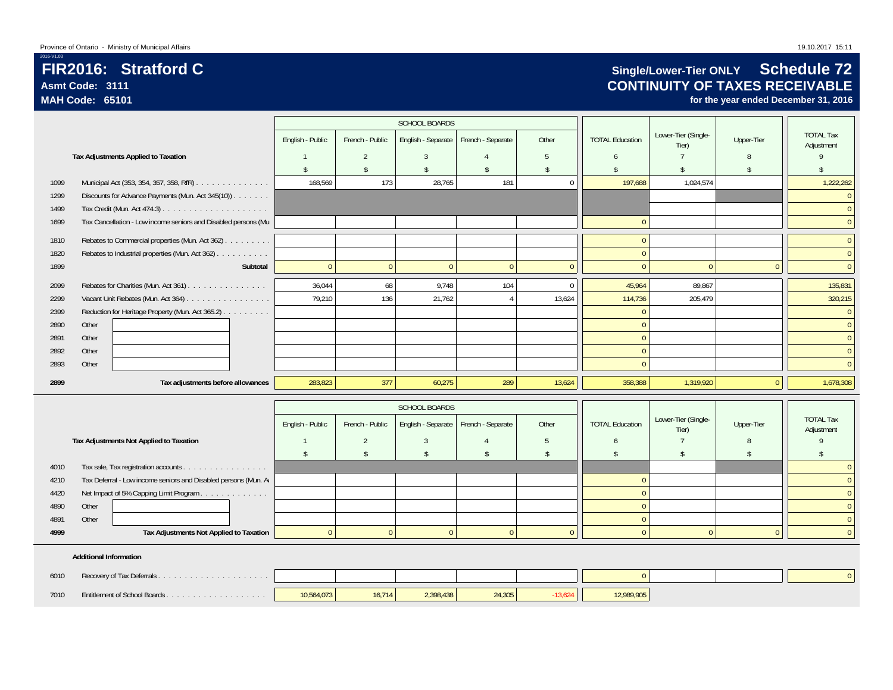Province of Ontario - Ministry of Municipal Affairs

2016-V1.03

# FIR2016: Stratford C

**Asmt Code: 3111**

**MAH Code: 65101**

## Single/Lower-Tier ONLY Schedule 72
## CONTINUITY OF TAXES RECEIVABLE
**for the year ended December 31, 2016**

| | | SCHOOL BOARDS | | | | | | | | |
|---|---|---|---|---|---|---|---|---|---|---|
| | **Tax Adjustments Applied to Taxation** | English - Public | French - Public | English - Separate | French - Separate | Other | TOTAL Education | Lower-Tier (Single-Tier) | Upper-Tier | TOTAL Tax Adjustment |
| | | 1 | 2 | 3 | 4 | 5 | 6 | 7 | 8 | 9 |
| | | $ | $ | $ | $ | $ | $ | $ | $ | $ |
| 1099 | Municipal Act (353, 354, 357, 358, RfR) | 168,569 | 173 | 28,765 | 181 | 0 | 197,688 | 1,024,574 | | 1,222,262 |
| 1299 | Discounts for Advance Payments (Mun. Act 345(10)) | | | | | | | | | 0 |
| 1499 | Tax Credit (Mun. Act 474.3) | | | | | | | | | 0 |
| 1699 | Tax Cancellation - Low income seniors and Disabled persons (Mu | | | | | | 0 | | | 0 |
| 1810 | Rebates to Commercial properties (Mun. Act 362) | | | | | | 0 | | | 0 |
| 1820 | Rebates to Industrial properties (Mun. Act 362) | | | | | | 0 | | | 0 |
| 1899 | **Subtotal** | 0 | 0 | 0 | 0 | 0 | 0 | 0 | 0 | 0 |
| 2099 | Rebates for Charities (Mun. Act 361) | 36,044 | 68 | 9,748 | 104 | 0 | 45,964 | 89,867 | | 135,831 |
| 2299 | Vacant Unit Rebates (Mun. Act 364) | 79,210 | 136 | 21,762 | 4 | 13,624 | 114,736 | 205,479 | | 320,215 |
| 2399 | Reduction for Heritage Property (Mun. Act 365.2) | | | | | | 0 | | | 0 |
| 2890 | Other | | | | | | 0 | | | 0 |
| 2891 | Other | | | | | | 0 | | | 0 |
| 2892 | Other | | | | | | 0 | | | 0 |
| 2893 | Other | | | | | | 0 | | | 0 |
| **2899** | **Tax adjustments before allowances** | 283,823 | 377 | 60,275 | 289 | 13,624 | 358,388 | 1,319,920 | 0 | 1,678,308 |

| | | SCHOOL BOARDS | | | | | | | | |
|---|---|---|---|---|---|---|---|---|---|---|
| | **Tax Adjustments Not Applied to Taxation** | English - Public | French - Public | English - Separate | French - Separate | Other | TOTAL Education | Lower-Tier (Single-Tier) | Upper-Tier | TOTAL Tax Adjustment |
| | | 1 | 2 | 3 | 4 | 5 | 6 | 7 | 8 | 9 |
| | | $ | $ | $ | $ | $ | $ | $ | $ | $ |
| 4010 | Tax sale, Tax registration accounts | | | | | | | | | 0 |
| 4210 | Tax Deferral - Low income seniors and Disabled persons (Mun. A | | | | | | 0 | | | 0 |
| 4420 | Net Impact of 5% Capping Limit Program | | | | | | 0 | | | 0 |
| 4890 | Other | | | | | | 0 | | | 0 |
| 4891 | Other | | | | | | 0 | | | 0 |
| **4999** | **Tax Adjustments Not Applied to Taxation** | 0 | 0 | 0 | 0 | 0 | 0 | 0 | 0 | 0 |

**Additional Information**

| | | | | | | | | | | |
|---|---|---|---|---|---|---|---|---|---|---|
| 6010 | Recovery of Tax Deferrals | | | | | | 0 | | | 0 |
| 7010 | Entitlement of School Boards | 10,564,073 | 16,714 | 2,398,438 | 24,305 | -13,624 | 12,989,905 | | | |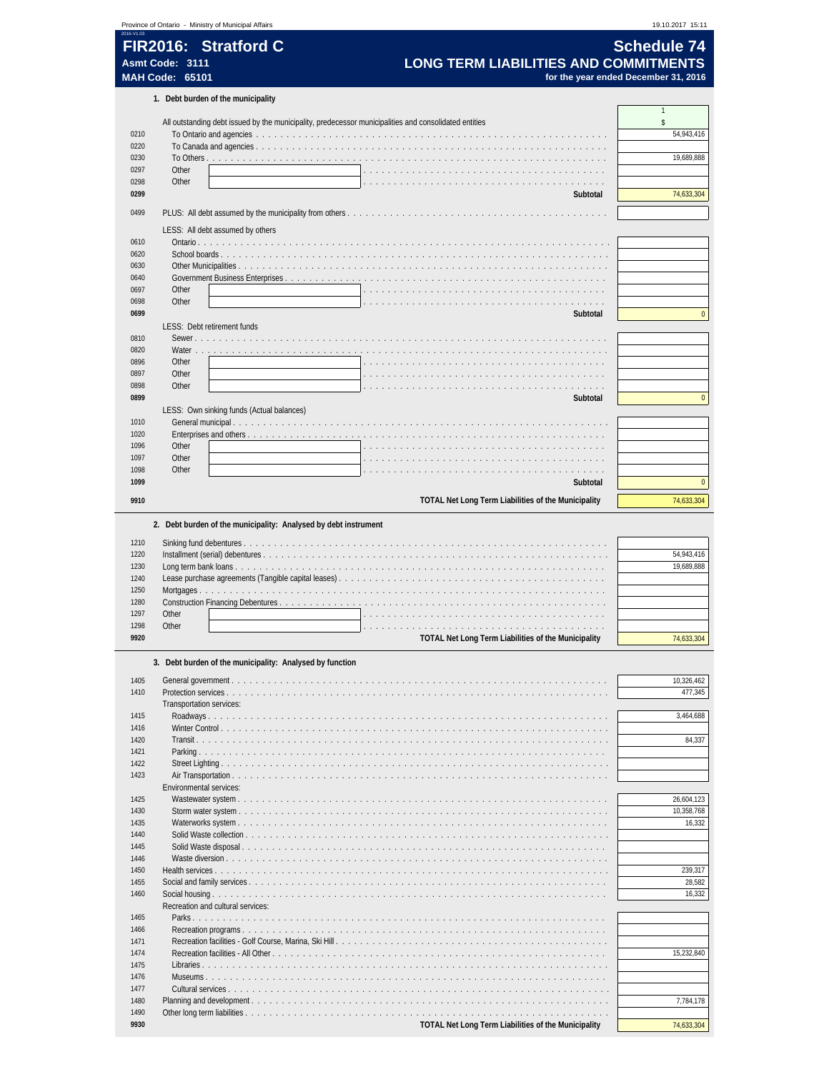# FIR2016: Stratford C

**Asmt Code: 3111**

**MAH Code: 65101**

## Schedule 74

## LONG TERM LIABILITIES AND COMMITMENTS

**for the year ended December 31, 2016**

### 1. Debt burden of the municipality

| | | 1 |
|---|---|---|
| | | $ |
| | All outstanding debt issued by the municipality, predecessor municipalities and consolidated entities | |
| 0210 | To Ontario and agencies | 54,943,416 |
| 0220 | To Canada and agencies | |
| 0230 | To Others | 19,689,888 |
| 0297 | Other | |
| 0298 | Other | |
| **0299** | **Subtotal** | 74,633,304 |
| 0499 | PLUS: All debt assumed by the municipality from others | |
| | LESS: All debt assumed by others | |
| 0610 | Ontario | |
| 0620 | School boards | |
| 0630 | Other Municipalities | |
| 0640 | Government Business Enterprises | |
| 0697 | Other | |
| 0698 | Other | |
| **0699** | **Subtotal** | 0 |
| | LESS: Debt retirement funds | |
| 0810 | Sewer | |
| 0820 | Water | |
| 0896 | Other | |
| 0897 | Other | |
| 0898 | Other | |
| **0899** | **Subtotal** | 0 |
| | LESS: Own sinking funds (Actual balances) | |
| 1010 | General municipal | |
| 1020 | Enterprises and others | |
| 1096 | Other | |
| 1097 | Other | |
| 1098 | Other | |
| **1099** | **Subtotal** | 0 |
| **9910** | **TOTAL Net Long Term Liabilities of the Municipality** | 74,633,304 |

### 2. Debt burden of the municipality: Analysed by debt instrument

| | | |
|---|---|---|
| 1210 | Sinking fund debentures | |
| 1220 | Installment (serial) debentures | 54,943,416 |
| 1230 | Long term bank loans | 19,689,888 |
| 1240 | Lease purchase agreements (Tangible capital leases) | |
| 1250 | Mortgages | |
| 1280 | Construction Financing Debentures | |
| 1297 | Other | |
| 1298 | Other | |
| **9920** | **TOTAL Net Long Term Liabilities of the Municipality** | 74,633,304 |

### 3. Debt burden of the municipality: Analysed by function

| | | |
|---|---|---|
| 1405 | General government | 10,326,462 |
| 1410 | Protection services | 477,345 |
| | Transportation services: | |
| 1415 | Roadways | 3,464,688 |
| 1416 | Winter Control | |
| 1420 | Transit | 84,337 |
| 1421 | Parking | |
| 1422 | Street Lighting | |
| 1423 | Air Transportation | |
| | Environmental services: | |
| 1425 | Wastewater system | 26,604,123 |
| 1430 | Storm water system | 10,358,768 |
| 1435 | Waterworks system | 16,332 |
| 1440 | Solid Waste collection | |
| 1445 | Solid Waste disposal | |
| 1446 | Waste diversion | |
| 1450 | Health services | 239,317 |
| 1455 | Social and family services | 28,582 |
| 1460 | Social housing | 16,332 |
| | Recreation and cultural services: | |
| 1465 | Parks | |
| 1466 | Recreation programs | |
| 1471 | Recreation facilities - Golf Course, Marina, Ski Hill | |
| 1474 | Recreation facilities - All Other | 15,232,840 |
| 1475 | Libraries | |
| 1476 | Museums | |
| 1477 | Cultural services | |
| 1480 | Planning and development | 7,784,178 |
| 1490 | Other long term liabilities | |
| **9930** | **TOTAL Net Long Term Liabilities of the Municipality** | 74,633,304 |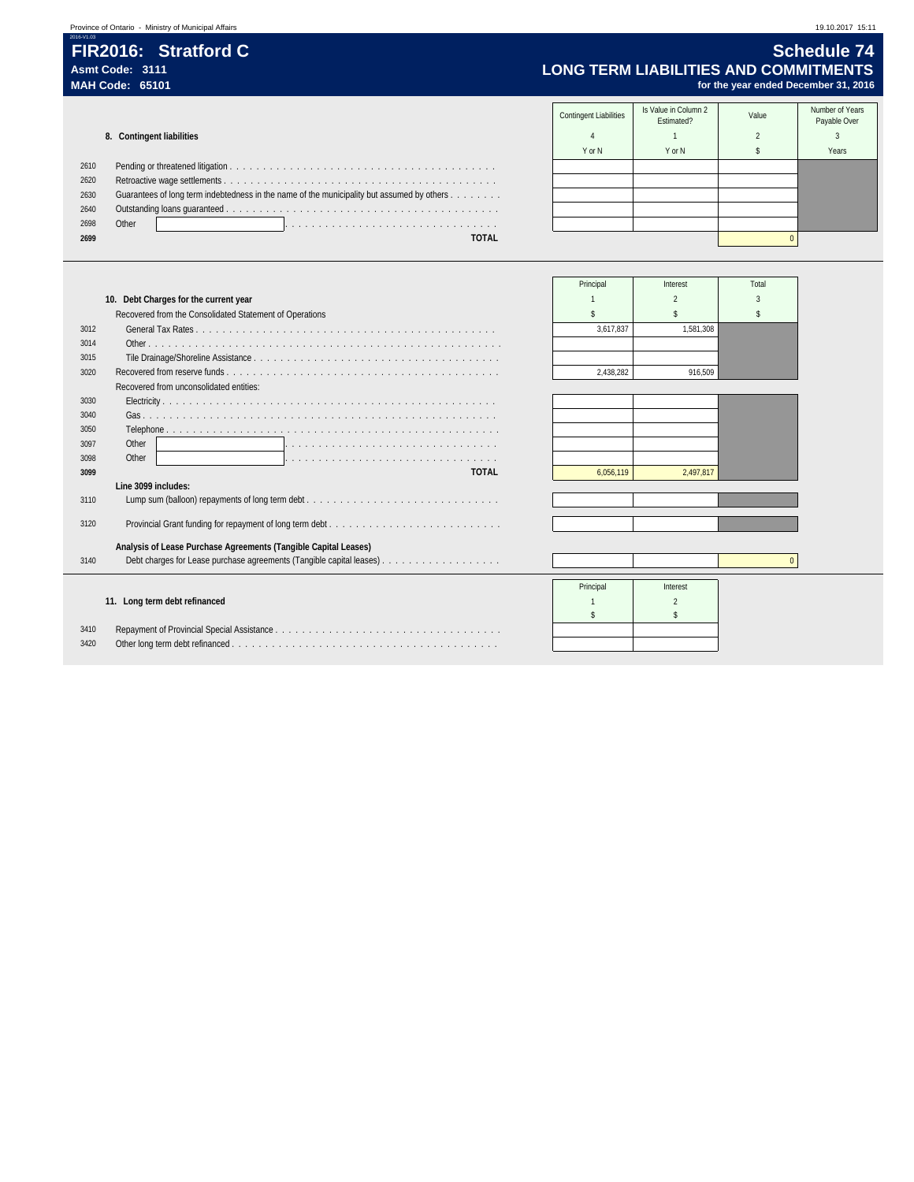Province of Ontario - Ministry of Municipal Affairs

# FIR2016: Stratford C

**Asmt Code: 3111**
**MAH Code: 65101**

# Schedule 74
## LONG TERM LIABILITIES AND COMMITMENTS
**for the year ended December 31, 2016**

### 8. Contingent liabilities

| | | Contingent Liabilities | Is Value in Column 2 Estimated? | Value | Number of Years Payable Over |
|---|---|---|---|---|---|
| | | 4 | 1 | 2 | 3 |
| | | Y or N | Y or N | $ | Years |
| 2610 | Pending or threatened litigation | | | | |
| 2620 | Retroactive wage settlements | | | | |
| 2630 | Guarantees of long term indebtedness in the name of the municipality but assumed by others | | | | |
| 2640 | Outstanding loans guaranteed | | | | |
| 2698 | Other | | | | |
| **2699** | **TOTAL** | | | 0 | |

### 10. Debt Charges for the current year

| | | Principal | Interest | Total |
|---|---|---|---|---|
| | | 1 | 2 | 3 |
| | | $ | $ | $ |
| | Recovered from the Consolidated Statement of Operations | | | |
| 3012 | General Tax Rates | 3,617,837 | 1,581,308 | |
| 3014 | Other | | | |
| 3015 | Tile Drainage/Shoreline Assistance | | | |
| 3020 | Recovered from reserve funds | 2,438,282 | 916,509 | |
| | Recovered from unconsolidated entities: | | | |
| 3030 | Electricity | | | |
| 3040 | Gas | | | |
| 3050 | Telephone | | | |
| 3097 | Other | | | |
| 3098 | Other | | | |
| **3099** | **TOTAL** | 6,056,119 | 2,497,817 | |
| | **Line 3099 includes:** | | | |
| 3110 | Lump sum (balloon) repayments of long term debt | | | |
| 3120 | Provincial Grant funding for repayment of long term debt | | | |
| | **Analysis of Lease Purchase Agreements (Tangible Capital Leases)** | | | |
| 3140 | Debt charges for Lease purchase agreements (Tangible capital leases) | | | 0 |

### 11. Long term debt refinanced

| | | Principal | Interest |
|---|---|---|---|
| | | 1 | 2 |
| | | $ | $ |
| 3410 | Repayment of Provincial Special Assistance | | |
| 3420 | Other long term debt refinanced | | |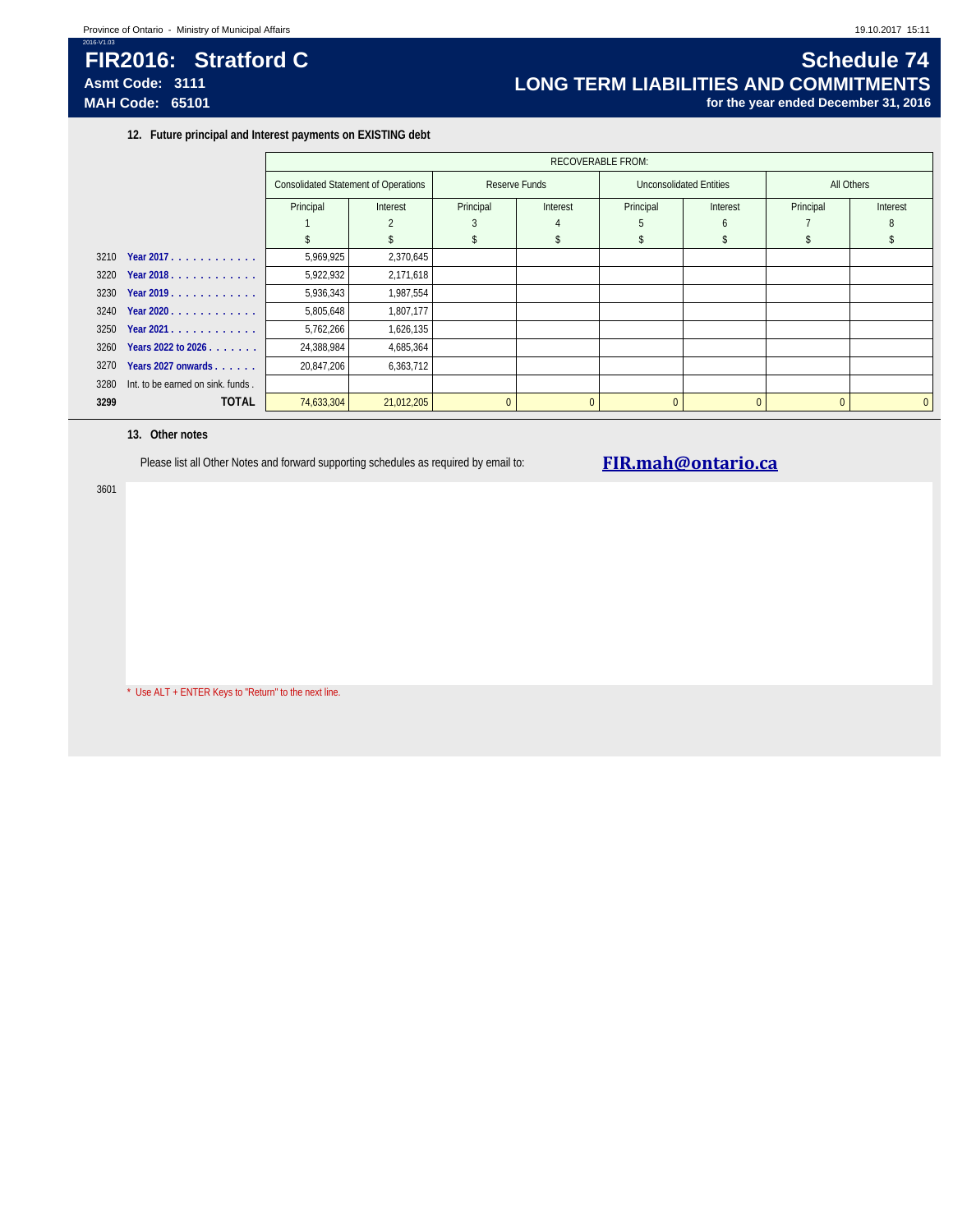# FIR2016: Stratford C

**Asmt Code: 3111**

**MAH Code: 65101**

# Schedule 74

## LONG TERM LIABILITIES AND COMMITMENTS

**for the year ended December 31, 2016**

### 12. Future principal and Interest payments on EXISTING debt

| | | RECOVERABLE FROM: | | | | | | | |
|---|---|---|---|---|---|---|---|---|---|
| | | Consolidated Statement of Operations | | Reserve Funds | | Unconsolidated Entities | | All Others | |
| | | Principal | Interest | Principal | Interest | Principal | Interest | Principal | Interest |
| | | 1 | 2 | 3 | 4 | 5 | 6 | 7 | 8 |
| | | $ | $ | $ | $ | $ | $ | $ | $ |
| 3210 | Year 2017 | 5,969,925 | 2,370,645 | | | | | | |
| 3220 | Year 2018 | 5,922,932 | 2,171,618 | | | | | | |
| 3230 | Year 2019 | 5,936,343 | 1,987,554 | | | | | | |
| 3240 | Year 2020 | 5,805,648 | 1,807,177 | | | | | | |
| 3250 | Year 2021 | 5,762,266 | 1,626,135 | | | | | | |
| 3260 | Years 2022 to 2026 | 24,388,984 | 4,685,364 | | | | | | |
| 3270 | Years 2027 onwards | 20,847,206 | 6,363,712 | | | | | | |
| 3280 | Int. to be earned on sink. funds | | | | | | | | |
| **3299** | **TOTAL** | 74,633,304 | 21,012,205 | 0 | 0 | 0 | 0 | 0 | 0 |

### 13. Other notes

Please list all Other Notes and forward supporting schedules as required by email to: **FIR.mah@ontario.ca**

3601

* Use ALT + ENTER Keys to "Return" to the next line.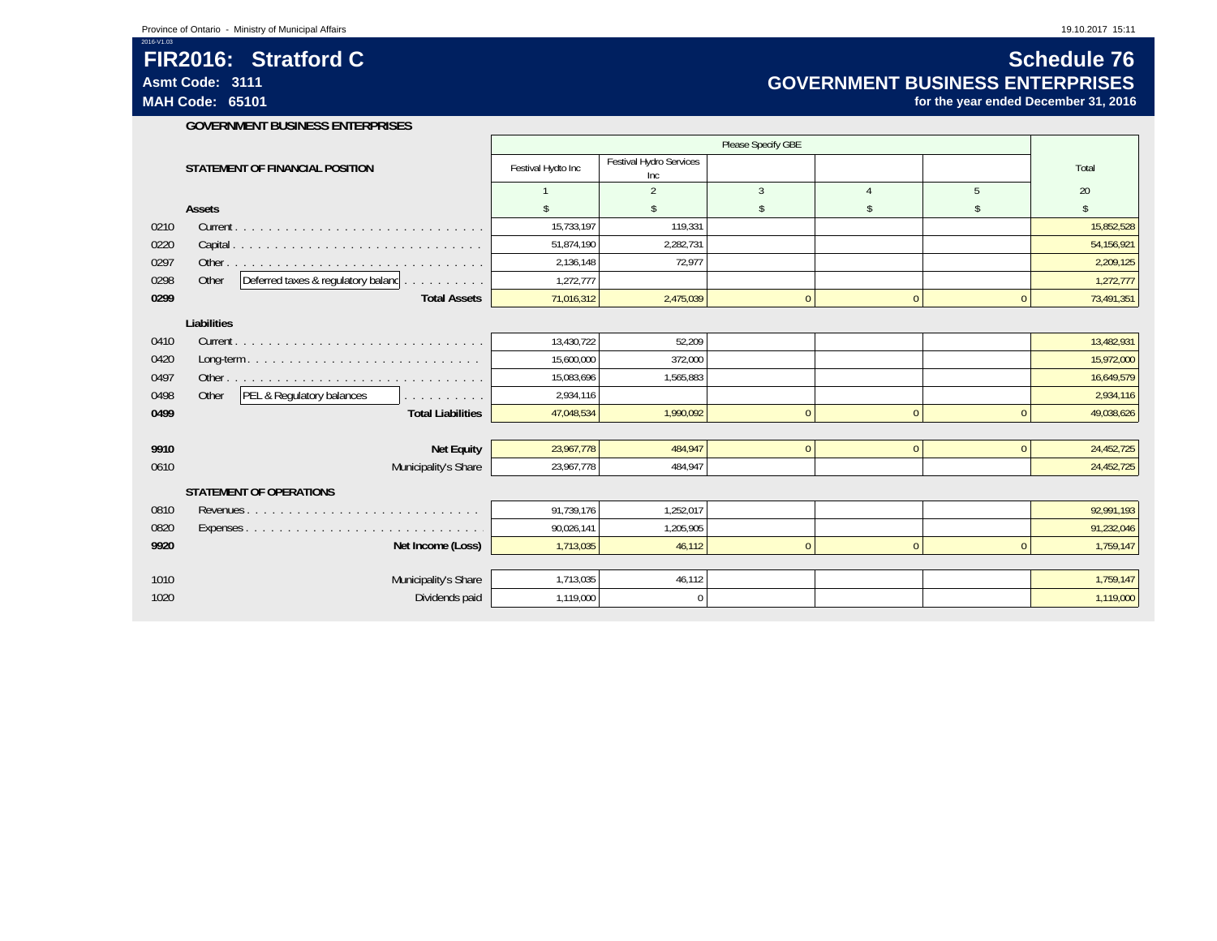# FIR2016: Stratford C

**Asmt Code: 3111**

**MAH Code: 65101**

## Schedule 76
## GOVERNMENT BUSINESS ENTERPRISES

**for the year ended December 31, 2016**

### GOVERNMENT BUSINESS ENTERPRISES

| | | Please Specify GBE | | | | | |
|---|---|---|---|---|---|---|---|
| | **STATEMENT OF FINANCIAL POSITION** | Festival Hydto Inc | Festival Hydro Services Inc | | | | Total |
| | | 1 | 2 | 3 | 4 | 5 | 20 |
| | **Assets** | $ | $ | $ | $ | $ | $ |
| 0210 | Current | 15,733,197 | 119,331 | | | | 15,852,528 |
| 0220 | Capital | 51,874,190 | 2,282,731 | | | | 54,156,921 |
| 0297 | Other | 2,136,148 | 72,977 | | | | 2,209,125 |
| 0298 | Other Deferred taxes & regulatory balanc | 1,272,777 | | | | | 1,272,777 |
| **0299** | **Total Assets** | 71,016,312 | 2,475,039 | 0 | 0 | 0 | 73,491,351 |
| | **Liabilities** | | | | | | |
| 0410 | Current | 13,430,722 | 52,209 | | | | 13,482,931 |
| 0420 | Long-term | 15,600,000 | 372,000 | | | | 15,972,000 |
| 0497 | Other | 15,083,696 | 1,565,883 | | | | 16,649,579 |
| 0498 | Other PEL & Regulatory balances | 2,934,116 | | | | | 2,934,116 |
| **0499** | **Total Liabilities** | 47,048,534 | 1,990,092 | 0 | 0 | 0 | 49,038,626 |
| | | | | | | | |
| **9910** | **Net Equity** | 23,967,778 | 484,947 | 0 | 0 | 0 | 24,452,725 |
| 0610 | Municipality's Share | 23,967,778 | 484,947 | | | | 24,452,725 |
| | **STATEMENT OF OPERATIONS** | | | | | | |
| 0810 | Revenues | 91,739,176 | 1,252,017 | | | | 92,991,193 |
| 0820 | Expenses | 90,026,141 | 1,205,905 | | | | 91,232,046 |
| **9920** | **Net Income (Loss)** | 1,713,035 | 46,112 | 0 | 0 | 0 | 1,759,147 |
| | | | | | | | |
| 1010 | Municipality's Share | 1,713,035 | 46,112 | | | | 1,759,147 |
| 1020 | Dividends paid | 1,119,000 | 0 | | | | 1,119,000 |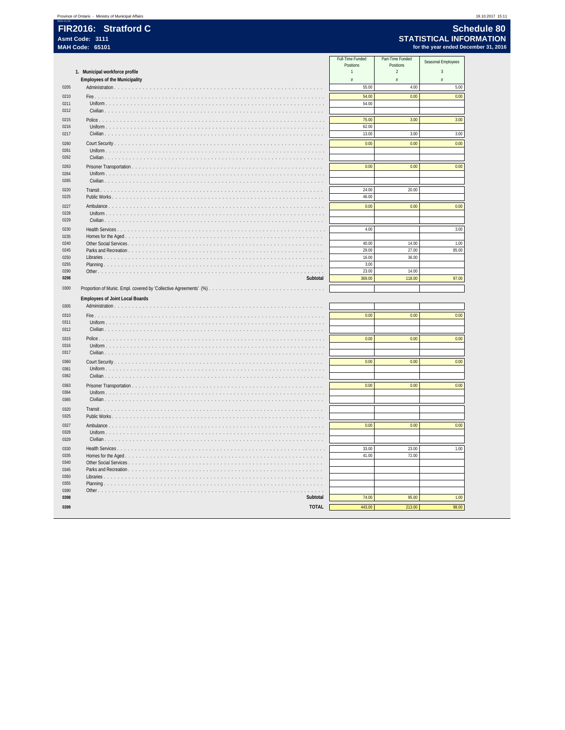Province of Ontario - Ministry of Municipal Affairs

# FIR2016: Stratford C

**Asmt Code: 3111**
**MAH Code: 65101**

## Schedule 80
### STATISTICAL INFORMATION
**for the year ended December 31, 2016**

| | | Full-Time Funded Positions | Part-Time Funded Positions | Seasonal Employees |
|---|---|---|---|---|
| | **1. Municipal workforce profile** | 1 | 2 | 3 |
| | **Employees of the Municipality** | # | # | # |
| 0205 | Administration | 55.00 | 4.00 | 5.00 |
| 0210 | Fire | 54.00 | 0.00 | 0.00 |
| 0211 | Uniform | 54.00 | | |
| 0212 | Civilian | | | |
| 0215 | Police | 75.00 | 3.00 | 3.00 |
| 0216 | Uniform | 62.00 | | |
| 0217 | Civilian | 13.00 | 3.00 | 3.00 |
| 0260 | Court Security | 0.00 | 0.00 | 0.00 |
| 0261 | Uniform | | | |
| 0262 | Civilian | | | |
| 0263 | Prisoner Transportation | 0.00 | 0.00 | 0.00 |
| 0264 | Uniform | | | |
| 0265 | Civilian | | | |
| 0220 | Transit | 24.00 | 20.00 | |
| 0225 | Public Works | 46.00 | | |
| 0227 | Ambulance | 0.00 | 0.00 | 0.00 |
| 0228 | Uniform | | | |
| 0229 | Civilian | | | |
| 0230 | Health Services | 4.00 | | 3.00 |
| 0235 | Homes for the Aged | | | |
| 0240 | Other Social Services | 40.00 | 14.00 | 1.00 |
| 0245 | Parks and Recreation | 29.00 | 27.00 | 85.00 |
| 0250 | Libraries | 16.00 | 36.00 | |
| 0255 | Planning | 3.00 | | |
| 0290 | Other | 23.00 | 14.00 | |
| **0298** | **Subtotal** | 369.00 | 118.00 | 97.00 |
| 0300 | Proportion of Munic. Empl. covered by 'Collective Agreements' (%) | | | |
| | **Employees of Joint Local Boards** | | | |
| 0305 | Administration | | | |
| 0310 | Fire | 0.00 | 0.00 | 0.00 |
| 0311 | Uniform | | | |
| 0312 | Civilian | | | |
| 0315 | Police | 0.00 | 0.00 | 0.00 |
| 0316 | Uniform | | | |
| 0317 | Civilian | | | |
| 0360 | Court Security | 0.00 | 0.00 | 0.00 |
| 0361 | Uniform | | | |
| 0362 | Civilian | | | |
| 0363 | Prisoner Transportation | 0.00 | 0.00 | 0.00 |
| 0364 | Uniform | | | |
| 0365 | Civilian | | | |
| 0320 | Transit | | | |
| 0325 | Public Works | | | |
| 0327 | Ambulance | 0.00 | 0.00 | 0.00 |
| 0328 | Uniform | | | |
| 0329 | Civilian | | | |
| 0330 | Health Services | 33.00 | 23.00 | 1.00 |
| 0335 | Homes for the Aged | 41.00 | 72.00 | |
| 0340 | Other Social Services | | | |
| 0345 | Parks and Recreation | | | |
| 0350 | Libraries | | | |
| 0355 | Planning | | | |
| 0390 | Other | | | |
| **0398** | **Subtotal** | 74.00 | 95.00 | 1.00 |
| **0399** | **TOTAL** | 443.00 | 213.00 | 98.00 |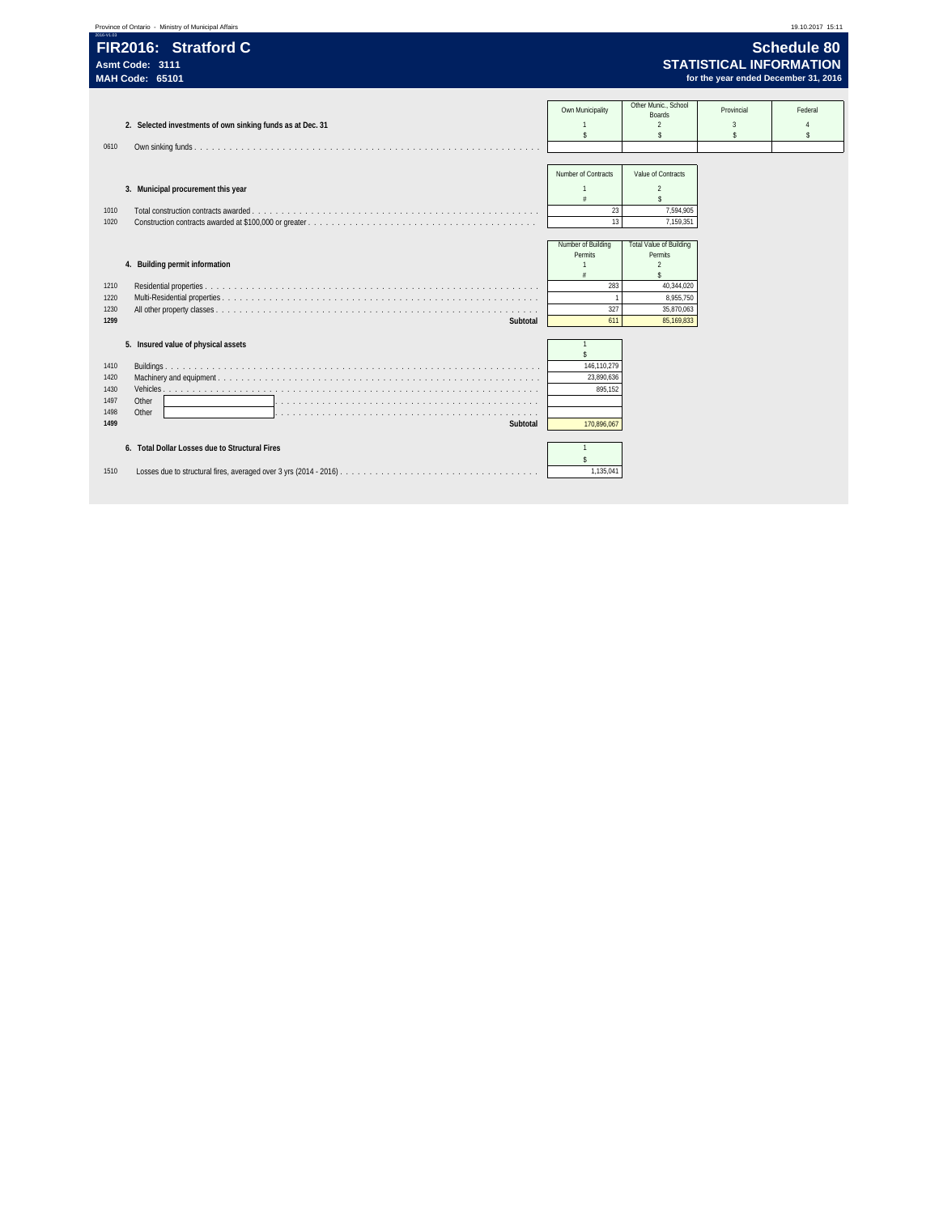# FIR2016: Stratford C

**Asmt Code: 3111**
**MAH Code: 65101**

## Schedule 80
## STATISTICAL INFORMATION
**for the year ended December 31, 2016**

| | **2. Selected investments of own sinking funds as at Dec. 31** | Own Municipality<br>1<br>$ | Other Munic., School Boards<br>2<br>$ | Provincial<br>3<br>$ | Federal<br>4<br>$ |
|---|---|---|---|---|---|
| 0610 | Own sinking funds | | | | |

| | **3. Municipal procurement this year** | Number of Contracts<br>1<br># | Value of Contracts<br>2<br>$ |
|---|---|---|---|
| 1010 | Total construction contracts awarded | 23 | 7,594,905 |
| 1020 | Construction contracts awarded at $100,000 or greater | 13 | 7,159,351 |

| | **4. Building permit information** | Number of Building Permits<br>1<br># | Total Value of Building Permits<br>2<br>$ |
|---|---|---|---|
| 1210 | Residential properties | 283 | 40,344,020 |
| 1220 | Multi-Residential properties | 1 | 8,955,750 |
| 1230 | All other property classes | 327 | 35,870,063 |
| **1299** | **Subtotal** | 611 | 85,169,833 |

| | **5. Insured value of physical assets** | 1<br>$ |
|---|---|---|
| 1410 | Buildings | 146,110,279 |
| 1420 | Machinery and equipment | 23,890,636 |
| 1430 | Vehicles | 895,152 |
| 1497 | Other | |
| 1498 | Other | |
| **1499** | **Subtotal** | 170,896,067 |

| | **6. Total Dollar Losses due to Structural Fires** | 1<br>$ |
|---|---|---|
| 1510 | Losses due to structural fires, averaged over 3 yrs (2014 - 2016) | 1,135,041 |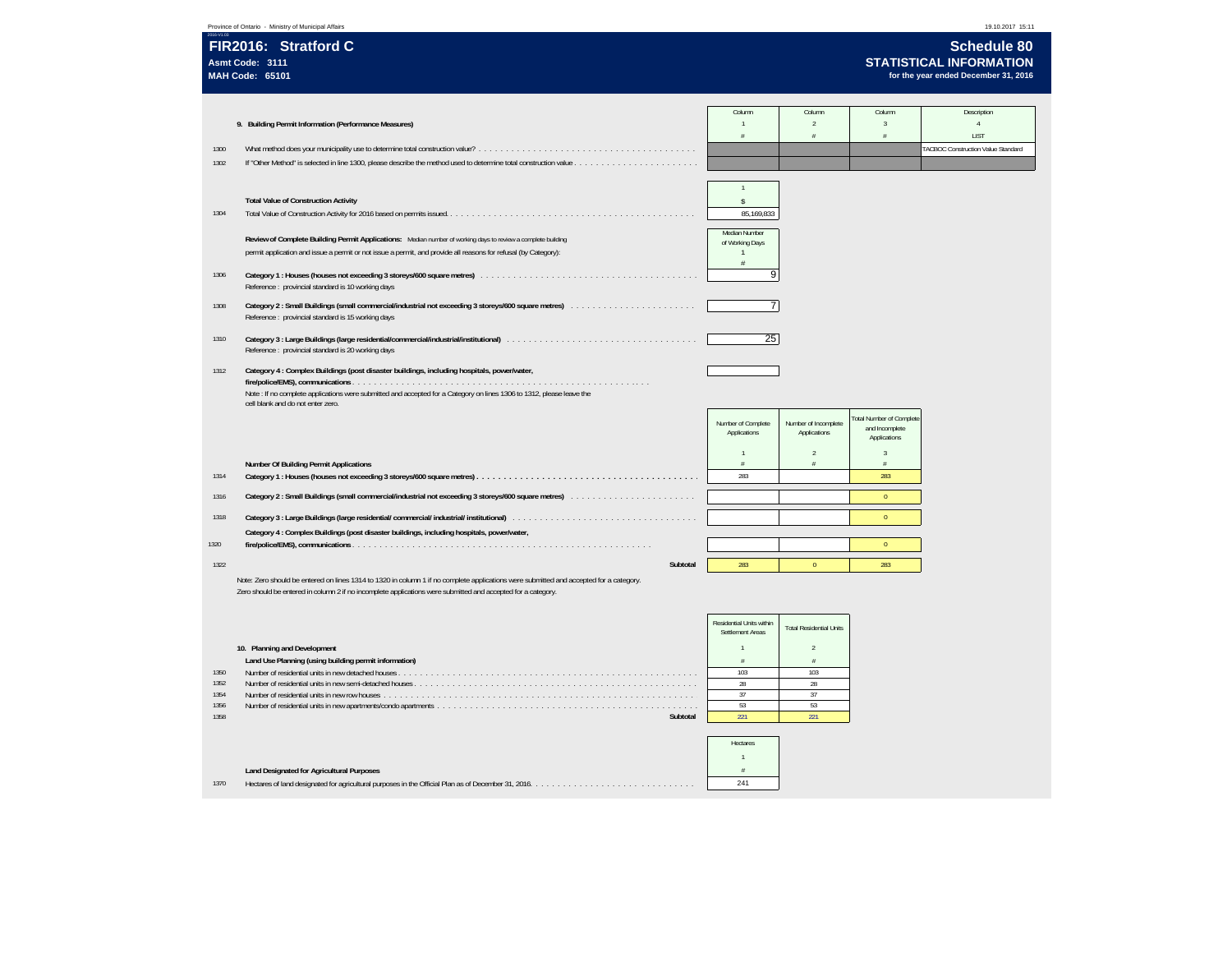# FIR2016: Stratford C

**Asmt Code: 3111**
**MAH Code: 65101**

## Schedule 80
### STATISTICAL INFORMATION
**for the year ended December 31, 2016**

### 9. Building Permit Information (Performance Measures)

| | | Column 1 # | Column 2 # | Column 3 # | Description 4 LIST |
|---|---|---|---|---|---|
| 1300 | What method does your municipality use to determine total construction value? | | | | TACBOC Construction Value Standard |
| 1302 | If "Other Method" is selected in line 1300, please describe the method used to determine total construction value | | | | |

**Total Value of Construction Activity**

| | | 1 $ |
|---|---|---|
| 1304 | Total Value of Construction Activity for 2016 based on permits issued. | 85,169,833 |

**Review of Complete Building Permit Applications:** Median number of working days to review a complete building permit application and issue a permit or not issue a permit, and provide all reasons for refusal (by Category):

| | | Median Number of Working Days 1 # |
|---|---|---|
| 1306 | **Category 1 : Houses (houses not exceeding 3 storeys/600 square metres)** Reference : provincial standard is 10 working days | 9 |
| 1308 | **Category 2 : Small Buildings (small commercial/industrial not exceeding 3 storeys/600 square metres)** Reference : provincial standard is 15 working days | 7 |
| 1310 | **Category 3 : Large Buildings (large residential/commercial/industrial/institutional)** Reference : provincial standard is 20 working days | 25 |
| 1312 | **Category 4 : Complex Buildings (post disaster buildings, including hospitals, power/water, fire/police/EMS), communications** | |

Note : If no complete applications were submitted and accepted for a Category on lines 1306 to 1312, please leave the cell blank and do not enter zero.

**Number Of Building Permit Applications**

| | | Number of Complete Applications 1 # | Number of Incomplete Applications 2 # | Total Number of Complete and Incomplete Applications 3 # |
|---|---|---|---|---|
| 1314 | **Category 1 : Houses (houses not exceeding 3 storeys/600 square metres)** | 283 | | 283 |
| 1316 | **Category 2 : Small Buildings (small commercial/industrial not exceeding 3 storeys/600 square metres)** | | | 0 |
| 1318 | **Category 3 : Large Buildings (large residential/ commercial/ industrial/ institutional)** | | | 0 |
| 1320 | **Category 4 : Complex Buildings (post disaster buildings, including hospitals, power/water, fire/police/EMS), communications** | | | 0 |
| 1322 | **Subtotal** | 283 | 0 | 283 |

Note: Zero should be entered on lines 1314 to 1320 in column 1 if no complete applications were submitted and accepted for a category.
Zero should be entered in column 2 if no incomplete applications were submitted and accepted for a category.

### 10. Planning and Development

**Land Use Planning (using building permit information)**

| | | Residential Units within Settlement Areas 1 # | Total Residential Units 2 # |
|---|---|---|---|
| 1350 | Number of residential units in new detached houses | 103 | 103 |
| 1352 | Number of residential units in new semi-detached houses | 28 | 28 |
| 1354 | Number of residential units in new row houses | 37 | 37 |
| 1356 | Number of residential units in new apartments/condo apartments | 53 | 53 |
| 1358 | **Subtotal** | 221 | 221 |

**Land Designated for Agricultural Purposes**

| | | Hectares 1 # |
|---|---|---|
| 1370 | Hectares of land designated for agricultural purposes in the Official Plan as of December 31, 2016. | 241 |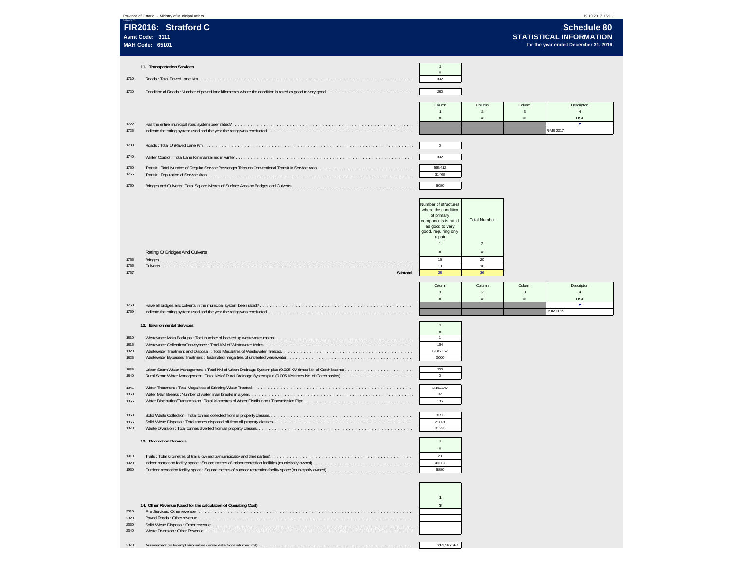# FIR2016: Stratford C

**Asmt Code: 3111**
**MAH Code: 65101**

## Schedule 80
### STATISTICAL INFORMATION
**for the year ended December 31, 2016**

**11. Transportation Services**

| | | 1 |
|---|---|---|
| | | # |
| 1710 | Roads : Total Paved Lane Km | 392 |
| 1720 | Condition of Roads : Number of paved lane kilometres where the condition is rated as good to very good | 280 |

| | | Column 1 | Column 2 | Column 3 | Description 4 |
|---|---|---|---|---|---|
| | | # | # | # | LIST |
| 1722 | Has the entire municipal road system been rated? | | | | Y |
| 1725 | Indicate the rating system used and the year the rating was conducted | | | | RIMS 2017 |

| | | 1 |
|---|---|---|
| 1730 | Roads : Total UnPaved Lane Km | 0 |
| 1740 | Winter Control : Total Lane Km maintained in winter | 392 |
| 1750 | Transit : Total Number of Regular Service Passenger Trips on Conventional Transit in Service Area | 595,412 |
| 1755 | Transit : Population of Service Area | 31,465 |
| 1760 | Bridges and Culverts : Total Square Metres of Surface Area on Bridges and Culverts | 5,080 |

| | Rating Of Bridges And Culverts | Number of structures where the condition of primary components is rated as good to very good, requiring only repair 1 | Total Number 2 |
|---|---|---|---|
| | | # | # |
| 1765 | Bridges | 15 | 20 |
| 1766 | Culverts | 13 | 16 |
| 1767 | Subtotal | 28 | 36 |

| | | Column 1 | Column 2 | Column 3 | Description 4 |
|---|---|---|---|---|---|
| | | # | # | # | LIST |
| 1768 | Have all bridges and culverts in the municipal system been rated? | | | | Y |
| 1769 | Indicate the rating system used and the year the rating was conducted | | | | OSIM 2015 |

**12. Environmental Services**

| | | 1 |
|---|---|---|
| | | # |
| 1810 | Wastewater Main Backups : Total number of backed up wastewater mains | 1 |
| 1815 | Wastewater Collection/Conveyance : Total KM of Wastewater Mains | 164 |
| 1820 | Wastewater Treatment and Disposal : Total Megalitres of Wastewater Treated | 6,385.157 |
| 1825 | Wastewater Bypasses Treatment : Estimated megalitres of untreated wastewater | 0.000 |
| 1835 | Urban Storm Water Management : Total KM of Urban Drainage System plus (0.005 KM times No. of Catch basins) | 200 |
| 1840 | Rural Storm Water Management : Total KM of Rural Drainage System plus (0.005 KM times No. of Catch basins) | 0 |
| 1845 | Water Treatment : Total Megalitres of Drinking Water Treated | 3,105.547 |
| 1850 | Water Main Breaks : Number of water main breaks in a year | 37 |
| 1855 | Water Distribution/Transmission : Total kilometres of Water Distribution / Transmission Pipe | 185 |
| 1860 | Solid Waste Collection : Total tonnes collected from all property classes | 3,353 |
| 1865 | Solid Waste Disposal : Total tonnes disposed off from all property classes | 21,821 |
| 1870 | Waste Diversion : Total tonnes diverted from all property classes | 31,223 |

**13. Recreation Services**

| | | 1 |
|---|---|---|
| | | # |
| 1910 | Trails : Total kilometres of trails (owned by municipality and third parties) | 20 |
| 1920 | Indoor recreation facility space : Square metres of indoor recreation facilities (municipally owned) | 40,337 |
| 1930 | Outdoor recreation facility space : Square metres of outdoor recreation facility space (municipally owned) | 5,880 |

**14. Other Revenue (Used for the calculation of Operating Cost)**

| | | 1 |
|---|---|---|
| | | $ |
| 2310 | Fire Services: Other revenue | |
| 2320 | Paved Roads : Other revenue | |
| 2330 | Solid Waste Disposal : Other revenue | |
| 2340 | Waste Diversion : Other Revenue | |
| 2370 | Assessment on Exempt Properties (Enter data from returned roll) | 214,187,941 |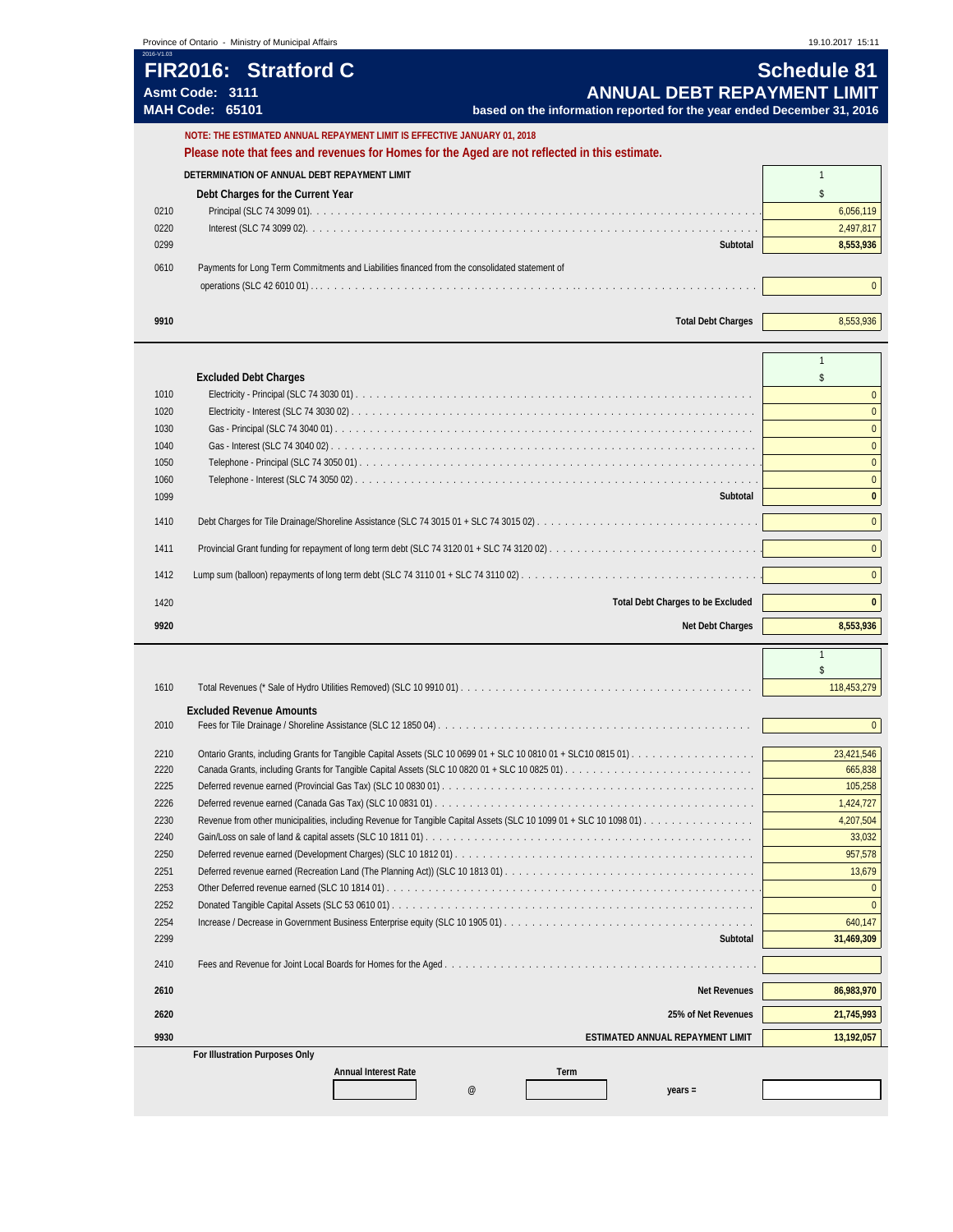# FIR2016: Stratford C

**Asmt Code: 3111**
**MAH Code: 65101**

## Schedule 81
## ANNUAL DEBT REPAYMENT LIMIT

**based on the information reported for the year ended December 31, 2016**

**NOTE: THE ESTIMATED ANNUAL REPAYMENT LIMIT IS EFFECTIVE JANUARY 01, 2018**

**Please note that fees and revenues for Homes for the Aged are not reflected in this estimate.**

| | DETERMINATION OF ANNUAL DEBT REPAYMENT LIMIT | 1 |
|---|---|---|
| | **Debt Charges for the Current Year** | $ |
| 0210 | Principal (SLC 74 3099 01) | 6,056,119 |
| 0220 | Interest (SLC 74 3099 02) | 2,497,817 |
| 0299 | **Subtotal** | **8,553,936** |
| 0610 | Payments for Long Term Commitments and Liabilities financed from the consolidated statement of operations (SLC 42 6010 01) | 0 |
| **9910** | **Total Debt Charges** | 8,553,936 |

| | | 1 |
|---|---|---|
| | **Excluded Debt Charges** | $ |
| 1010 | Electricity - Principal (SLC 74 3030 01) | 0 |
| 1020 | Electricity - Interest (SLC 74 3030 02) | 0 |
| 1030 | Gas - Principal (SLC 74 3040 01) | 0 |
| 1040 | Gas - Interest (SLC 74 3040 02) | 0 |
| 1050 | Telephone - Principal (SLC 74 3050 01) | 0 |
| 1060 | Telephone - Interest (SLC 74 3050 02) | 0 |
| 1099 | **Subtotal** | **0** |
| 1410 | Debt Charges for Tile Drainage/Shoreline Assistance (SLC 74 3015 01 + SLC 74 3015 02) | 0 |
| 1411 | Provincial Grant funding for repayment of long term debt (SLC 74 3120 01 + SLC 74 3120 02) | 0 |
| 1412 | Lump sum (balloon) repayments of long term debt (SLC 74 3110 01 + SLC 74 3110 02) | 0 |
| 1420 | **Total Debt Charges to be Excluded** | **0** |
| **9920** | **Net Debt Charges** | **8,553,936** |

| | | 1 |
|---|---|---|
| | | $ |
| 1610 | Total Revenues (* Sale of Hydro Utilities Removed) (SLC 10 9910 01) | 118,453,279 |
| | **Excluded Revenue Amounts** | |
| 2010 | Fees for Tile Drainage / Shoreline Assistance (SLC 12 1850 04) | 0 |
| 2210 | Ontario Grants, including Grants for Tangible Capital Assets (SLC 10 0699 01 + SLC 10 0810 01 + SLC10 0815 01) | 23,421,546 |
| 2220 | Canada Grants, including Grants for Tangible Capital Assets (SLC 10 0820 01 + SLC 10 0825 01) | 665,838 |
| 2225 | Deferred revenue earned (Provincial Gas Tax) (SLC 10 0830 01) | 105,258 |
| 2226 | Deferred revenue earned (Canada Gas Tax) (SLC 10 0831 01) | 1,424,727 |
| 2230 | Revenue from other municipalities, including Revenue for Tangible Capital Assets (SLC 10 1099 01 + SLC 10 1098 01) | 4,207,504 |
| 2240 | Gain/Loss on sale of land & capital assets (SLC 10 1811 01) | 33,032 |
| 2250 | Deferred revenue earned (Development Charges) (SLC 10 1812 01) | 957,578 |
| 2251 | Deferred revenue earned (Recreation Land (The Planning Act)) (SLC 10 1813 01) | 13,679 |
| 2253 | Other Deferred revenue earned (SLC 10 1814 01) | 0 |
| 2252 | Donated Tangible Capital Assets (SLC 53 0610 01) | 0 |
| 2254 | Increase / Decrease in Government Business Enterprise equity (SLC 10 1905 01) | 640,147 |
| 2299 | **Subtotal** | **31,469,309** |
| 2410 | Fees and Revenue for Joint Local Boards for Homes for the Aged | |
| **2610** | **Net Revenues** | **86,983,970** |
| **2620** | **25% of Net Revenues** | **21,745,993** |
| **9930** | **ESTIMATED ANNUAL REPAYMENT LIMIT** | **13,192,057** |

**For Illustration Purposes Only**

| Annual Interest Rate | | Term | | |
|---|---|---|---|---|
| | @ | | years = | |